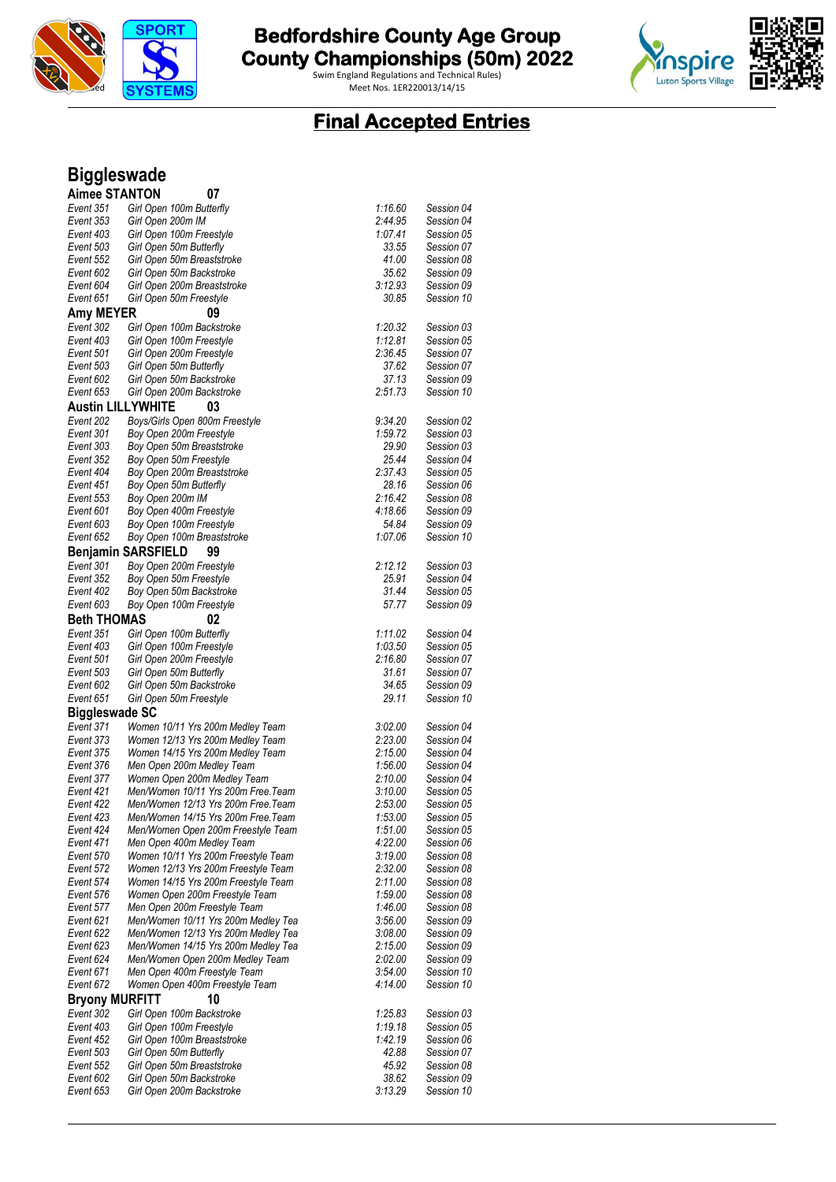# Bedfordshire County Age Group County Championships (50m) 2022

Swim England Regulations and Technical Rules)
Meet Nos. 1ER220013/14/15

## Final Accepted Entries

## Biggleswade

### Aimee STANTON 07

| | | | |
|---|---|---|---|
| Event 351 | Girl Open 100m Butterfly | 1:16.60 | Session 04 |
| Event 353 | Girl Open 200m IM | 2:44.95 | Session 04 |
| Event 403 | Girl Open 100m Freestyle | 1:07.41 | Session 05 |
| Event 503 | Girl Open 50m Butterfly | 33.55 | Session 07 |
| Event 552 | Girl Open 50m Breaststroke | 41.00 | Session 08 |
| Event 602 | Girl Open 50m Backstroke | 35.62 | Session 09 |
| Event 604 | Girl Open 200m Breaststroke | 3:12.93 | Session 09 |
| Event 651 | Girl Open 50m Freestyle | 30.85 | Session 10 |

### Amy MEYER 09

| | | | |
|---|---|---|---|
| Event 302 | Girl Open 100m Backstroke | 1:20.32 | Session 03 |
| Event 403 | Girl Open 100m Freestyle | 1:12.81 | Session 05 |
| Event 501 | Girl Open 200m Freestyle | 2:36.45 | Session 07 |
| Event 503 | Girl Open 50m Butterfly | 37.62 | Session 07 |
| Event 602 | Girl Open 50m Backstroke | 37.13 | Session 09 |
| Event 653 | Girl Open 200m Backstroke | 2:51.73 | Session 10 |

### Austin LILLYWHITE 03

| | | | |
|---|---|---|---|
| Event 202 | Boys/Girls Open 800m Freestyle | 9:34.20 | Session 02 |
| Event 301 | Boy Open 200m Freestyle | 1:59.72 | Session 03 |
| Event 303 | Boy Open 50m Breaststroke | 29.90 | Session 03 |
| Event 352 | Boy Open 50m Freestyle | 25.44 | Session 04 |
| Event 404 | Boy Open 200m Breaststroke | 2:37.43 | Session 05 |
| Event 451 | Boy Open 50m Butterfly | 28.16 | Session 06 |
| Event 553 | Boy Open 200m IM | 2:16.42 | Session 08 |
| Event 601 | Boy Open 400m Freestyle | 4:18.66 | Session 09 |
| Event 603 | Boy Open 100m Freestyle | 54.84 | Session 09 |
| Event 652 | Boy Open 100m Breaststroke | 1:07.06 | Session 10 |

### Benjamin SARSFIELD 99

| | | | |
|---|---|---|---|
| Event 301 | Boy Open 200m Freestyle | 2:12.12 | Session 03 |
| Event 352 | Boy Open 50m Freestyle | 25.91 | Session 04 |
| Event 402 | Boy Open 50m Backstroke | 31.44 | Session 05 |
| Event 603 | Boy Open 100m Freestyle | 57.77 | Session 09 |

### Beth THOMAS 02

| | | | |
|---|---|---|---|
| Event 351 | Girl Open 100m Butterfly | 1:11.02 | Session 04 |
| Event 403 | Girl Open 100m Freestyle | 1:03.50 | Session 05 |
| Event 501 | Girl Open 200m Freestyle | 2:16.80 | Session 07 |
| Event 503 | Girl Open 50m Butterfly | 31.61 | Session 07 |
| Event 602 | Girl Open 50m Backstroke | 34.65 | Session 09 |
| Event 651 | Girl Open 50m Freestyle | 29.11 | Session 10 |

### Biggleswade SC

| | | | |
|---|---|---|---|
| Event 371 | Women 10/11 Yrs 200m Medley Team | 3:02.00 | Session 04 |
| Event 373 | Women 12/13 Yrs 200m Medley Team | 2:23.00 | Session 04 |
| Event 375 | Women 14/15 Yrs 200m Medley Team | 2:15.00 | Session 04 |
| Event 376 | Men Open 200m Medley Team | 1:56.00 | Session 04 |
| Event 377 | Women Open 200m Medley Team | 2:10.00 | Session 04 |
| Event 421 | Men/Women 10/11 Yrs 200m Free.Team | 3:10.00 | Session 05 |
| Event 422 | Men/Women 12/13 Yrs 200m Free.Team | 2:53.00 | Session 05 |
| Event 423 | Men/Women 14/15 Yrs 200m Free.Team | 1:53.00 | Session 05 |
| Event 424 | Men/Women Open 200m Freestyle Team | 1:51.00 | Session 05 |
| Event 471 | Men Open 400m Medley Team | 4:22.00 | Session 06 |
| Event 570 | Women 10/11 Yrs 200m Freestyle Team | 3:19.00 | Session 08 |
| Event 572 | Women 12/13 Yrs 200m Freestyle Team | 2:32.00 | Session 08 |
| Event 574 | Women 14/15 Yrs 200m Freestyle Team | 2:11.00 | Session 08 |
| Event 576 | Women Open 200m Freestyle Team | 1:59.00 | Session 08 |
| Event 577 | Men Open 200m Freestyle Team | 1:46.00 | Session 08 |
| Event 621 | Men/Women 10/11 Yrs 200m Medley Tea | 3:56.00 | Session 09 |
| Event 622 | Men/Women 12/13 Yrs 200m Medley Tea | 3:08.00 | Session 09 |
| Event 623 | Men/Women 14/15 Yrs 200m Medley Tea | 2:15.00 | Session 09 |
| Event 624 | Men/Women Open 200m Medley Team | 2:02.00 | Session 09 |
| Event 671 | Men Open 400m Freestyle Team | 3:54.00 | Session 10 |
| Event 672 | Women Open 400m Freestyle Team | 4:14.00 | Session 10 |

### Bryony MURFITT 10

| | | | |
|---|---|---|---|
| Event 302 | Girl Open 100m Backstroke | 1:25.83 | Session 03 |
| Event 403 | Girl Open 100m Freestyle | 1:19.18 | Session 05 |
| Event 452 | Girl Open 100m Breaststroke | 1:42.19 | Session 06 |
| Event 503 | Girl Open 50m Butterfly | 42.88 | Session 07 |
| Event 552 | Girl Open 50m Breaststroke | 45.92 | Session 08 |
| Event 602 | Girl Open 50m Backstroke | 38.62 | Session 09 |
| Event 653 | Girl Open 200m Backstroke | 3:13.29 | Session 10 |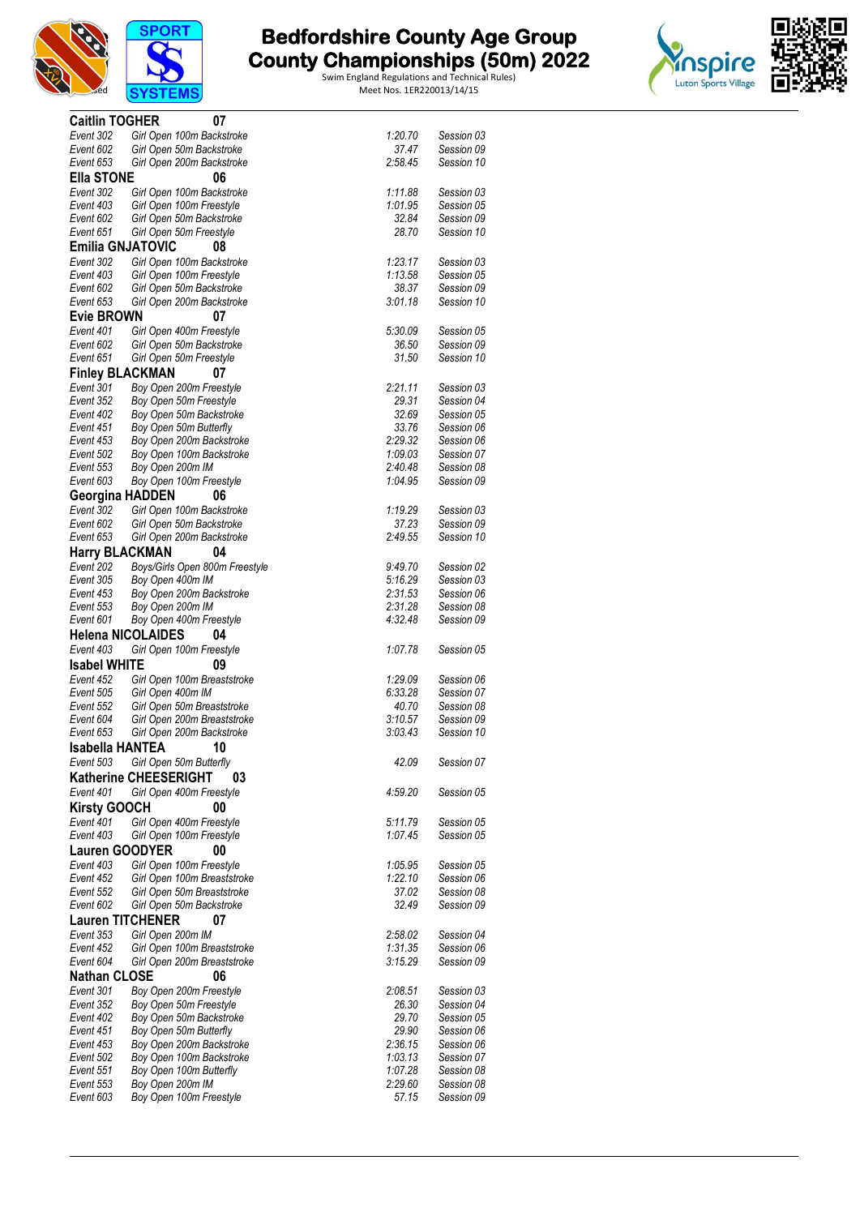# Bedfordshire County Age Group County Championships (50m) 2022

Swim England Regulations and Technical Rules)
Meet Nos. 1ER220013/14/15

**Caitlin TOGHER** 07

| | | | |
|---|---|---|---|
| Event 302 | Girl Open 100m Backstroke | 1:20.70 | Session 03 |
| Event 602 | Girl Open 50m Backstroke | 37.47 | Session 09 |
| Event 653 | Girl Open 200m Backstroke | 2:58.45 | Session 10 |

**Ella STONE** 06

| | | | |
|---|---|---|---|
| Event 302 | Girl Open 100m Backstroke | 1:11.88 | Session 03 |
| Event 403 | Girl Open 100m Freestyle | 1:01.95 | Session 05 |
| Event 602 | Girl Open 50m Backstroke | 32.84 | Session 09 |
| Event 651 | Girl Open 50m Freestyle | 28.70 | Session 10 |

**Emilia GNJATOVIC** 08

| | | | |
|---|---|---|---|
| Event 302 | Girl Open 100m Backstroke | 1:23.17 | Session 03 |
| Event 403 | Girl Open 100m Freestyle | 1:13.58 | Session 05 |
| Event 602 | Girl Open 50m Backstroke | 38.37 | Session 09 |
| Event 653 | Girl Open 200m Backstroke | 3:01.18 | Session 10 |

**Evie BROWN** 07

| | | | |
|---|---|---|---|
| Event 401 | Girl Open 400m Freestyle | 5:30.09 | Session 05 |
| Event 602 | Girl Open 50m Backstroke | 36.50 | Session 09 |
| Event 651 | Girl Open 50m Freestyle | 31.50 | Session 10 |

**Finley BLACKMAN** 07

| | | | |
|---|---|---|---|
| Event 301 | Boy Open 200m Freestyle | 2:21.11 | Session 03 |
| Event 352 | Boy Open 50m Freestyle | 29.31 | Session 04 |
| Event 402 | Boy Open 50m Backstroke | 32.69 | Session 05 |
| Event 451 | Boy Open 50m Butterfly | 33.76 | Session 06 |
| Event 453 | Boy Open 200m Backstroke | 2:29.32 | Session 06 |
| Event 502 | Boy Open 100m Backstroke | 1:09.03 | Session 07 |
| Event 553 | Boy Open 200m IM | 2:40.48 | Session 08 |
| Event 603 | Boy Open 100m Freestyle | 1:04.95 | Session 09 |

**Georgina HADDEN** 06

| | | | |
|---|---|---|---|
| Event 302 | Girl Open 100m Backstroke | 1:19.29 | Session 03 |
| Event 602 | Girl Open 50m Backstroke | 37.23 | Session 09 |
| Event 653 | Girl Open 200m Backstroke | 2:49.55 | Session 10 |

**Harry BLACKMAN** 04

| | | | |
|---|---|---|---|
| Event 202 | Boys/Girls Open 800m Freestyle | 9:49.70 | Session 02 |
| Event 305 | Boy Open 400m IM | 5:16.29 | Session 03 |
| Event 453 | Boy Open 200m Backstroke | 2:31.53 | Session 06 |
| Event 553 | Boy Open 200m IM | 2:31.28 | Session 08 |
| Event 601 | Boy Open 400m Freestyle | 4:32.48 | Session 09 |

**Helena NICOLAIDES** 04

| | | | |
|---|---|---|---|
| Event 403 | Girl Open 100m Freestyle | 1:07.78 | Session 05 |

**Isabel WHITE** 09

| | | | |
|---|---|---|---|
| Event 452 | Girl Open 100m Breaststroke | 1:29.09 | Session 06 |
| Event 505 | Girl Open 400m IM | 6:33.28 | Session 07 |
| Event 552 | Girl Open 50m Breaststroke | 40.70 | Session 08 |
| Event 604 | Girl Open 200m Breaststroke | 3:10.57 | Session 09 |
| Event 653 | Girl Open 200m Backstroke | 3:03.43 | Session 10 |

**Isabella HANTEA** 10

| | | | |
|---|---|---|---|
| Event 503 | Girl Open 50m Butterfly | 42.09 | Session 07 |

**Katherine CHEESERIGHT** 03

| | | | |
|---|---|---|---|
| Event 401 | Girl Open 400m Freestyle | 4:59.20 | Session 05 |

**Kirsty GOOCH** 00

| | | | |
|---|---|---|---|
| Event 401 | Girl Open 400m Freestyle | 5:11.79 | Session 05 |
| Event 403 | Girl Open 100m Freestyle | 1:07.45 | Session 05 |

**Lauren GOODYER** 00

| | | | |
|---|---|---|---|
| Event 403 | Girl Open 100m Freestyle | 1:05.95 | Session 05 |
| Event 452 | Girl Open 100m Breaststroke | 1:22.10 | Session 06 |
| Event 552 | Girl Open 50m Breaststroke | 37.02 | Session 08 |
| Event 602 | Girl Open 50m Backstroke | 32.49 | Session 09 |

**Lauren TITCHENER** 07

| | | | |
|---|---|---|---|
| Event 353 | Girl Open 200m IM | 2:58.02 | Session 04 |
| Event 452 | Girl Open 100m Breaststroke | 1:31.35 | Session 06 |
| Event 604 | Girl Open 200m Breaststroke | 3:15.29 | Session 09 |

**Nathan CLOSE** 06

| | | | |
|---|---|---|---|
| Event 301 | Boy Open 200m Freestyle | 2:08.51 | Session 03 |
| Event 352 | Boy Open 50m Freestyle | 26.30 | Session 04 |
| Event 402 | Boy Open 50m Backstroke | 29.70 | Session 05 |
| Event 451 | Boy Open 50m Butterfly | 29.90 | Session 06 |
| Event 453 | Boy Open 200m Backstroke | 2:36.15 | Session 06 |
| Event 502 | Boy Open 100m Backstroke | 1:03.13 | Session 07 |
| Event 551 | Boy Open 100m Butterfly | 1:07.28 | Session 08 |
| Event 553 | Boy Open 200m IM | 2:29.60 | Session 08 |
| Event 603 | Boy Open 100m Freestyle | 57.15 | Session 09 |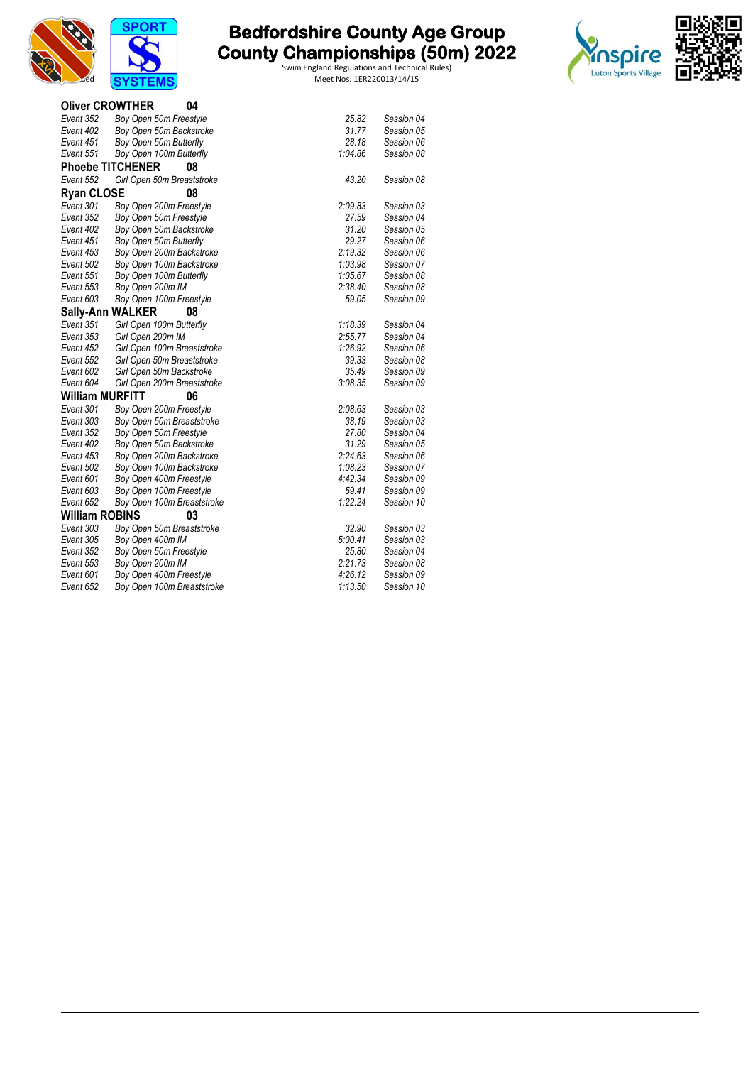# Bedfordshire County Age Group County Championships (50m) 2022

Swim England Regulations and Technical Rules)
Meet Nos. 1ER220013/14/15

**Oliver CROWTHER 04**

| | | | |
|---|---|---|---|
| *Event 352* | *Boy Open 50m Freestyle* | *25.82* | *Session 04* |
| *Event 402* | *Boy Open 50m Backstroke* | *31.77* | *Session 05* |
| *Event 451* | *Boy Open 50m Butterfly* | *28.18* | *Session 06* |
| *Event 551* | *Boy Open 100m Butterfly* | *1:04.86* | *Session 08* |

**Phoebe TITCHENER 08**

| | | | |
|---|---|---|---|
| *Event 552* | *Girl Open 50m Breaststroke* | *43.20* | *Session 08* |

**Ryan CLOSE 08**

| | | | |
|---|---|---|---|
| *Event 301* | *Boy Open 200m Freestyle* | *2:09.83* | *Session 03* |
| *Event 352* | *Boy Open 50m Freestyle* | *27.59* | *Session 04* |
| *Event 402* | *Boy Open 50m Backstroke* | *31.20* | *Session 05* |
| *Event 451* | *Boy Open 50m Butterfly* | *29.27* | *Session 06* |
| *Event 453* | *Boy Open 200m Backstroke* | *2:19.32* | *Session 06* |
| *Event 502* | *Boy Open 100m Backstroke* | *1:03.98* | *Session 07* |
| *Event 551* | *Boy Open 100m Butterfly* | *1:05.67* | *Session 08* |
| *Event 553* | *Boy Open 200m IM* | *2:38.40* | *Session 08* |
| *Event 603* | *Boy Open 100m Freestyle* | *59.05* | *Session 09* |

**Sally-Ann WALKER 08**

| | | | |
|---|---|---|---|
| *Event 351* | *Girl Open 100m Butterfly* | *1:18.39* | *Session 04* |
| *Event 353* | *Girl Open 200m IM* | *2:55.77* | *Session 04* |
| *Event 452* | *Girl Open 100m Breaststroke* | *1:26.92* | *Session 06* |
| *Event 552* | *Girl Open 50m Breaststroke* | *39.33* | *Session 08* |
| *Event 602* | *Girl Open 50m Backstroke* | *35.49* | *Session 09* |
| *Event 604* | *Girl Open 200m Breaststroke* | *3:08.35* | *Session 09* |

**William MURFITT 06**

| | | | |
|---|---|---|---|
| *Event 301* | *Boy Open 200m Freestyle* | *2:08.63* | *Session 03* |
| *Event 303* | *Boy Open 50m Breaststroke* | *38.19* | *Session 03* |
| *Event 352* | *Boy Open 50m Freestyle* | *27.80* | *Session 04* |
| *Event 402* | *Boy Open 50m Backstroke* | *31.29* | *Session 05* |
| *Event 453* | *Boy Open 200m Backstroke* | *2:24.63* | *Session 06* |
| *Event 502* | *Boy Open 100m Backstroke* | *1:08.23* | *Session 07* |
| *Event 601* | *Boy Open 400m Freestyle* | *4:42.34* | *Session 09* |
| *Event 603* | *Boy Open 100m Freestyle* | *59.41* | *Session 09* |
| *Event 652* | *Boy Open 100m Breaststroke* | *1:22.24* | *Session 10* |

**William ROBINS 03**

| | | | |
|---|---|---|---|
| *Event 303* | *Boy Open 50m Breaststroke* | *32.90* | *Session 03* |
| *Event 305* | *Boy Open 400m IM* | *5:00.41* | *Session 03* |
| *Event 352* | *Boy Open 50m Freestyle* | *25.80* | *Session 04* |
| *Event 553* | *Boy Open 200m IM* | *2:21.73* | *Session 08* |
| *Event 601* | *Boy Open 400m Freestyle* | *4:26.12* | *Session 09* |
| *Event 652* | *Boy Open 100m Breaststroke* | *1:13.50* | *Session 10* |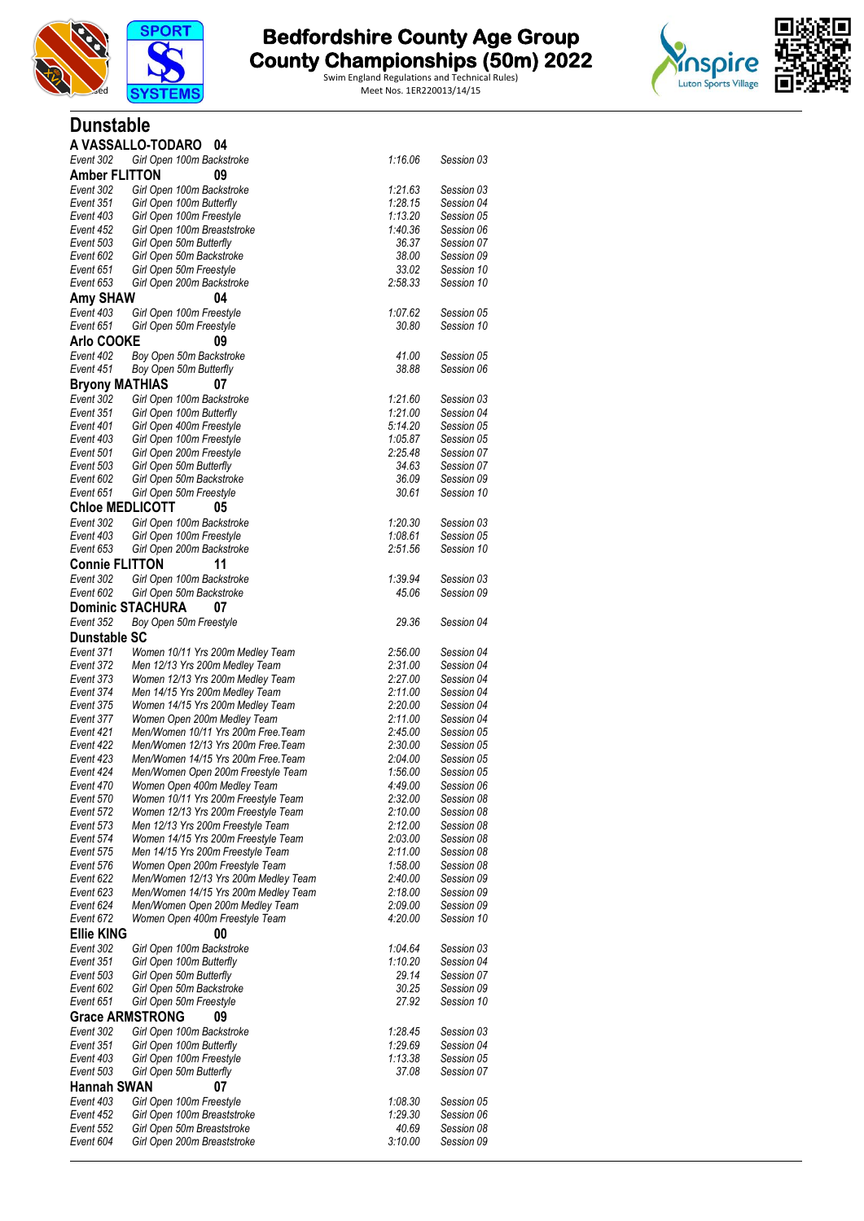# Bedfordshire County Age Group County Championships (50m) 2022

Swim England Regulations and Technical Rules)
Meet Nos. 1ER220013/14/15

## Dunstable

### A VASSALLO-TODARO 04

| Event | Description | Time | Session |
|---|---|---|---|
| Event 302 | Girl Open 100m Backstroke | 1:16.06 | Session 03 |

### Amber FLITTON 09

| Event | Description | Time | Session |
|---|---|---|---|
| Event 302 | Girl Open 100m Backstroke | 1:21.63 | Session 03 |
| Event 351 | Girl Open 100m Butterfly | 1:28.15 | Session 04 |
| Event 403 | Girl Open 100m Freestyle | 1:13.20 | Session 05 |
| Event 452 | Girl Open 100m Breaststroke | 1:40.36 | Session 06 |
| Event 503 | Girl Open 50m Butterfly | 36.37 | Session 07 |
| Event 602 | Girl Open 50m Backstroke | 38.00 | Session 09 |
| Event 651 | Girl Open 50m Freestyle | 33.02 | Session 10 |
| Event 653 | Girl Open 200m Backstroke | 2:58.33 | Session 10 |

### Amy SHAW 04

| Event | Description | Time | Session |
|---|---|---|---|
| Event 403 | Girl Open 100m Freestyle | 1:07.62 | Session 05 |
| Event 651 | Girl Open 50m Freestyle | 30.80 | Session 10 |

### Arlo COOKE 09

| Event | Description | Time | Session |
|---|---|---|---|
| Event 402 | Boy Open 50m Backstroke | 41.00 | Session 05 |
| Event 451 | Boy Open 50m Butterfly | 38.88 | Session 06 |

### Bryony MATHIAS 07

| Event | Description | Time | Session |
|---|---|---|---|
| Event 302 | Girl Open 100m Backstroke | 1:21.60 | Session 03 |
| Event 351 | Girl Open 100m Butterfly | 1:21.00 | Session 04 |
| Event 401 | Girl Open 400m Freestyle | 5:14.20 | Session 05 |
| Event 403 | Girl Open 100m Freestyle | 1:05.87 | Session 05 |
| Event 501 | Girl Open 200m Freestyle | 2:25.48 | Session 07 |
| Event 503 | Girl Open 50m Butterfly | 34.63 | Session 07 |
| Event 602 | Girl Open 50m Backstroke | 36.09 | Session 09 |
| Event 651 | Girl Open 50m Freestyle | 30.61 | Session 10 |

### Chloe MEDLICOTT 05

| Event | Description | Time | Session |
|---|---|---|---|
| Event 302 | Girl Open 100m Backstroke | 1:20.30 | Session 03 |
| Event 403 | Girl Open 100m Freestyle | 1:08.61 | Session 05 |
| Event 653 | Girl Open 200m Backstroke | 2:51.56 | Session 10 |

### Connie FLITTON 11

| Event | Description | Time | Session |
|---|---|---|---|
| Event 302 | Girl Open 100m Backstroke | 1:39.94 | Session 03 |
| Event 602 | Girl Open 50m Backstroke | 45.06 | Session 09 |

### Dominic STACHURA 07

| Event | Description | Time | Session |
|---|---|---|---|
| Event 352 | Boy Open 50m Freestyle | 29.36 | Session 04 |

### Dunstable SC

| Event | Description | Time | Session |
|---|---|---|---|
| Event 371 | Women 10/11 Yrs 200m Medley Team | 2:56.00 | Session 04 |
| Event 372 | Men 12/13 Yrs 200m Medley Team | 2:31.00 | Session 04 |
| Event 373 | Women 12/13 Yrs 200m Medley Team | 2:27.00 | Session 04 |
| Event 374 | Men 14/15 Yrs 200m Medley Team | 2:11.00 | Session 04 |
| Event 375 | Women 14/15 Yrs 200m Medley Team | 2:20.00 | Session 04 |
| Event 377 | Women Open 200m Medley Team | 2:11.00 | Session 04 |
| Event 421 | Men/Women 10/11 Yrs 200m Free.Team | 2:45.00 | Session 05 |
| Event 422 | Men/Women 12/13 Yrs 200m Free.Team | 2:30.00 | Session 05 |
| Event 423 | Men/Women 14/15 Yrs 200m Free.Team | 2:04.00 | Session 05 |
| Event 424 | Men/Women Open 200m Freestyle Team | 1:56.00 | Session 05 |
| Event 470 | Women Open 400m Medley Team | 4:49.00 | Session 06 |
| Event 570 | Women 10/11 Yrs 200m Freestyle Team | 2:32.00 | Session 08 |
| Event 572 | Women 12/13 Yrs 200m Freestyle Team | 2:10.00 | Session 08 |
| Event 573 | Men 12/13 Yrs 200m Freestyle Team | 2:12.00 | Session 08 |
| Event 574 | Women 14/15 Yrs 200m Freestyle Team | 2:03.00 | Session 08 |
| Event 575 | Men 14/15 Yrs 200m Freestyle Team | 2:11.00 | Session 08 |
| Event 576 | Women Open 200m Freestyle Team | 1:58.00 | Session 08 |
| Event 622 | Men/Women 12/13 Yrs 200m Medley Team | 2:40.00 | Session 09 |
| Event 623 | Men/Women 14/15 Yrs 200m Medley Team | 2:18.00 | Session 09 |
| Event 624 | Men/Women Open 200m Medley Team | 2:09.00 | Session 09 |
| Event 672 | Women Open 400m Freestyle Team | 4:20.00 | Session 10 |

### Ellie KING 00

| Event | Description | Time | Session |
|---|---|---|---|
| Event 302 | Girl Open 100m Backstroke | 1:04.64 | Session 03 |
| Event 351 | Girl Open 100m Butterfly | 1:10.20 | Session 04 |
| Event 503 | Girl Open 50m Butterfly | 29.14 | Session 07 |
| Event 602 | Girl Open 50m Backstroke | 30.25 | Session 09 |
| Event 651 | Girl Open 50m Freestyle | 27.92 | Session 10 |

### Grace ARMSTRONG 09

| Event | Description | Time | Session |
|---|---|---|---|
| Event 302 | Girl Open 100m Backstroke | 1:28.45 | Session 03 |
| Event 351 | Girl Open 100m Butterfly | 1:29.69 | Session 04 |
| Event 403 | Girl Open 100m Freestyle | 1:13.38 | Session 05 |
| Event 503 | Girl Open 50m Butterfly | 37.08 | Session 07 |

### Hannah SWAN 07

| Event | Description | Time | Session |
|---|---|---|---|
| Event 403 | Girl Open 100m Freestyle | 1:08.30 | Session 05 |
| Event 452 | Girl Open 100m Breaststroke | 1:29.30 | Session 06 |
| Event 552 | Girl Open 50m Breaststroke | 40.69 | Session 08 |
| Event 604 | Girl Open 200m Breaststroke | 3:10.00 | Session 09 |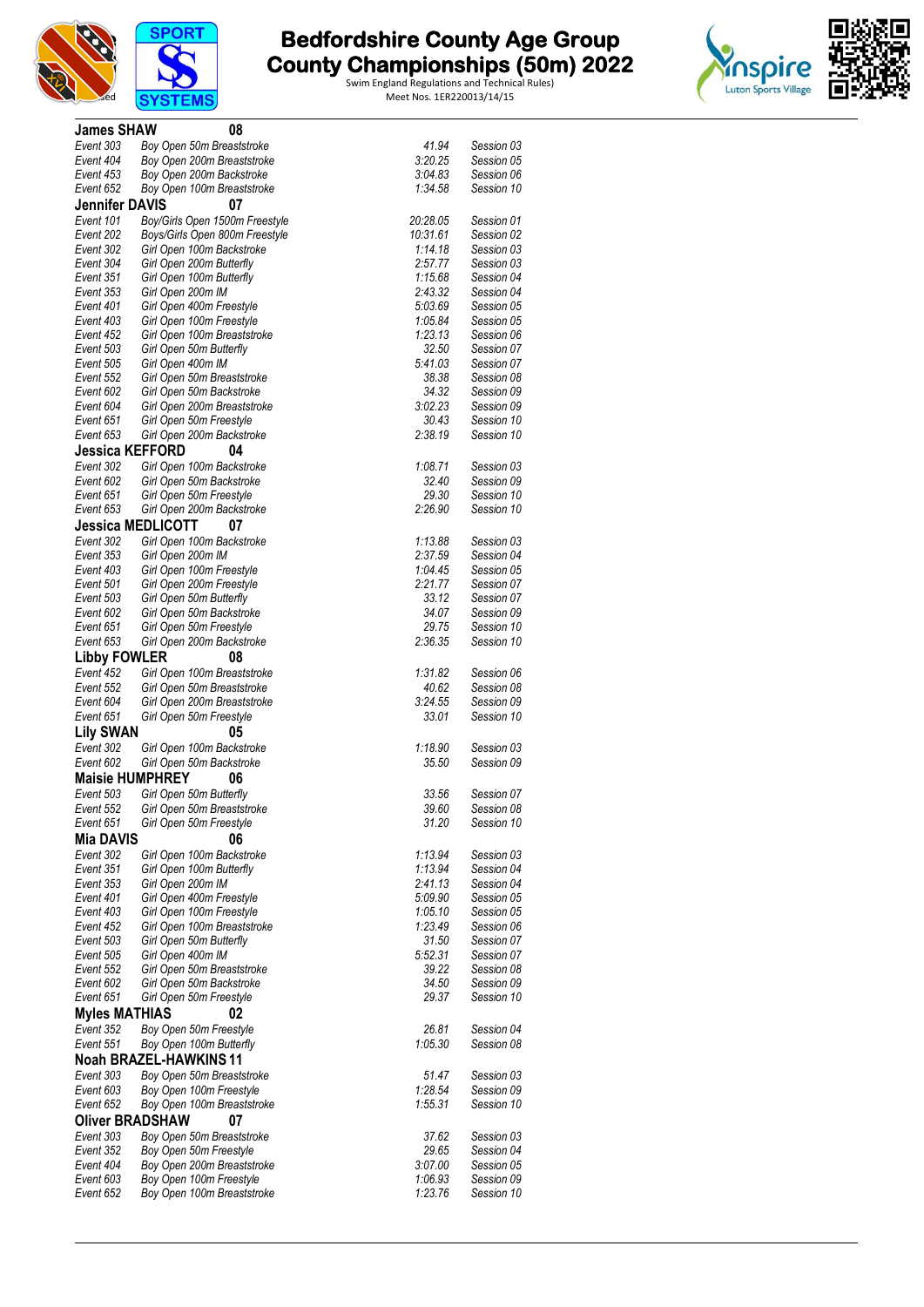# Bedfordshire County Age Group County Championships (50m) 2022

Swim England Regulations and Technical Rules)
Meet Nos. 1ER220013/14/15

**James SHAW 08**

| | | | |
|---|---|---|---|
| Event 303 | Boy Open 50m Breaststroke | 41.94 | Session 03 |
| Event 404 | Boy Open 200m Breaststroke | 3:20.25 | Session 05 |
| Event 453 | Boy Open 200m Backstroke | 3:04.83 | Session 06 |
| Event 652 | Boy Open 100m Breaststroke | 1:34.58 | Session 10 |

**Jennifer DAVIS 07**

| | | | |
|---|---|---|---|
| Event 101 | Boy/Girls Open 1500m Freestyle | 20:28.05 | Session 01 |
| Event 202 | Boys/Girls Open 800m Freestyle | 10:31.61 | Session 02 |
| Event 302 | Girl Open 100m Backstroke | 1:14.18 | Session 03 |
| Event 304 | Girl Open 200m Butterfly | 2:57.77 | Session 03 |
| Event 351 | Girl Open 100m Butterfly | 1:15.68 | Session 04 |
| Event 353 | Girl Open 200m IM | 2:43.32 | Session 04 |
| Event 401 | Girl Open 400m Freestyle | 5:03.69 | Session 05 |
| Event 403 | Girl Open 100m Freestyle | 1:05.84 | Session 05 |
| Event 452 | Girl Open 100m Breaststroke | 1:23.13 | Session 06 |
| Event 503 | Girl Open 50m Butterfly | 32.50 | Session 07 |
| Event 505 | Girl Open 400m IM | 5:41.03 | Session 07 |
| Event 552 | Girl Open 50m Breaststroke | 38.38 | Session 08 |
| Event 602 | Girl Open 50m Backstroke | 34.32 | Session 09 |
| Event 604 | Girl Open 200m Breaststroke | 3:02.23 | Session 09 |
| Event 651 | Girl Open 50m Freestyle | 30.43 | Session 10 |
| Event 653 | Girl Open 200m Backstroke | 2:38.19 | Session 10 |

**Jessica KEFFORD 04**

| | | | |
|---|---|---|---|
| Event 302 | Girl Open 100m Backstroke | 1:08.71 | Session 03 |
| Event 602 | Girl Open 50m Backstroke | 32.40 | Session 09 |
| Event 651 | Girl Open 50m Freestyle | 29.30 | Session 10 |
| Event 653 | Girl Open 200m Backstroke | 2:26.90 | Session 10 |

**Jessica MEDLICOTT 07**

| | | | |
|---|---|---|---|
| Event 302 | Girl Open 100m Backstroke | 1:13.88 | Session 03 |
| Event 353 | Girl Open 200m IM | 2:37.59 | Session 04 |
| Event 403 | Girl Open 100m Freestyle | 1:04.45 | Session 05 |
| Event 501 | Girl Open 200m Freestyle | 2:21.77 | Session 07 |
| Event 503 | Girl Open 50m Butterfly | 33.12 | Session 07 |
| Event 602 | Girl Open 50m Backstroke | 34.07 | Session 09 |
| Event 651 | Girl Open 50m Freestyle | 29.75 | Session 10 |
| Event 653 | Girl Open 200m Backstroke | 2:36.35 | Session 10 |

**Libby FOWLER 08**

| | | | |
|---|---|---|---|
| Event 452 | Girl Open 100m Breaststroke | 1:31.82 | Session 06 |
| Event 552 | Girl Open 50m Breaststroke | 40.62 | Session 08 |
| Event 604 | Girl Open 200m Breaststroke | 3:24.55 | Session 09 |
| Event 651 | Girl Open 50m Freestyle | 33.01 | Session 10 |

**Lily SWAN 05**

| | | | |
|---|---|---|---|
| Event 302 | Girl Open 100m Backstroke | 1:18.90 | Session 03 |
| Event 602 | Girl Open 50m Backstroke | 35.50 | Session 09 |

**Maisie HUMPHREY 06**

| | | | |
|---|---|---|---|
| Event 503 | Girl Open 50m Butterfly | 33.56 | Session 07 |
| Event 552 | Girl Open 50m Breaststroke | 39.60 | Session 08 |
| Event 651 | Girl Open 50m Freestyle | 31.20 | Session 10 |

**Mia DAVIS 06**

| | | | |
|---|---|---|---|
| Event 302 | Girl Open 100m Backstroke | 1:13.94 | Session 03 |
| Event 351 | Girl Open 100m Butterfly | 1:13.94 | Session 04 |
| Event 353 | Girl Open 200m IM | 2:41.13 | Session 04 |
| Event 401 | Girl Open 400m Freestyle | 5:09.90 | Session 05 |
| Event 403 | Girl Open 100m Freestyle | 1:05.10 | Session 05 |
| Event 452 | Girl Open 100m Breaststroke | 1:23.49 | Session 06 |
| Event 503 | Girl Open 50m Butterfly | 31.50 | Session 07 |
| Event 505 | Girl Open 400m IM | 5:52.31 | Session 07 |
| Event 552 | Girl Open 50m Breaststroke | 39.22 | Session 08 |
| Event 602 | Girl Open 50m Backstroke | 34.50 | Session 09 |
| Event 651 | Girl Open 50m Freestyle | 29.37 | Session 10 |

**Myles MATHIAS 02**

| | | | |
|---|---|---|---|
| Event 352 | Boy Open 50m Freestyle | 26.81 | Session 04 |
| Event 551 | Boy Open 100m Butterfly | 1:05.30 | Session 08 |

**Noah BRAZEL-HAWKINS 11**

| | | | |
|---|---|---|---|
| Event 303 | Boy Open 50m Breaststroke | 51.47 | Session 03 |
| Event 603 | Boy Open 100m Freestyle | 1:28.54 | Session 09 |
| Event 652 | Boy Open 100m Breaststroke | 1:55.31 | Session 10 |

**Oliver BRADSHAW 07**

| | | | |
|---|---|---|---|
| Event 303 | Boy Open 50m Breaststroke | 37.62 | Session 03 |
| Event 352 | Boy Open 50m Freestyle | 29.65 | Session 04 |
| Event 404 | Boy Open 200m Breaststroke | 3:07.00 | Session 05 |
| Event 603 | Boy Open 100m Freestyle | 1:06.93 | Session 09 |
| Event 652 | Boy Open 100m Breaststroke | 1:23.76 | Session 10 |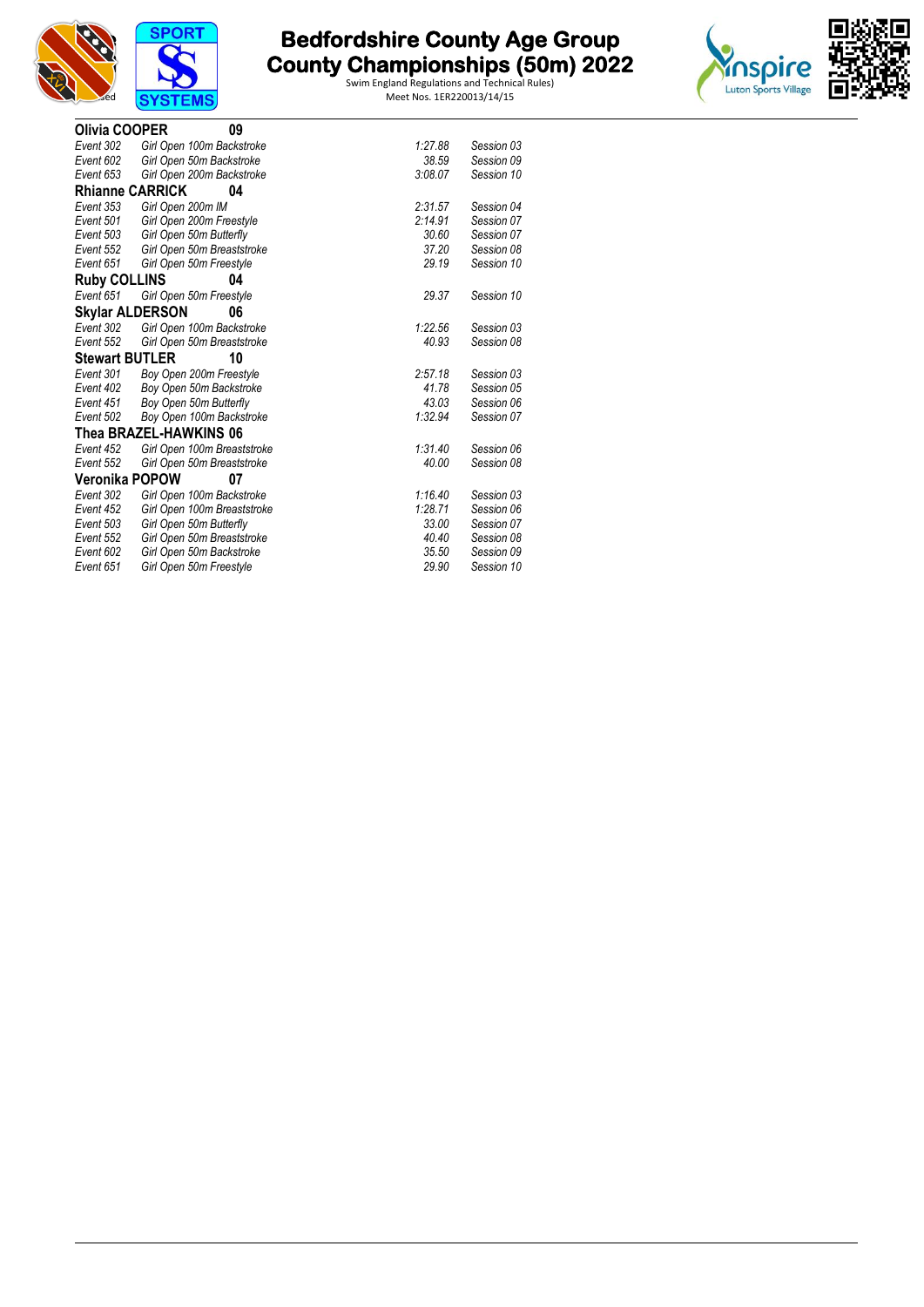# Bedfordshire County Age Group County Championships (50m) 2022

Swim England Regulations and Technical Rules)
Meet Nos. 1ER220013/14/15

**Olivia COOPER 09**

| | | | |
|---|---|---|---|
| *Event 302* | *Girl Open 100m Backstroke* | *1:27.88* | *Session 03* |
| *Event 602* | *Girl Open 50m Backstroke* | *38.59* | *Session 09* |
| *Event 653* | *Girl Open 200m Backstroke* | *3:08.07* | *Session 10* |

**Rhianne CARRICK 04**

| | | | |
|---|---|---|---|
| *Event 353* | *Girl Open 200m IM* | *2:31.57* | *Session 04* |
| *Event 501* | *Girl Open 200m Freestyle* | *2:14.91* | *Session 07* |
| *Event 503* | *Girl Open 50m Butterfly* | *30.60* | *Session 07* |
| *Event 552* | *Girl Open 50m Breaststroke* | *37.20* | *Session 08* |
| *Event 651* | *Girl Open 50m Freestyle* | *29.19* | *Session 10* |

**Ruby COLLINS 04**

| | | | |
|---|---|---|---|
| *Event 651* | *Girl Open 50m Freestyle* | *29.37* | *Session 10* |

**Skylar ALDERSON 06**

| | | | |
|---|---|---|---|
| *Event 302* | *Girl Open 100m Backstroke* | *1:22.56* | *Session 03* |
| *Event 552* | *Girl Open 50m Breaststroke* | *40.93* | *Session 08* |

**Stewart BUTLER 10**

| | | | |
|---|---|---|---|
| *Event 301* | *Boy Open 200m Freestyle* | *2:57.18* | *Session 03* |
| *Event 402* | *Boy Open 50m Backstroke* | *41.78* | *Session 05* |
| *Event 451* | *Boy Open 50m Butterfly* | *43.03* | *Session 06* |
| *Event 502* | *Boy Open 100m Backstroke* | *1:32.94* | *Session 07* |

**Thea BRAZEL-HAWKINS 06**

| | | | |
|---|---|---|---|
| *Event 452* | *Girl Open 100m Breaststroke* | *1:31.40* | *Session 06* |
| *Event 552* | *Girl Open 50m Breaststroke* | *40.00* | *Session 08* |

**Veronika POPOW 07**

| | | | |
|---|---|---|---|
| *Event 302* | *Girl Open 100m Backstroke* | *1:16.40* | *Session 03* |
| *Event 452* | *Girl Open 100m Breaststroke* | *1:28.71* | *Session 06* |
| *Event 503* | *Girl Open 50m Butterfly* | *33.00* | *Session 07* |
| *Event 552* | *Girl Open 50m Breaststroke* | *40.40* | *Session 08* |
| *Event 602* | *Girl Open 50m Backstroke* | *35.50* | *Session 09* |
| *Event 651* | *Girl Open 50m Freestyle* | *29.90* | *Session 10* |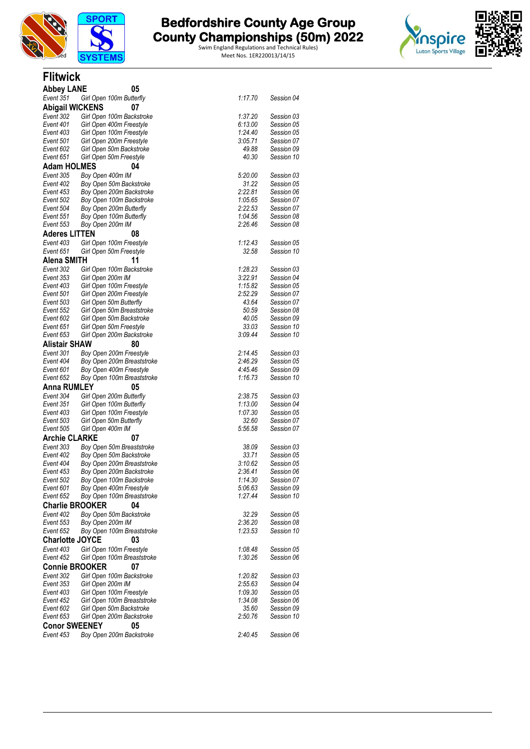# Bedfordshire County Age Group County Championships (50m) 2022

Swim England Regulations and Technical Rules)
Meet Nos. 1ER220013/14/15

## Flitwick

### Abbey LANE 05

| | | | |
|---|---|---|---|
| Event 351 | Girl Open 100m Butterfly | 1:17.70 | Session 04 |

### Abigail WICKENS 07

| | | | |
|---|---|---|---|
| Event 302 | Girl Open 100m Backstroke | 1:37.20 | Session 03 |
| Event 401 | Girl Open 400m Freestyle | 6:13.00 | Session 05 |
| Event 403 | Girl Open 100m Freestyle | 1:24.40 | Session 05 |
| Event 501 | Girl Open 200m Freestyle | 3:05.71 | Session 07 |
| Event 602 | Girl Open 50m Backstroke | 49.88 | Session 09 |
| Event 651 | Girl Open 50m Freestyle | 40.30 | Session 10 |

### Adam HOLMES 04

| | | | |
|---|---|---|---|
| Event 305 | Boy Open 400m IM | 5:20.00 | Session 03 |
| Event 402 | Boy Open 50m Backstroke | 31.22 | Session 05 |
| Event 453 | Boy Open 200m Backstroke | 2:22.81 | Session 06 |
| Event 502 | Boy Open 100m Backstroke | 1:05.65 | Session 07 |
| Event 504 | Boy Open 200m Butterfly | 2:22.53 | Session 07 |
| Event 551 | Boy Open 100m Butterfly | 1:04.56 | Session 08 |
| Event 553 | Boy Open 200m IM | 2:26.46 | Session 08 |

### Aderes LITTEN 08

| | | | |
|---|---|---|---|
| Event 403 | Girl Open 100m Freestyle | 1:12.43 | Session 05 |
| Event 651 | Girl Open 50m Freestyle | 32.58 | Session 10 |

### Alena SMITH 11

| | | | |
|---|---|---|---|
| Event 302 | Girl Open 100m Backstroke | 1:28.23 | Session 03 |
| Event 353 | Girl Open 200m IM | 3:22.91 | Session 04 |
| Event 403 | Girl Open 100m Freestyle | 1:15.82 | Session 05 |
| Event 501 | Girl Open 200m Freestyle | 2:52.29 | Session 07 |
| Event 503 | Girl Open 50m Butterfly | 43.64 | Session 07 |
| Event 552 | Girl Open 50m Breaststroke | 50.59 | Session 08 |
| Event 602 | Girl Open 50m Backstroke | 40.05 | Session 09 |
| Event 651 | Girl Open 50m Freestyle | 33.03 | Session 10 |
| Event 653 | Girl Open 200m Backstroke | 3:09.44 | Session 10 |

### Alistair SHAW 80

| | | | |
|---|---|---|---|
| Event 301 | Boy Open 200m Freestyle | 2:14.45 | Session 03 |
| Event 404 | Boy Open 200m Breaststroke | 2:46.29 | Session 05 |
| Event 601 | Boy Open 400m Freestyle | 4:45.46 | Session 09 |
| Event 652 | Boy Open 100m Breaststroke | 1:16.73 | Session 10 |

### Anna RUMLEY 05

| | | | |
|---|---|---|---|
| Event 304 | Girl Open 200m Butterfly | 2:38.75 | Session 03 |
| Event 351 | Girl Open 100m Butterfly | 1:13.00 | Session 04 |
| Event 403 | Girl Open 100m Freestyle | 1:07.30 | Session 05 |
| Event 503 | Girl Open 50m Butterfly | 32.60 | Session 07 |
| Event 505 | Girl Open 400m IM | 5:56.58 | Session 07 |

### Archie CLARKE 07

| | | | |
|---|---|---|---|
| Event 303 | Boy Open 50m Breaststroke | 38.09 | Session 03 |
| Event 402 | Boy Open 50m Backstroke | 33.71 | Session 05 |
| Event 404 | Boy Open 200m Breaststroke | 3:10.62 | Session 05 |
| Event 453 | Boy Open 200m Backstroke | 2:36.41 | Session 06 |
| Event 502 | Boy Open 100m Backstroke | 1:14.30 | Session 07 |
| Event 601 | Boy Open 400m Freestyle | 5:06.63 | Session 09 |
| Event 652 | Boy Open 100m Breaststroke | 1:27.44 | Session 10 |

### Charlie BROOKER 04

| | | | |
|---|---|---|---|
| Event 402 | Boy Open 50m Backstroke | 32.29 | Session 05 |
| Event 553 | Boy Open 200m IM | 2:36.20 | Session 08 |
| Event 652 | Boy Open 100m Breaststroke | 1:23.53 | Session 10 |

### Charlotte JOYCE 03

| | | | |
|---|---|---|---|
| Event 403 | Girl Open 100m Freestyle | 1:08.48 | Session 05 |
| Event 452 | Girl Open 100m Breaststroke | 1:30.26 | Session 06 |

### Connie BROOKER 07

| | | | |
|---|---|---|---|
| Event 302 | Girl Open 100m Backstroke | 1:20.82 | Session 03 |
| Event 353 | Girl Open 200m IM | 2:55.63 | Session 04 |
| Event 403 | Girl Open 100m Freestyle | 1:09.30 | Session 05 |
| Event 452 | Girl Open 100m Breaststroke | 1:34.08 | Session 06 |
| Event 602 | Girl Open 50m Backstroke | 35.60 | Session 09 |
| Event 653 | Girl Open 200m Backstroke | 2:50.76 | Session 10 |

### Conor SWEENEY 05

| | | | |
|---|---|---|---|
| Event 453 | Boy Open 200m Backstroke | 2:40.45 | Session 06 |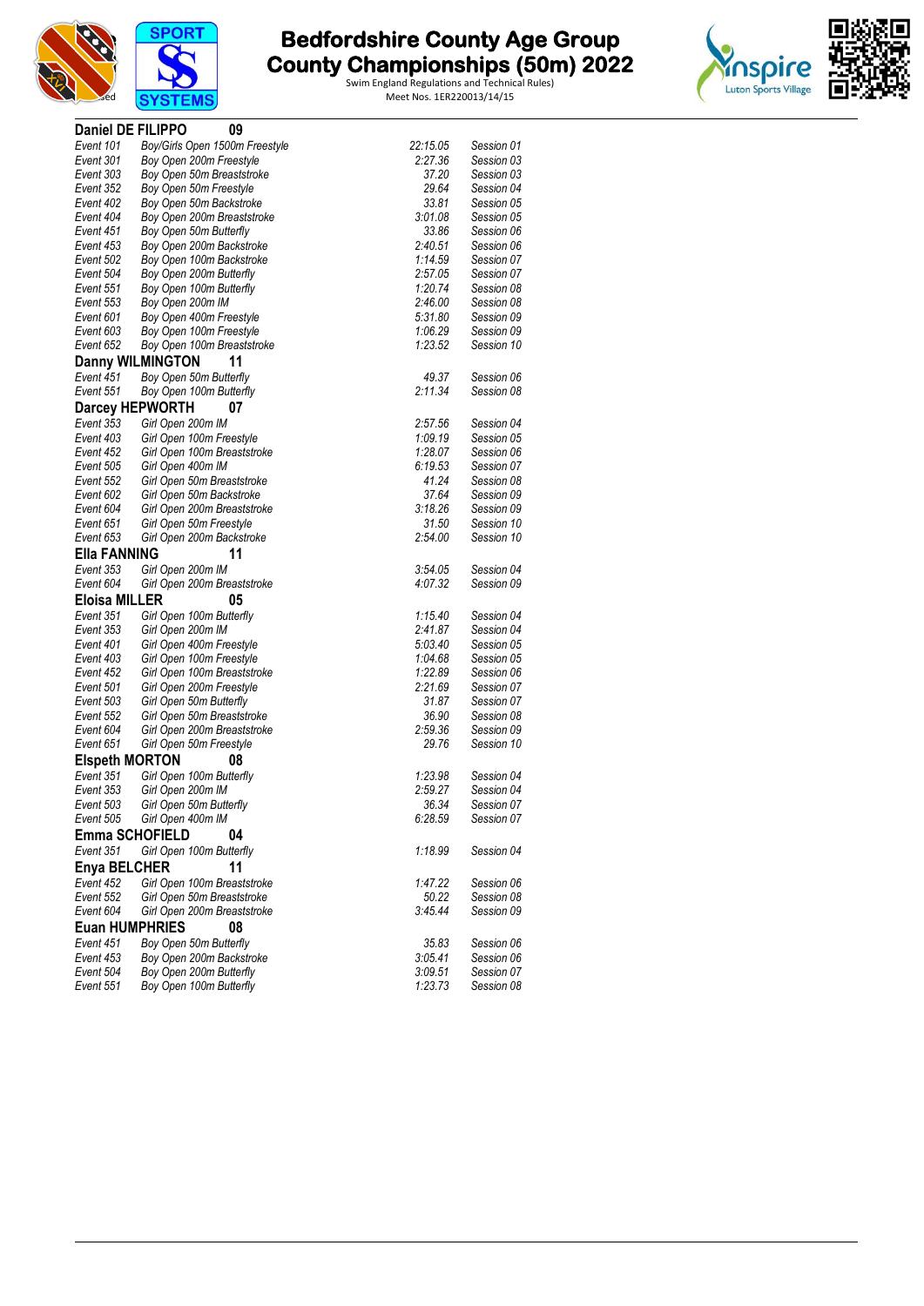# Bedfordshire County Age Group County Championships (50m) 2022

Swim England Regulations and Technical Rules)
Meet Nos. 1ER220013/14/15

### Daniel DE FILIPPO 09

| | | | |
|---|---|---|---|
| Event 101 | Boy/Girls Open 1500m Freestyle | 22:15.05 | Session 01 |
| Event 301 | Boy Open 200m Freestyle | 2:27.36 | Session 03 |
| Event 303 | Boy Open 50m Breaststroke | 37.20 | Session 03 |
| Event 352 | Boy Open 50m Freestyle | 29.64 | Session 04 |
| Event 402 | Boy Open 50m Backstroke | 33.81 | Session 05 |
| Event 404 | Boy Open 200m Breaststroke | 3:01.08 | Session 05 |
| Event 451 | Boy Open 50m Butterfly | 33.86 | Session 06 |
| Event 453 | Boy Open 200m Backstroke | 2:40.51 | Session 06 |
| Event 502 | Boy Open 100m Backstroke | 1:14.59 | Session 07 |
| Event 504 | Boy Open 200m Butterfly | 2:57.05 | Session 07 |
| Event 551 | Boy Open 100m Butterfly | 1:20.74 | Session 08 |
| Event 553 | Boy Open 200m IM | 2:46.00 | Session 08 |
| Event 601 | Boy Open 400m Freestyle | 5:31.80 | Session 09 |
| Event 603 | Boy Open 100m Freestyle | 1:06.29 | Session 09 |
| Event 652 | Boy Open 100m Breaststroke | 1:23.52 | Session 10 |

### Danny WILMINGTON 11

| | | | |
|---|---|---|---|
| Event 451 | Boy Open 50m Butterfly | 49.37 | Session 06 |
| Event 551 | Boy Open 100m Butterfly | 2:11.34 | Session 08 |

### Darcey HEPWORTH 07

| | | | |
|---|---|---|---|
| Event 353 | Girl Open 200m IM | 2:57.56 | Session 04 |
| Event 403 | Girl Open 100m Freestyle | 1:09.19 | Session 05 |
| Event 452 | Girl Open 100m Breaststroke | 1:28.07 | Session 06 |
| Event 505 | Girl Open 400m IM | 6:19.53 | Session 07 |
| Event 552 | Girl Open 50m Breaststroke | 41.24 | Session 08 |
| Event 602 | Girl Open 50m Backstroke | 37.64 | Session 09 |
| Event 604 | Girl Open 200m Breaststroke | 3:18.26 | Session 09 |
| Event 651 | Girl Open 50m Freestyle | 31.50 | Session 10 |
| Event 653 | Girl Open 200m Backstroke | 2:54.00 | Session 10 |

### Ella FANNING 11

| | | | |
|---|---|---|---|
| Event 353 | Girl Open 200m IM | 3:54.05 | Session 04 |
| Event 604 | Girl Open 200m Breaststroke | 4:07.32 | Session 09 |

### Eloisa MILLER 05

| | | | |
|---|---|---|---|
| Event 351 | Girl Open 100m Butterfly | 1:15.40 | Session 04 |
| Event 353 | Girl Open 200m IM | 2:41.87 | Session 04 |
| Event 401 | Girl Open 400m Freestyle | 5:03.40 | Session 05 |
| Event 403 | Girl Open 100m Freestyle | 1:04.68 | Session 05 |
| Event 452 | Girl Open 100m Breaststroke | 1:22.89 | Session 06 |
| Event 501 | Girl Open 200m Freestyle | 2:21.69 | Session 07 |
| Event 503 | Girl Open 50m Butterfly | 31.87 | Session 07 |
| Event 552 | Girl Open 50m Breaststroke | 36.90 | Session 08 |
| Event 604 | Girl Open 200m Breaststroke | 2:59.36 | Session 09 |
| Event 651 | Girl Open 50m Freestyle | 29.76 | Session 10 |

### Elspeth MORTON 08

| | | | |
|---|---|---|---|
| Event 351 | Girl Open 100m Butterfly | 1:23.98 | Session 04 |
| Event 353 | Girl Open 200m IM | 2:59.27 | Session 04 |
| Event 503 | Girl Open 50m Butterfly | 36.34 | Session 07 |
| Event 505 | Girl Open 400m IM | 6:28.59 | Session 07 |

### Emma SCHOFIELD 04

| | | | |
|---|---|---|---|
| Event 351 | Girl Open 100m Butterfly | 1:18.99 | Session 04 |

### Enya BELCHER 11

| | | | |
|---|---|---|---|
| Event 452 | Girl Open 100m Breaststroke | 1:47.22 | Session 06 |
| Event 552 | Girl Open 50m Breaststroke | 50.22 | Session 08 |
| Event 604 | Girl Open 200m Breaststroke | 3:45.44 | Session 09 |

### Euan HUMPHRIES 08

| | | | |
|---|---|---|---|
| Event 451 | Boy Open 50m Butterfly | 35.83 | Session 06 |
| Event 453 | Boy Open 200m Backstroke | 3:05.41 | Session 06 |
| Event 504 | Boy Open 200m Butterfly | 3:09.51 | Session 07 |
| Event 551 | Boy Open 100m Butterfly | 1:23.73 | Session 08 |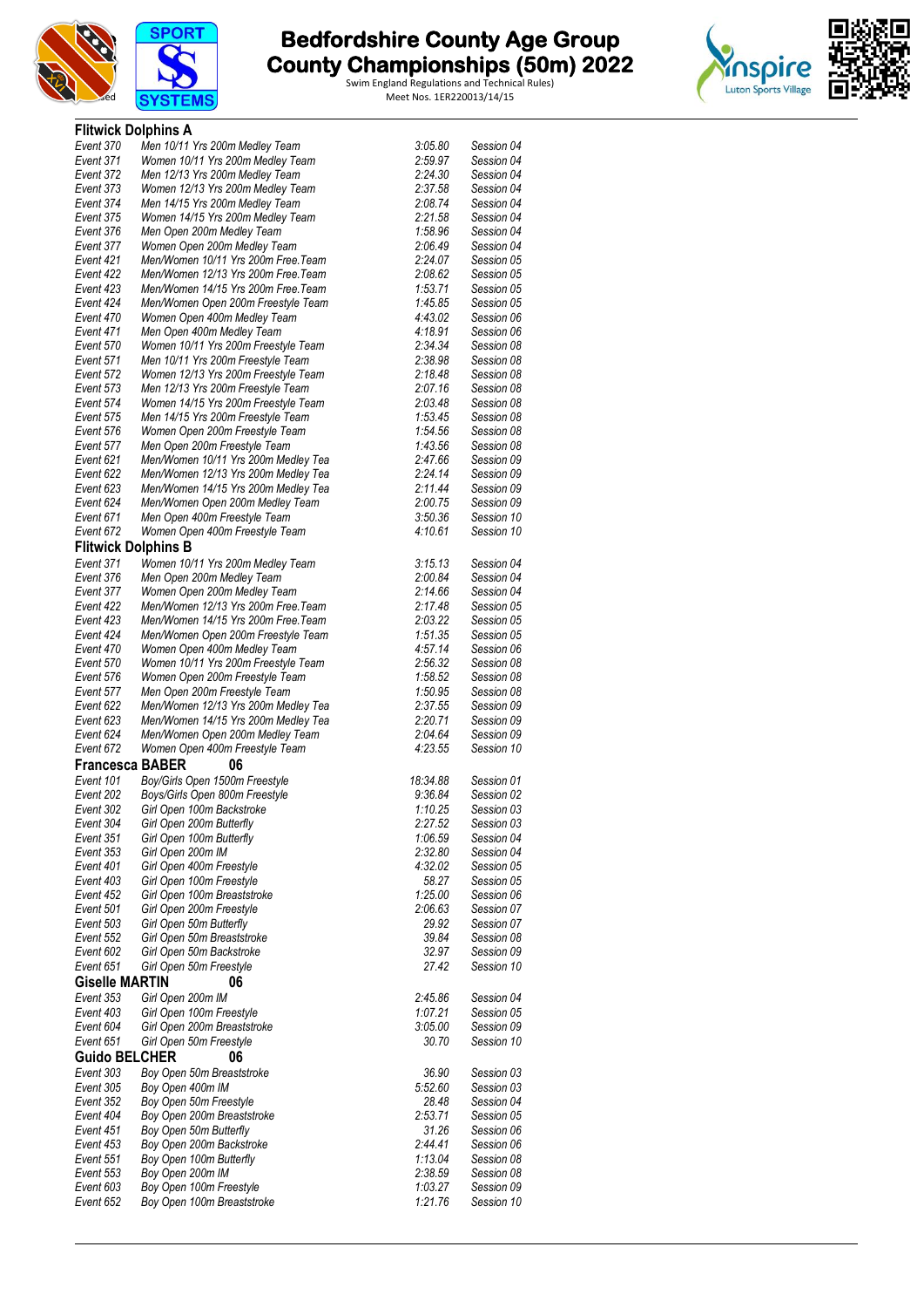# Bedfordshire County Age Group County Championships (50m) 2022

Swim England Regulations and Technical Rules)
Meet Nos. 1ER220013/14/15

## Flitwick Dolphins A

| | | | |
|---|---|---|---|
| Event 370 | Men 10/11 Yrs 200m Medley Team | 3:05.80 | Session 04 |
| Event 371 | Women 10/11 Yrs 200m Medley Team | 2:59.97 | Session 04 |
| Event 372 | Men 12/13 Yrs 200m Medley Team | 2:24.30 | Session 04 |
| Event 373 | Women 12/13 Yrs 200m Medley Team | 2:37.58 | Session 04 |
| Event 374 | Men 14/15 Yrs 200m Medley Team | 2:08.74 | Session 04 |
| Event 375 | Women 14/15 Yrs 200m Medley Team | 2:21.58 | Session 04 |
| Event 376 | Men Open 200m Medley Team | 1:58.96 | Session 04 |
| Event 377 | Women Open 200m Medley Team | 2:06.49 | Session 04 |
| Event 421 | Men/Women 10/11 Yrs 200m Free.Team | 2:24.07 | Session 05 |
| Event 422 | Men/Women 12/13 Yrs 200m Free.Team | 2:08.62 | Session 05 |
| Event 423 | Men/Women 14/15 Yrs 200m Free.Team | 1:53.71 | Session 05 |
| Event 424 | Men/Women Open 200m Freestyle Team | 1:45.85 | Session 05 |
| Event 470 | Women Open 400m Medley Team | 4:43.02 | Session 06 |
| Event 471 | Men Open 400m Medley Team | 4:18.91 | Session 06 |
| Event 570 | Women 10/11 Yrs 200m Freestyle Team | 2:34.34 | Session 08 |
| Event 571 | Men 10/11 Yrs 200m Freestyle Team | 2:38.98 | Session 08 |
| Event 572 | Women 12/13 Yrs 200m Freestyle Team | 2:18.48 | Session 08 |
| Event 573 | Men 12/13 Yrs 200m Freestyle Team | 2:07.16 | Session 08 |
| Event 574 | Women 14/15 Yrs 200m Freestyle Team | 2:03.48 | Session 08 |
| Event 575 | Men 14/15 Yrs 200m Freestyle Team | 1:53.45 | Session 08 |
| Event 576 | Women Open 200m Freestyle Team | 1:54.56 | Session 08 |
| Event 577 | Men Open 200m Freestyle Team | 1:43.56 | Session 08 |
| Event 621 | Men/Women 10/11 Yrs 200m Medley Tea | 2:47.66 | Session 09 |
| Event 622 | Men/Women 12/13 Yrs 200m Medley Tea | 2:24.14 | Session 09 |
| Event 623 | Men/Women 14/15 Yrs 200m Medley Tea | 2:11.44 | Session 09 |
| Event 624 | Men/Women Open 200m Medley Team | 2:00.75 | Session 09 |
| Event 671 | Men Open 400m Freestyle Team | 3:50.36 | Session 10 |
| Event 672 | Women Open 400m Freestyle Team | 4:10.61 | Session 10 |

## Flitwick Dolphins B

| | | | |
|---|---|---|---|
| Event 371 | Women 10/11 Yrs 200m Medley Team | 3:15.13 | Session 04 |
| Event 376 | Men Open 200m Medley Team | 2:00.84 | Session 04 |
| Event 377 | Women Open 200m Medley Team | 2:14.66 | Session 04 |
| Event 422 | Men/Women 12/13 Yrs 200m Free.Team | 2:17.48 | Session 05 |
| Event 423 | Men/Women 14/15 Yrs 200m Free.Team | 2:03.22 | Session 05 |
| Event 424 | Men/Women Open 200m Freestyle Team | 1:51.35 | Session 05 |
| Event 470 | Women Open 400m Medley Team | 4:57.14 | Session 06 |
| Event 570 | Women 10/11 Yrs 200m Freestyle Team | 2:56.32 | Session 08 |
| Event 576 | Women Open 200m Freestyle Team | 1:58.52 | Session 08 |
| Event 577 | Men Open 200m Freestyle Team | 1:50.95 | Session 08 |
| Event 622 | Men/Women 12/13 Yrs 200m Medley Tea | 2:37.55 | Session 09 |
| Event 623 | Men/Women 14/15 Yrs 200m Medley Tea | 2:20.71 | Session 09 |
| Event 624 | Men/Women Open 200m Medley Team | 2:04.64 | Session 09 |
| Event 672 | Women Open 400m Freestyle Team | 4:23.55 | Session 10 |

## Francesca BABER 06

| | | | |
|---|---|---|---|
| Event 101 | Boy/Girls Open 1500m Freestyle | 18:34.88 | Session 01 |
| Event 202 | Boys/Girls Open 800m Freestyle | 9:36.84 | Session 02 |
| Event 302 | Girl Open 100m Backstroke | 1:10.25 | Session 03 |
| Event 304 | Girl Open 200m Butterfly | 2:27.52 | Session 03 |
| Event 351 | Girl Open 100m Butterfly | 1:06.59 | Session 04 |
| Event 353 | Girl Open 200m IM | 2:32.80 | Session 04 |
| Event 401 | Girl Open 400m Freestyle | 4:32.02 | Session 05 |
| Event 403 | Girl Open 100m Freestyle | 58.27 | Session 05 |
| Event 452 | Girl Open 100m Breaststroke | 1:25.00 | Session 06 |
| Event 501 | Girl Open 200m Freestyle | 2:06.63 | Session 07 |
| Event 503 | Girl Open 50m Butterfly | 29.92 | Session 07 |
| Event 552 | Girl Open 50m Breaststroke | 39.84 | Session 08 |
| Event 602 | Girl Open 50m Backstroke | 32.97 | Session 09 |
| Event 651 | Girl Open 50m Freestyle | 27.42 | Session 10 |

## Giselle MARTIN 06

| | | | |
|---|---|---|---|
| Event 353 | Girl Open 200m IM | 2:45.86 | Session 04 |
| Event 403 | Girl Open 100m Freestyle | 1:07.21 | Session 05 |
| Event 604 | Girl Open 200m Breaststroke | 3:05.00 | Session 09 |
| Event 651 | Girl Open 50m Freestyle | 30.70 | Session 10 |

## Guido BELCHER 06

| | | | |
|---|---|---|---|
| Event 303 | Boy Open 50m Breaststroke | 36.90 | Session 03 |
| Event 305 | Boy Open 400m IM | 5:52.60 | Session 03 |
| Event 352 | Boy Open 50m Freestyle | 28.48 | Session 04 |
| Event 404 | Boy Open 200m Breaststroke | 2:53.71 | Session 05 |
| Event 451 | Boy Open 50m Butterfly | 31.26 | Session 06 |
| Event 453 | Boy Open 200m Backstroke | 2:44.41 | Session 06 |
| Event 551 | Boy Open 100m Butterfly | 1:13.04 | Session 08 |
| Event 553 | Boy Open 200m IM | 2:38.59 | Session 08 |
| Event 603 | Boy Open 100m Freestyle | 1:03.27 | Session 09 |
| Event 652 | Boy Open 100m Breaststroke | 1:21.76 | Session 10 |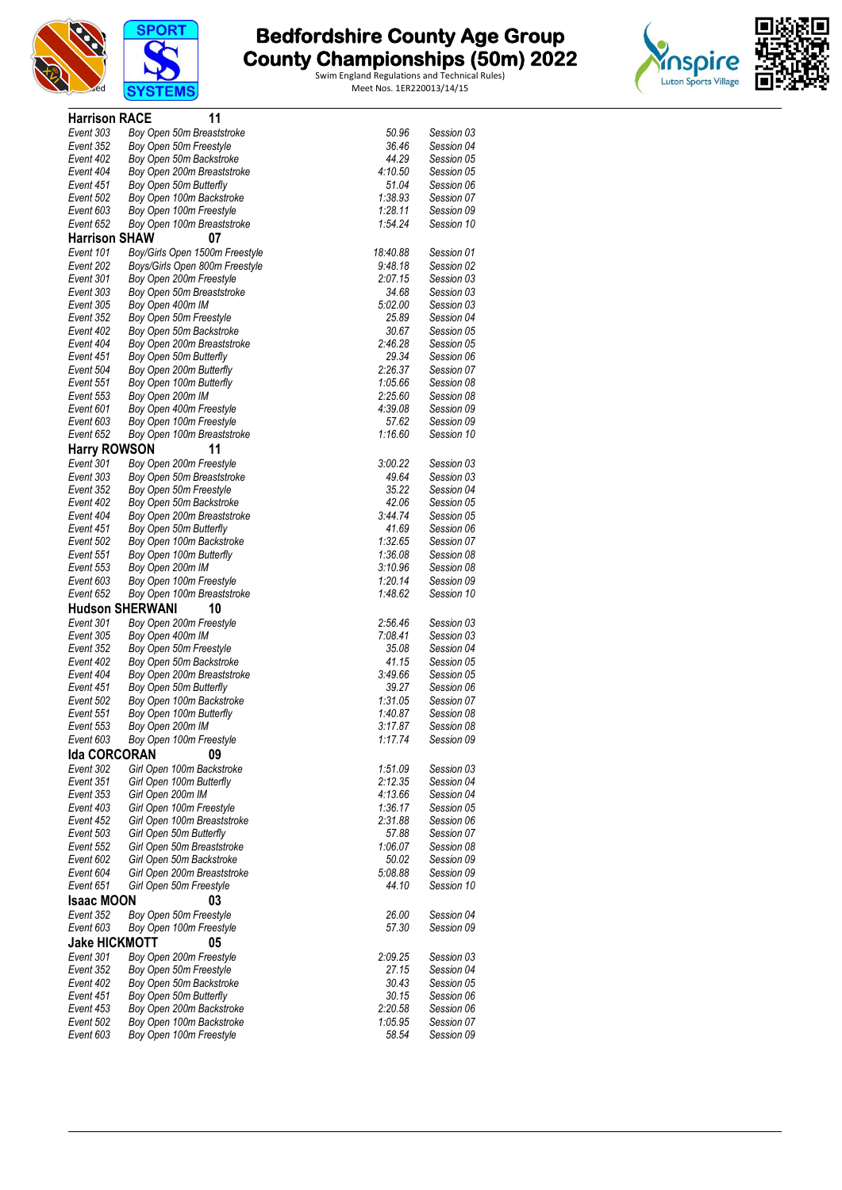# Bedfordshire County Age Group County Championships (50m) 2022

Swim England Regulations and Technical Rules)
Meet Nos. 1ER220013/14/15

### Harrison RACE 11

| | | | |
|---|---|---|---|
| Event 303 | Boy Open 50m Breaststroke | 50.96 | Session 03 |
| Event 352 | Boy Open 50m Freestyle | 36.46 | Session 04 |
| Event 402 | Boy Open 50m Backstroke | 44.29 | Session 05 |
| Event 404 | Boy Open 200m Breaststroke | 4:10.50 | Session 05 |
| Event 451 | Boy Open 50m Butterfly | 51.04 | Session 06 |
| Event 502 | Boy Open 100m Backstroke | 1:38.93 | Session 07 |
| Event 603 | Boy Open 100m Freestyle | 1:28.11 | Session 09 |
| Event 652 | Boy Open 100m Breaststroke | 1:54.24 | Session 10 |

### Harrison SHAW 07

| | | | |
|---|---|---|---|
| Event 101 | Boy/Girls Open 1500m Freestyle | 18:40.88 | Session 01 |
| Event 202 | Boys/Girls Open 800m Freestyle | 9:48.18 | Session 02 |
| Event 301 | Boy Open 200m Freestyle | 2:07.15 | Session 03 |
| Event 303 | Boy Open 50m Breaststroke | 34.68 | Session 03 |
| Event 305 | Boy Open 400m IM | 5:02.00 | Session 03 |
| Event 352 | Boy Open 50m Freestyle | 25.89 | Session 04 |
| Event 402 | Boy Open 50m Backstroke | 30.67 | Session 05 |
| Event 404 | Boy Open 200m Breaststroke | 2:46.28 | Session 05 |
| Event 451 | Boy Open 50m Butterfly | 29.34 | Session 06 |
| Event 504 | Boy Open 200m Butterfly | 2:26.37 | Session 07 |
| Event 551 | Boy Open 100m Butterfly | 1:05.66 | Session 08 |
| Event 553 | Boy Open 200m IM | 2:25.60 | Session 08 |
| Event 601 | Boy Open 400m Freestyle | 4:39.08 | Session 09 |
| Event 603 | Boy Open 100m Freestyle | 57.62 | Session 09 |
| Event 652 | Boy Open 100m Breaststroke | 1:16.60 | Session 10 |

### Harry ROWSON 11

| | | | |
|---|---|---|---|
| Event 301 | Boy Open 200m Freestyle | 3:00.22 | Session 03 |
| Event 303 | Boy Open 50m Breaststroke | 49.64 | Session 03 |
| Event 352 | Boy Open 50m Freestyle | 35.22 | Session 04 |
| Event 402 | Boy Open 50m Backstroke | 42.06 | Session 05 |
| Event 404 | Boy Open 200m Breaststroke | 3:44.74 | Session 05 |
| Event 451 | Boy Open 50m Butterfly | 41.69 | Session 06 |
| Event 502 | Boy Open 100m Backstroke | 1:32.65 | Session 07 |
| Event 551 | Boy Open 100m Butterfly | 1:36.08 | Session 08 |
| Event 553 | Boy Open 200m IM | 3:10.96 | Session 08 |
| Event 603 | Boy Open 100m Freestyle | 1:20.14 | Session 09 |
| Event 652 | Boy Open 100m Breaststroke | 1:48.62 | Session 10 |

### Hudson SHERWANI 10

| | | | |
|---|---|---|---|
| Event 301 | Boy Open 200m Freestyle | 2:56.46 | Session 03 |
| Event 305 | Boy Open 400m IM | 7:08.41 | Session 03 |
| Event 352 | Boy Open 50m Freestyle | 35.08 | Session 04 |
| Event 402 | Boy Open 50m Backstroke | 41.15 | Session 05 |
| Event 404 | Boy Open 200m Breaststroke | 3:49.66 | Session 05 |
| Event 451 | Boy Open 50m Butterfly | 39.27 | Session 06 |
| Event 502 | Boy Open 100m Backstroke | 1:31.05 | Session 07 |
| Event 551 | Boy Open 100m Butterfly | 1:40.87 | Session 08 |
| Event 553 | Boy Open 200m IM | 3:17.87 | Session 08 |
| Event 603 | Boy Open 100m Freestyle | 1:17.74 | Session 09 |

### Ida CORCORAN 09

| | | | |
|---|---|---|---|
| Event 302 | Girl Open 100m Backstroke | 1:51.09 | Session 03 |
| Event 351 | Girl Open 100m Butterfly | 2:12.35 | Session 04 |
| Event 353 | Girl Open 200m IM | 4:13.66 | Session 04 |
| Event 403 | Girl Open 100m Freestyle | 1:36.17 | Session 05 |
| Event 452 | Girl Open 100m Breaststroke | 2:31.88 | Session 06 |
| Event 503 | Girl Open 50m Butterfly | 57.88 | Session 07 |
| Event 552 | Girl Open 50m Breaststroke | 1:06.07 | Session 08 |
| Event 602 | Girl Open 50m Backstroke | 50.02 | Session 09 |
| Event 604 | Girl Open 200m Breaststroke | 5:08.88 | Session 09 |
| Event 651 | Girl Open 50m Freestyle | 44.10 | Session 10 |

### Isaac MOON 03

| | | | |
|---|---|---|---|
| Event 352 | Boy Open 50m Freestyle | 26.00 | Session 04 |
| Event 603 | Boy Open 100m Freestyle | 57.30 | Session 09 |

### Jake HICKMOTT 05

| | | | |
|---|---|---|---|
| Event 301 | Boy Open 200m Freestyle | 2:09.25 | Session 03 |
| Event 352 | Boy Open 50m Freestyle | 27.15 | Session 04 |
| Event 402 | Boy Open 50m Backstroke | 30.43 | Session 05 |
| Event 451 | Boy Open 50m Butterfly | 30.15 | Session 06 |
| Event 453 | Boy Open 200m Backstroke | 2:20.58 | Session 06 |
| Event 502 | Boy Open 100m Backstroke | 1:05.95 | Session 07 |
| Event 603 | Boy Open 100m Freestyle | 58.54 | Session 09 |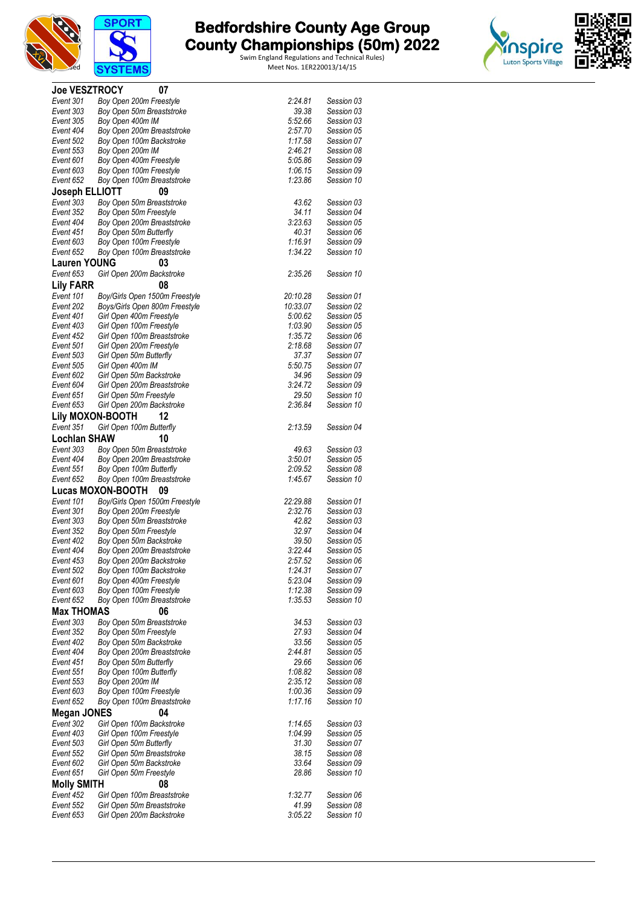# Bedfordshire County Age Group County Championships (50m) 2022

Swim England Regulations and Technical Rules)
Meet Nos. 1ER220013/14/15

## Joe VESZTROCY 07

| Event | Description | Time | Session |
|---|---|---|---|
| Event 301 | Boy Open 200m Freestyle | 2:24.81 | Session 03 |
| Event 303 | Boy Open 50m Breaststroke | 39.38 | Session 03 |
| Event 305 | Boy Open 400m IM | 5:52.66 | Session 03 |
| Event 404 | Boy Open 200m Breaststroke | 2:57.70 | Session 05 |
| Event 502 | Boy Open 100m Backstroke | 1:17.58 | Session 07 |
| Event 553 | Boy Open 200m IM | 2:46.21 | Session 08 |
| Event 601 | Boy Open 400m Freestyle | 5:05.86 | Session 09 |
| Event 603 | Boy Open 100m Freestyle | 1:06.15 | Session 09 |
| Event 652 | Boy Open 100m Breaststroke | 1:23.86 | Session 10 |

## Joseph ELLIOTT 09

| Event | Description | Time | Session |
|---|---|---|---|
| Event 303 | Boy Open 50m Breaststroke | 43.62 | Session 03 |
| Event 352 | Boy Open 50m Freestyle | 34.11 | Session 04 |
| Event 404 | Boy Open 200m Breaststroke | 3:23.63 | Session 05 |
| Event 451 | Boy Open 50m Butterfly | 40.31 | Session 06 |
| Event 603 | Boy Open 100m Freestyle | 1:16.91 | Session 09 |
| Event 652 | Boy Open 100m Breaststroke | 1:34.22 | Session 10 |

## Lauren YOUNG 03

| Event | Description | Time | Session |
|---|---|---|---|
| Event 653 | Girl Open 200m Backstroke | 2:35.26 | Session 10 |

## Lily FARR 08

| Event | Description | Time | Session |
|---|---|---|---|
| Event 101 | Boy/Girls Open 1500m Freestyle | 20:10.28 | Session 01 |
| Event 202 | Boys/Girls Open 800m Freestyle | 10:33.07 | Session 02 |
| Event 401 | Girl Open 400m Freestyle | 5:00.62 | Session 05 |
| Event 403 | Girl Open 100m Freestyle | 1:03.90 | Session 05 |
| Event 452 | Girl Open 100m Breaststroke | 1:35.72 | Session 06 |
| Event 501 | Girl Open 200m Freestyle | 2:18.68 | Session 07 |
| Event 503 | Girl Open 50m Butterfly | 37.37 | Session 07 |
| Event 505 | Girl Open 400m IM | 5:50.75 | Session 07 |
| Event 602 | Girl Open 50m Backstroke | 34.96 | Session 09 |
| Event 604 | Girl Open 200m Breaststroke | 3:24.72 | Session 09 |
| Event 651 | Girl Open 50m Freestyle | 29.50 | Session 10 |
| Event 653 | Girl Open 200m Backstroke | 2:36.84 | Session 10 |

## Lily MOXON-BOOTH 12

| Event | Description | Time | Session |
|---|---|---|---|
| Event 351 | Girl Open 100m Butterfly | 2:13.59 | Session 04 |

## Lochlan SHAW 10

| Event | Description | Time | Session |
|---|---|---|---|
| Event 303 | Boy Open 50m Breaststroke | 49.63 | Session 03 |
| Event 404 | Boy Open 200m Breaststroke | 3:50.01 | Session 05 |
| Event 551 | Boy Open 100m Butterfly | 2:09.52 | Session 08 |
| Event 652 | Boy Open 100m Breaststroke | 1:45.67 | Session 10 |

## Lucas MOXON-BOOTH 09

| Event | Description | Time | Session |
|---|---|---|---|
| Event 101 | Boy/Girls Open 1500m Freestyle | 22:29.88 | Session 01 |
| Event 301 | Boy Open 200m Freestyle | 2:32.76 | Session 03 |
| Event 303 | Boy Open 50m Breaststroke | 42.82 | Session 03 |
| Event 352 | Boy Open 50m Freestyle | 32.97 | Session 04 |
| Event 402 | Boy Open 50m Backstroke | 39.50 | Session 05 |
| Event 404 | Boy Open 200m Breaststroke | 3:22.44 | Session 05 |
| Event 453 | Boy Open 200m Backstroke | 2:57.52 | Session 06 |
| Event 502 | Boy Open 100m Backstroke | 1:24.31 | Session 07 |
| Event 601 | Boy Open 400m Freestyle | 5:23.04 | Session 09 |
| Event 603 | Boy Open 100m Freestyle | 1:12.38 | Session 09 |
| Event 652 | Boy Open 100m Breaststroke | 1:35.53 | Session 10 |

## Max THOMAS 06

| Event | Description | Time | Session |
|---|---|---|---|
| Event 303 | Boy Open 50m Breaststroke | 34.53 | Session 03 |
| Event 352 | Boy Open 50m Freestyle | 27.93 | Session 04 |
| Event 402 | Boy Open 50m Backstroke | 33.56 | Session 05 |
| Event 404 | Boy Open 200m Breaststroke | 2:44.81 | Session 05 |
| Event 451 | Boy Open 50m Butterfly | 29.66 | Session 06 |
| Event 551 | Boy Open 100m Butterfly | 1:08.82 | Session 08 |
| Event 553 | Boy Open 200m IM | 2:35.12 | Session 08 |
| Event 603 | Boy Open 100m Freestyle | 1:00.36 | Session 09 |
| Event 652 | Boy Open 100m Breaststroke | 1:17.16 | Session 10 |

## Megan JONES 04

| Event | Description | Time | Session |
|---|---|---|---|
| Event 302 | Girl Open 100m Backstroke | 1:14.65 | Session 03 |
| Event 403 | Girl Open 100m Freestyle | 1:04.99 | Session 05 |
| Event 503 | Girl Open 50m Butterfly | 31.30 | Session 07 |
| Event 552 | Girl Open 50m Breaststroke | 38.15 | Session 08 |
| Event 602 | Girl Open 50m Backstroke | 33.64 | Session 09 |
| Event 651 | Girl Open 50m Freestyle | 28.86 | Session 10 |

## Molly SMITH 08

| Event | Description | Time | Session |
|---|---|---|---|
| Event 452 | Girl Open 100m Breaststroke | 1:32.77 | Session 06 |
| Event 552 | Girl Open 50m Breaststroke | 41.99 | Session 08 |
| Event 653 | Girl Open 200m Backstroke | 3:05.22 | Session 10 |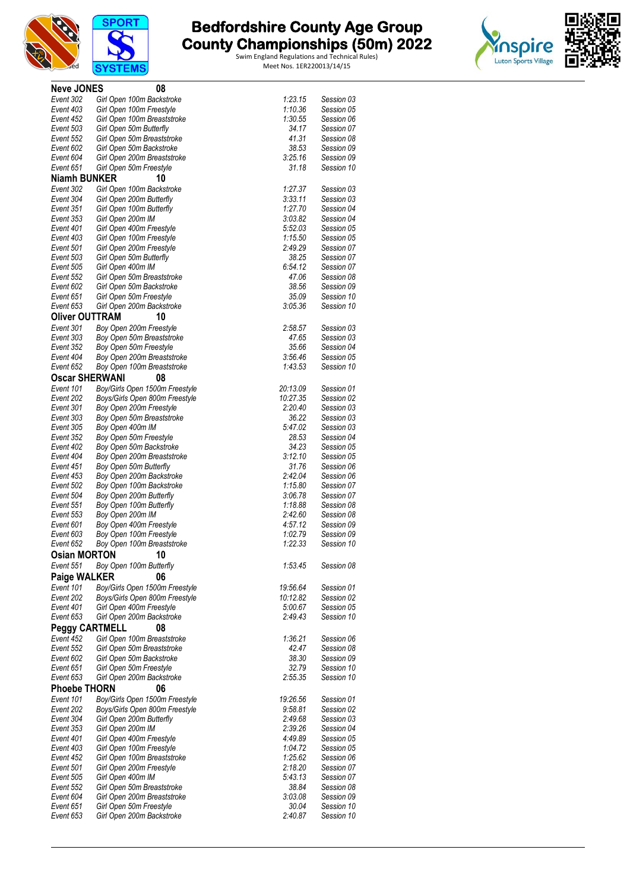# Bedfordshire County Age Group County Championships (50m) 2022

Swim England Regulations and Technical Rules)
Meet Nos. 1ER220013/14/15

### Neve JONES 08

| | | | |
|---|---|---|---|
| Event 302 | Girl Open 100m Backstroke | 1:23.15 | Session 03 |
| Event 403 | Girl Open 100m Freestyle | 1:10.36 | Session 05 |
| Event 452 | Girl Open 100m Breaststroke | 1:30.55 | Session 06 |
| Event 503 | Girl Open 50m Butterfly | 34.17 | Session 07 |
| Event 552 | Girl Open 50m Breaststroke | 41.31 | Session 08 |
| Event 602 | Girl Open 50m Backstroke | 38.53 | Session 09 |
| Event 604 | Girl Open 200m Breaststroke | 3:25.16 | Session 09 |
| Event 651 | Girl Open 50m Freestyle | 31.18 | Session 10 |

### Niamh BUNKER 10

| | | | |
|---|---|---|---|
| Event 302 | Girl Open 100m Backstroke | 1:27.37 | Session 03 |
| Event 304 | Girl Open 200m Butterfly | 3:33.11 | Session 03 |
| Event 351 | Girl Open 100m Butterfly | 1:27.70 | Session 04 |
| Event 353 | Girl Open 200m IM | 3:03.82 | Session 04 |
| Event 401 | Girl Open 400m Freestyle | 5:52.03 | Session 05 |
| Event 403 | Girl Open 100m Freestyle | 1:15.50 | Session 05 |
| Event 501 | Girl Open 200m Freestyle | 2:49.29 | Session 07 |
| Event 503 | Girl Open 50m Butterfly | 38.25 | Session 07 |
| Event 505 | Girl Open 400m IM | 6:54.12 | Session 07 |
| Event 552 | Girl Open 50m Breaststroke | 47.06 | Session 08 |
| Event 602 | Girl Open 50m Backstroke | 38.56 | Session 09 |
| Event 651 | Girl Open 50m Freestyle | 35.09 | Session 10 |
| Event 653 | Girl Open 200m Backstroke | 3:05.36 | Session 10 |

### Oliver OUTTRAM 10

| | | | |
|---|---|---|---|
| Event 301 | Boy Open 200m Freestyle | 2:58.57 | Session 03 |
| Event 303 | Boy Open 50m Breaststroke | 47.65 | Session 03 |
| Event 352 | Boy Open 50m Freestyle | 35.66 | Session 04 |
| Event 404 | Boy Open 200m Breaststroke | 3:56.46 | Session 05 |
| Event 652 | Boy Open 100m Breaststroke | 1:43.53 | Session 10 |

### Oscar SHERWANI 08

| | | | |
|---|---|---|---|
| Event 101 | Boy/Girls Open 1500m Freestyle | 20:13.09 | Session 01 |
| Event 202 | Boys/Girls Open 800m Freestyle | 10:27.35 | Session 02 |
| Event 301 | Boy Open 200m Freestyle | 2:20.40 | Session 03 |
| Event 303 | Boy Open 50m Breaststroke | 36.22 | Session 03 |
| Event 305 | Boy Open 400m IM | 5:47.02 | Session 03 |
| Event 352 | Boy Open 50m Freestyle | 28.53 | Session 04 |
| Event 402 | Boy Open 50m Backstroke | 34.23 | Session 05 |
| Event 404 | Boy Open 200m Breaststroke | 3:12.10 | Session 05 |
| Event 451 | Boy Open 50m Butterfly | 31.76 | Session 06 |
| Event 453 | Boy Open 200m Backstroke | 2:42.04 | Session 06 |
| Event 502 | Boy Open 100m Backstroke | 1:15.80 | Session 07 |
| Event 504 | Boy Open 200m Butterfly | 3:06.78 | Session 07 |
| Event 551 | Boy Open 100m Butterfly | 1:18.88 | Session 08 |
| Event 553 | Boy Open 200m IM | 2:42.60 | Session 08 |
| Event 601 | Boy Open 400m Freestyle | 4:57.12 | Session 09 |
| Event 603 | Boy Open 100m Freestyle | 1:02.79 | Session 09 |
| Event 652 | Boy Open 100m Breaststroke | 1:22.33 | Session 10 |

### Osian MORTON 10

| | | | |
|---|---|---|---|
| Event 551 | Boy Open 100m Butterfly | 1:53.45 | Session 08 |

### Paige WALKER 06

| | | | |
|---|---|---|---|
| Event 101 | Boy/Girls Open 1500m Freestyle | 19:56.64 | Session 01 |
| Event 202 | Boys/Girls Open 800m Freestyle | 10:12.82 | Session 02 |
| Event 401 | Girl Open 400m Freestyle | 5:00.67 | Session 05 |
| Event 653 | Girl Open 200m Backstroke | 2:49.43 | Session 10 |

### Peggy CARTMELL 08

| | | | |
|---|---|---|---|
| Event 452 | Girl Open 100m Breaststroke | 1:36.21 | Session 06 |
| Event 552 | Girl Open 50m Breaststroke | 42.47 | Session 08 |
| Event 602 | Girl Open 50m Backstroke | 38.30 | Session 09 |
| Event 651 | Girl Open 50m Freestyle | 32.79 | Session 10 |
| Event 653 | Girl Open 200m Backstroke | 2:55.35 | Session 10 |

### Phoebe THORN 06

| | | | |
|---|---|---|---|
| Event 101 | Boy/Girls Open 1500m Freestyle | 19:26.56 | Session 01 |
| Event 202 | Boys/Girls Open 800m Freestyle | 9:58.81 | Session 02 |
| Event 304 | Girl Open 200m Butterfly | 2:49.68 | Session 03 |
| Event 353 | Girl Open 200m IM | 2:39.26 | Session 04 |
| Event 401 | Girl Open 400m Freestyle | 4:49.89 | Session 05 |
| Event 403 | Girl Open 100m Freestyle | 1:04.72 | Session 05 |
| Event 452 | Girl Open 100m Breaststroke | 1:25.62 | Session 06 |
| Event 501 | Girl Open 200m Freestyle | 2:18.20 | Session 07 |
| Event 505 | Girl Open 400m IM | 5:43.13 | Session 07 |
| Event 552 | Girl Open 50m Breaststroke | 38.84 | Session 08 |
| Event 604 | Girl Open 200m Breaststroke | 3:03.08 | Session 09 |
| Event 651 | Girl Open 50m Freestyle | 30.04 | Session 10 |
| Event 653 | Girl Open 200m Backstroke | 2:40.87 | Session 10 |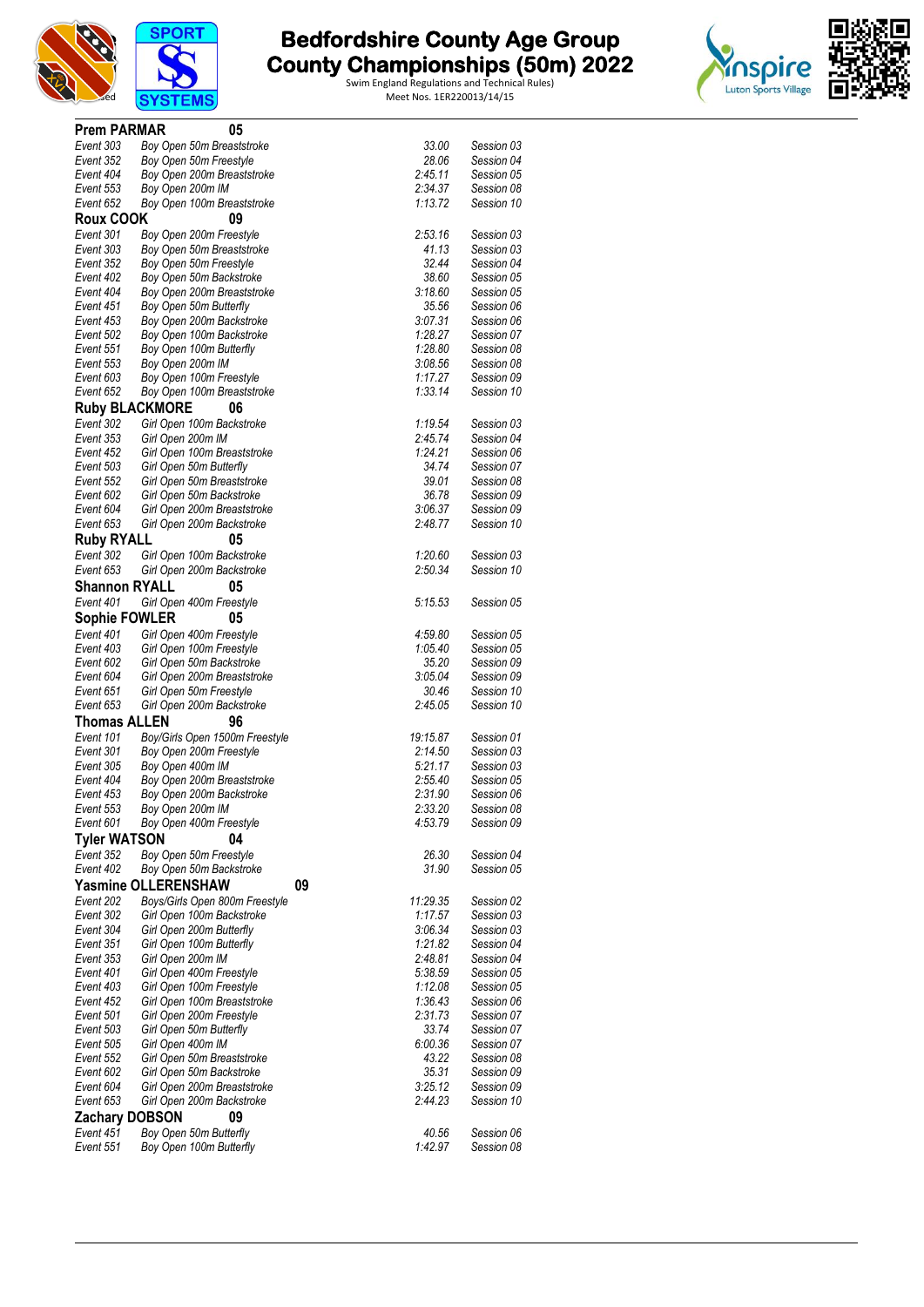**Prem PARMAR 05**

| | | | |
|---|---|---|---|
| Event 303 | Boy Open 50m Breaststroke | 33.00 | Session 03 |
| Event 352 | Boy Open 50m Freestyle | 28.06 | Session 04 |
| Event 404 | Boy Open 200m Breaststroke | 2:45.11 | Session 05 |
| Event 553 | Boy Open 200m IM | 2:34.37 | Session 08 |
| Event 652 | Boy Open 100m Breaststroke | 1:13.72 | Session 10 |

**Roux COOK 09**

| | | | |
|---|---|---|---|
| Event 301 | Boy Open 200m Freestyle | 2:53.16 | Session 03 |
| Event 303 | Boy Open 50m Breaststroke | 41.13 | Session 03 |
| Event 352 | Boy Open 50m Freestyle | 32.44 | Session 04 |
| Event 402 | Boy Open 50m Backstroke | 38.60 | Session 05 |
| Event 404 | Boy Open 200m Breaststroke | 3:18.60 | Session 05 |
| Event 451 | Boy Open 50m Butterfly | 35.56 | Session 06 |
| Event 453 | Boy Open 200m Backstroke | 3:07.31 | Session 06 |
| Event 502 | Boy Open 100m Backstroke | 1:28.27 | Session 07 |
| Event 551 | Boy Open 100m Butterfly | 1:28.80 | Session 08 |
| Event 553 | Boy Open 200m IM | 3:08.56 | Session 08 |
| Event 603 | Boy Open 100m Freestyle | 1:17.27 | Session 09 |
| Event 652 | Boy Open 100m Breaststroke | 1:33.14 | Session 10 |

**Ruby BLACKMORE 06**

| | | | |
|---|---|---|---|
| Event 302 | Girl Open 100m Backstroke | 1:19.54 | Session 03 |
| Event 353 | Girl Open 200m IM | 2:45.74 | Session 04 |
| Event 452 | Girl Open 100m Breaststroke | 1:24.21 | Session 06 |
| Event 503 | Girl Open 50m Butterfly | 34.74 | Session 07 |
| Event 552 | Girl Open 50m Breaststroke | 39.01 | Session 08 |
| Event 602 | Girl Open 50m Backstroke | 36.78 | Session 09 |
| Event 604 | Girl Open 200m Breaststroke | 3:06.37 | Session 09 |
| Event 653 | Girl Open 200m Backstroke | 2:48.77 | Session 10 |

**Ruby RYALL 05**

| | | | |
|---|---|---|---|
| Event 302 | Girl Open 100m Backstroke | 1:20.60 | Session 03 |
| Event 653 | Girl Open 200m Backstroke | 2:50.34 | Session 10 |

**Shannon RYALL 05**

| | | | |
|---|---|---|---|
| Event 401 | Girl Open 400m Freestyle | 5:15.53 | Session 05 |

**Sophie FOWLER 05**

| | | | |
|---|---|---|---|
| Event 401 | Girl Open 400m Freestyle | 4:59.80 | Session 05 |
| Event 403 | Girl Open 100m Freestyle | 1:05.40 | Session 05 |
| Event 602 | Girl Open 50m Backstroke | 35.20 | Session 09 |
| Event 604 | Girl Open 200m Breaststroke | 3:05.04 | Session 09 |
| Event 651 | Girl Open 50m Freestyle | 30.46 | Session 10 |
| Event 653 | Girl Open 200m Backstroke | 2:45.05 | Session 10 |

**Thomas ALLEN 96**

| | | | |
|---|---|---|---|
| Event 101 | Boy/Girls Open 1500m Freestyle | 19:15.87 | Session 01 |
| Event 301 | Boy Open 200m Freestyle | 2:14.50 | Session 03 |
| Event 305 | Boy Open 400m IM | 5:21.17 | Session 03 |
| Event 404 | Boy Open 200m Breaststroke | 2:55.40 | Session 05 |
| Event 453 | Boy Open 200m Backstroke | 2:31.90 | Session 06 |
| Event 553 | Boy Open 200m IM | 2:33.20 | Session 08 |
| Event 601 | Boy Open 400m Freestyle | 4:53.79 | Session 09 |

**Tyler WATSON 04**

| | | | |
|---|---|---|---|
| Event 352 | Boy Open 50m Freestyle | 26.30 | Session 04 |
| Event 402 | Boy Open 50m Backstroke | 31.90 | Session 05 |

**Yasmine OLLERENSHAW 09**

| | | | |
|---|---|---|---|
| Event 202 | Boys/Girls Open 800m Freestyle | 11:29.35 | Session 02 |
| Event 302 | Girl Open 100m Backstroke | 1:17.57 | Session 03 |
| Event 304 | Girl Open 200m Butterfly | 3:06.34 | Session 03 |
| Event 351 | Girl Open 100m Butterfly | 1:21.82 | Session 04 |
| Event 353 | Girl Open 200m IM | 2:48.81 | Session 04 |
| Event 401 | Girl Open 400m Freestyle | 5:38.59 | Session 05 |
| Event 403 | Girl Open 100m Freestyle | 1:12.08 | Session 05 |
| Event 452 | Girl Open 100m Breaststroke | 1:36.43 | Session 06 |
| Event 501 | Girl Open 200m Freestyle | 2:31.73 | Session 07 |
| Event 503 | Girl Open 50m Butterfly | 33.74 | Session 07 |
| Event 505 | Girl Open 400m IM | 6:00.36 | Session 07 |
| Event 552 | Girl Open 50m Breaststroke | 43.22 | Session 08 |
| Event 602 | Girl Open 50m Backstroke | 35.31 | Session 09 |
| Event 604 | Girl Open 200m Breaststroke | 3:25.12 | Session 09 |
| Event 653 | Girl Open 200m Backstroke | 2:44.23 | Session 10 |

**Zachary DOBSON 09**

| | | | |
|---|---|---|---|
| Event 451 | Boy Open 50m Butterfly | 40.56 | Session 06 |
| Event 551 | Boy Open 100m Butterfly | 1:42.97 | Session 08 |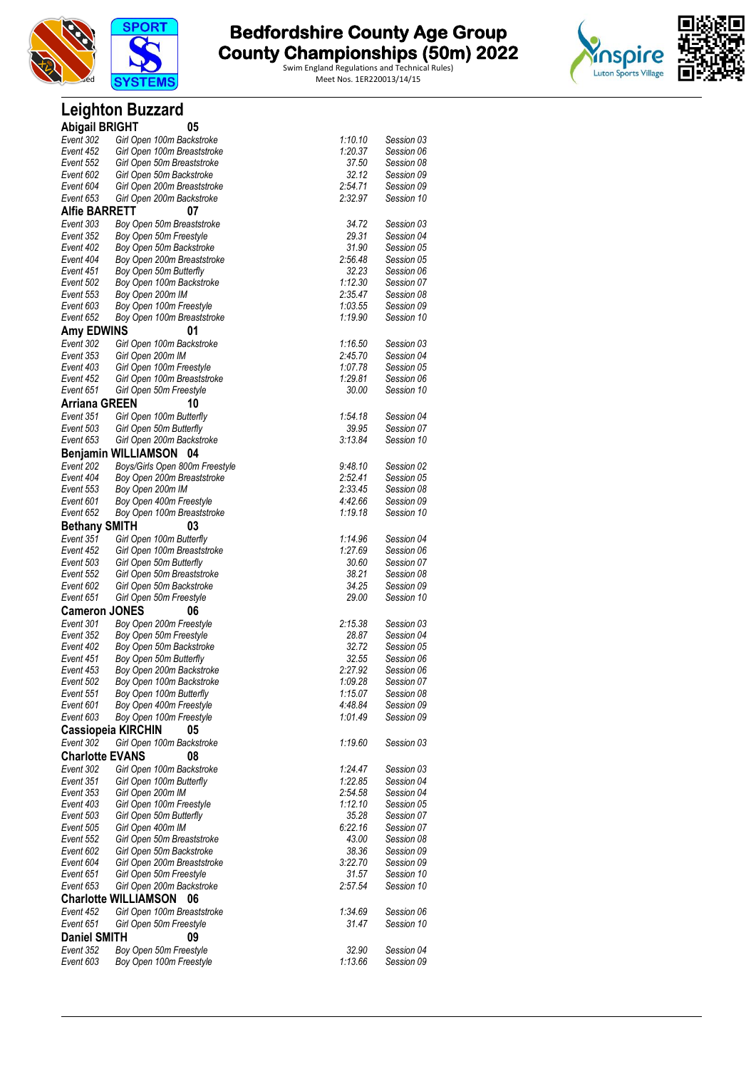# Bedfordshire County Age Group County Championships (50m) 2022

Swim England Regulations and Technical Rules)
Meet Nos. 1ER220013/14/15

## Leighton Buzzard

### Abigail BRIGHT 05

| | | | |
|---|---|---|---|
| Event 302 | Girl Open 100m Backstroke | 1:10.10 | Session 03 |
| Event 452 | Girl Open 100m Breaststroke | 1:20.37 | Session 06 |
| Event 552 | Girl Open 50m Breaststroke | 37.50 | Session 08 |
| Event 602 | Girl Open 50m Backstroke | 32.12 | Session 09 |
| Event 604 | Girl Open 200m Breaststroke | 2:54.71 | Session 09 |
| Event 653 | Girl Open 200m Backstroke | 2:32.97 | Session 10 |

### Alfie BARRETT 07

| | | | |
|---|---|---|---|
| Event 303 | Boy Open 50m Breaststroke | 34.72 | Session 03 |
| Event 352 | Boy Open 50m Freestyle | 29.31 | Session 04 |
| Event 402 | Boy Open 50m Backstroke | 31.90 | Session 05 |
| Event 404 | Boy Open 200m Breaststroke | 2:56.48 | Session 05 |
| Event 451 | Boy Open 50m Butterfly | 32.23 | Session 06 |
| Event 502 | Boy Open 100m Backstroke | 1:12.30 | Session 07 |
| Event 553 | Boy Open 200m IM | 2:35.47 | Session 08 |
| Event 603 | Boy Open 100m Freestyle | 1:03.55 | Session 09 |
| Event 652 | Boy Open 100m Breaststroke | 1:19.90 | Session 10 |

### Amy EDWINS 01

| | | | |
|---|---|---|---|
| Event 302 | Girl Open 100m Backstroke | 1:16.50 | Session 03 |
| Event 353 | Girl Open 200m IM | 2:45.70 | Session 04 |
| Event 403 | Girl Open 100m Freestyle | 1:07.78 | Session 05 |
| Event 452 | Girl Open 100m Breaststroke | 1:29.81 | Session 06 |
| Event 651 | Girl Open 50m Freestyle | 30.00 | Session 10 |

### Arriana GREEN 10

| | | | |
|---|---|---|---|
| Event 351 | Girl Open 100m Butterfly | 1:54.18 | Session 04 |
| Event 503 | Girl Open 50m Butterfly | 39.95 | Session 07 |
| Event 653 | Girl Open 200m Backstroke | 3:13.84 | Session 10 |

### Benjamin WILLIAMSON 04

| | | | |
|---|---|---|---|
| Event 202 | Boys/Girls Open 800m Freestyle | 9:48.10 | Session 02 |
| Event 404 | Boy Open 200m Breaststroke | 2:52.41 | Session 05 |
| Event 553 | Boy Open 200m IM | 2:33.45 | Session 08 |
| Event 601 | Boy Open 400m Freestyle | 4:42.66 | Session 09 |
| Event 652 | Boy Open 100m Breaststroke | 1:19.18 | Session 10 |

### Bethany SMITH 03

| | | | |
|---|---|---|---|
| Event 351 | Girl Open 100m Butterfly | 1:14.96 | Session 04 |
| Event 452 | Girl Open 100m Breaststroke | 1:27.69 | Session 06 |
| Event 503 | Girl Open 50m Butterfly | 30.60 | Session 07 |
| Event 552 | Girl Open 50m Breaststroke | 38.21 | Session 08 |
| Event 602 | Girl Open 50m Backstroke | 34.25 | Session 09 |
| Event 651 | Girl Open 50m Freestyle | 29.00 | Session 10 |

### Cameron JONES 06

| | | | |
|---|---|---|---|
| Event 301 | Boy Open 200m Freestyle | 2:15.38 | Session 03 |
| Event 352 | Boy Open 50m Freestyle | 28.87 | Session 04 |
| Event 402 | Boy Open 50m Backstroke | 32.72 | Session 05 |
| Event 451 | Boy Open 50m Butterfly | 32.55 | Session 06 |
| Event 453 | Boy Open 200m Backstroke | 2:27.92 | Session 06 |
| Event 502 | Boy Open 100m Backstroke | 1:09.28 | Session 07 |
| Event 551 | Boy Open 100m Butterfly | 1:15.07 | Session 08 |
| Event 601 | Boy Open 400m Freestyle | 4:48.84 | Session 09 |
| Event 603 | Boy Open 100m Freestyle | 1:01.49 | Session 09 |

### Cassiopeia KIRCHIN 05

| | | | |
|---|---|---|---|
| Event 302 | Girl Open 100m Backstroke | 1:19.60 | Session 03 |

### Charlotte EVANS 08

| | | | |
|---|---|---|---|
| Event 302 | Girl Open 100m Backstroke | 1:24.47 | Session 03 |
| Event 351 | Girl Open 100m Butterfly | 1:22.85 | Session 04 |
| Event 353 | Girl Open 200m IM | 2:54.58 | Session 04 |
| Event 403 | Girl Open 100m Freestyle | 1:12.10 | Session 05 |
| Event 503 | Girl Open 50m Butterfly | 35.28 | Session 07 |
| Event 505 | Girl Open 400m IM | 6:22.16 | Session 07 |
| Event 552 | Girl Open 50m Breaststroke | 43.00 | Session 08 |
| Event 602 | Girl Open 50m Backstroke | 38.36 | Session 09 |
| Event 604 | Girl Open 200m Breaststroke | 3:22.70 | Session 09 |
| Event 651 | Girl Open 50m Freestyle | 31.57 | Session 10 |
| Event 653 | Girl Open 200m Backstroke | 2:57.54 | Session 10 |

### Charlotte WILLIAMSON 06

| | | | |
|---|---|---|---|
| Event 452 | Girl Open 100m Breaststroke | 1:34.69 | Session 06 |
| Event 651 | Girl Open 50m Freestyle | 31.47 | Session 10 |

### Daniel SMITH 09

| | | | |
|---|---|---|---|
| Event 352 | Boy Open 50m Freestyle | 32.90 | Session 04 |
| Event 603 | Boy Open 100m Freestyle | 1:13.66 | Session 09 |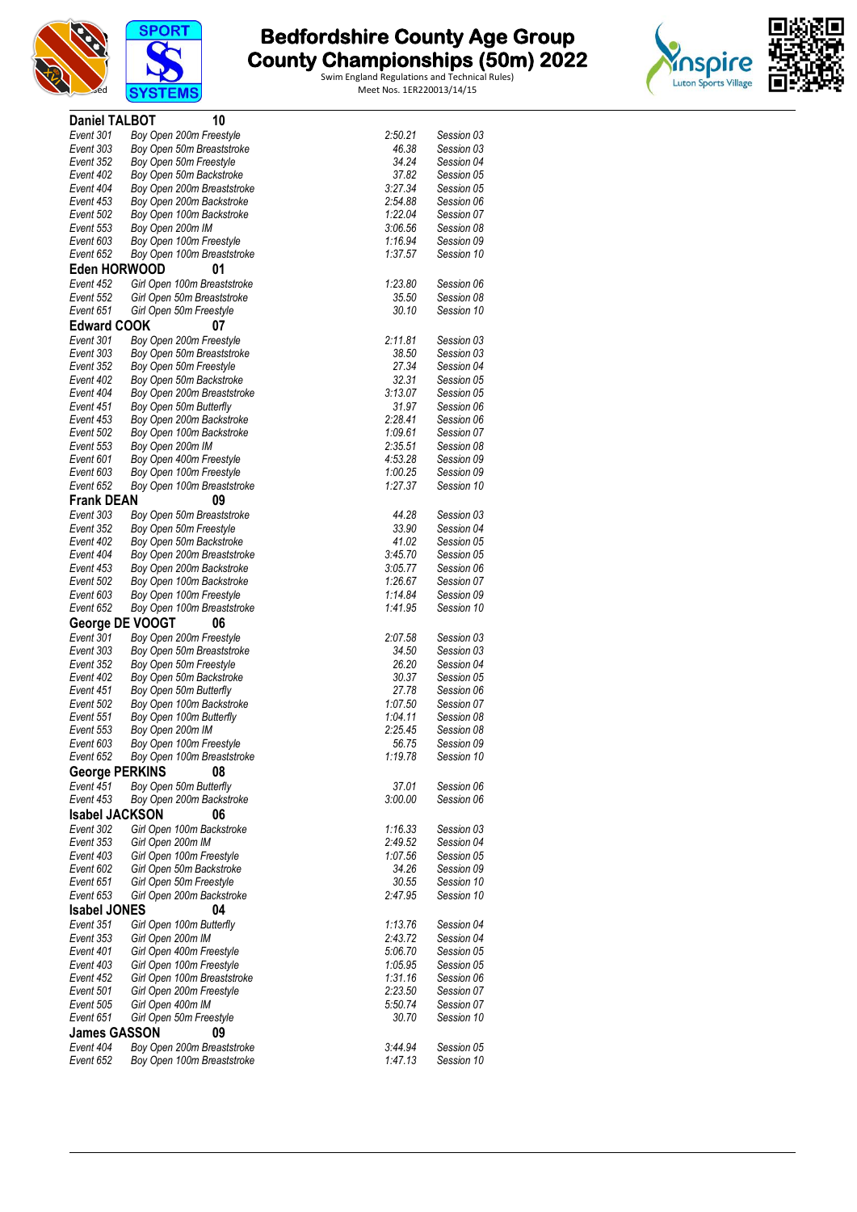# Bedfordshire County Age Group County Championships (50m) 2022

Swim England Regulations and Technical Rules)
Meet Nos. 1ER220013/14/15

### Daniel TALBOT 10

| | | | |
|---|---|---|---|
| Event 301 | Boy Open 200m Freestyle | 2:50.21 | Session 03 |
| Event 303 | Boy Open 50m Breaststroke | 46.38 | Session 03 |
| Event 352 | Boy Open 50m Freestyle | 34.24 | Session 04 |
| Event 402 | Boy Open 50m Backstroke | 37.82 | Session 05 |
| Event 404 | Boy Open 200m Breaststroke | 3:27.34 | Session 05 |
| Event 453 | Boy Open 200m Backstroke | 2:54.88 | Session 06 |
| Event 502 | Boy Open 100m Backstroke | 1:22.04 | Session 07 |
| Event 553 | Boy Open 200m IM | 3:06.56 | Session 08 |
| Event 603 | Boy Open 100m Freestyle | 1:16.94 | Session 09 |
| Event 652 | Boy Open 100m Breaststroke | 1:37.57 | Session 10 |

### Eden HORWOOD 01

| | | | |
|---|---|---|---|
| Event 452 | Girl Open 100m Breaststroke | 1:23.80 | Session 06 |
| Event 552 | Girl Open 50m Breaststroke | 35.50 | Session 08 |
| Event 651 | Girl Open 50m Freestyle | 30.10 | Session 10 |

### Edward COOK 07

| | | | |
|---|---|---|---|
| Event 301 | Boy Open 200m Freestyle | 2:11.81 | Session 03 |
| Event 303 | Boy Open 50m Breaststroke | 38.50 | Session 03 |
| Event 352 | Boy Open 50m Freestyle | 27.34 | Session 04 |
| Event 402 | Boy Open 50m Backstroke | 32.31 | Session 05 |
| Event 404 | Boy Open 200m Breaststroke | 3:13.07 | Session 05 |
| Event 451 | Boy Open 50m Butterfly | 31.97 | Session 06 |
| Event 453 | Boy Open 200m Backstroke | 2:28.41 | Session 06 |
| Event 502 | Boy Open 100m Backstroke | 1:09.61 | Session 07 |
| Event 553 | Boy Open 200m IM | 2:35.51 | Session 08 |
| Event 601 | Boy Open 400m Freestyle | 4:53.28 | Session 09 |
| Event 603 | Boy Open 100m Freestyle | 1:00.25 | Session 09 |
| Event 652 | Boy Open 100m Breaststroke | 1:27.37 | Session 10 |

### Frank DEAN 09

| | | | |
|---|---|---|---|
| Event 303 | Boy Open 50m Breaststroke | 44.28 | Session 03 |
| Event 352 | Boy Open 50m Freestyle | 33.90 | Session 04 |
| Event 402 | Boy Open 50m Backstroke | 41.02 | Session 05 |
| Event 404 | Boy Open 200m Breaststroke | 3:45.70 | Session 05 |
| Event 453 | Boy Open 200m Backstroke | 3:05.77 | Session 06 |
| Event 502 | Boy Open 100m Backstroke | 1:26.67 | Session 07 |
| Event 603 | Boy Open 100m Freestyle | 1:14.84 | Session 09 |
| Event 652 | Boy Open 100m Breaststroke | 1:41.95 | Session 10 |

### George DE VOOGT 06

| | | | |
|---|---|---|---|
| Event 301 | Boy Open 200m Freestyle | 2:07.58 | Session 03 |
| Event 303 | Boy Open 50m Breaststroke | 34.50 | Session 03 |
| Event 352 | Boy Open 50m Freestyle | 26.20 | Session 04 |
| Event 402 | Boy Open 50m Backstroke | 30.37 | Session 05 |
| Event 451 | Boy Open 50m Butterfly | 27.78 | Session 06 |
| Event 502 | Boy Open 100m Backstroke | 1:07.50 | Session 07 |
| Event 551 | Boy Open 100m Butterfly | 1:04.11 | Session 08 |
| Event 553 | Boy Open 200m IM | 2:25.45 | Session 08 |
| Event 603 | Boy Open 100m Freestyle | 56.75 | Session 09 |
| Event 652 | Boy Open 100m Breaststroke | 1:19.78 | Session 10 |

### George PERKINS 08

| | | | |
|---|---|---|---|
| Event 451 | Boy Open 50m Butterfly | 37.01 | Session 06 |
| Event 453 | Boy Open 200m Backstroke | 3:00.00 | Session 06 |

### Isabel JACKSON 06

| | | | |
|---|---|---|---|
| Event 302 | Girl Open 100m Backstroke | 1:16.33 | Session 03 |
| Event 353 | Girl Open 200m IM | 2:49.52 | Session 04 |
| Event 403 | Girl Open 100m Freestyle | 1:07.56 | Session 05 |
| Event 602 | Girl Open 50m Backstroke | 34.26 | Session 09 |
| Event 651 | Girl Open 50m Freestyle | 30.55 | Session 10 |
| Event 653 | Girl Open 200m Backstroke | 2:47.95 | Session 10 |

### Isabel JONES 04

| | | | |
|---|---|---|---|
| Event 351 | Girl Open 100m Butterfly | 1:13.76 | Session 04 |
| Event 353 | Girl Open 200m IM | 2:43.72 | Session 04 |
| Event 401 | Girl Open 400m Freestyle | 5:06.70 | Session 05 |
| Event 403 | Girl Open 100m Freestyle | 1:05.95 | Session 05 |
| Event 452 | Girl Open 100m Breaststroke | 1:31.16 | Session 06 |
| Event 501 | Girl Open 200m Freestyle | 2:23.50 | Session 07 |
| Event 505 | Girl Open 400m IM | 5:50.74 | Session 07 |
| Event 651 | Girl Open 50m Freestyle | 30.70 | Session 10 |

### James GASSON 09

| | | | |
|---|---|---|---|
| Event 404 | Boy Open 200m Breaststroke | 3:44.94 | Session 05 |
| Event 652 | Boy Open 100m Breaststroke | 1:47.13 | Session 10 |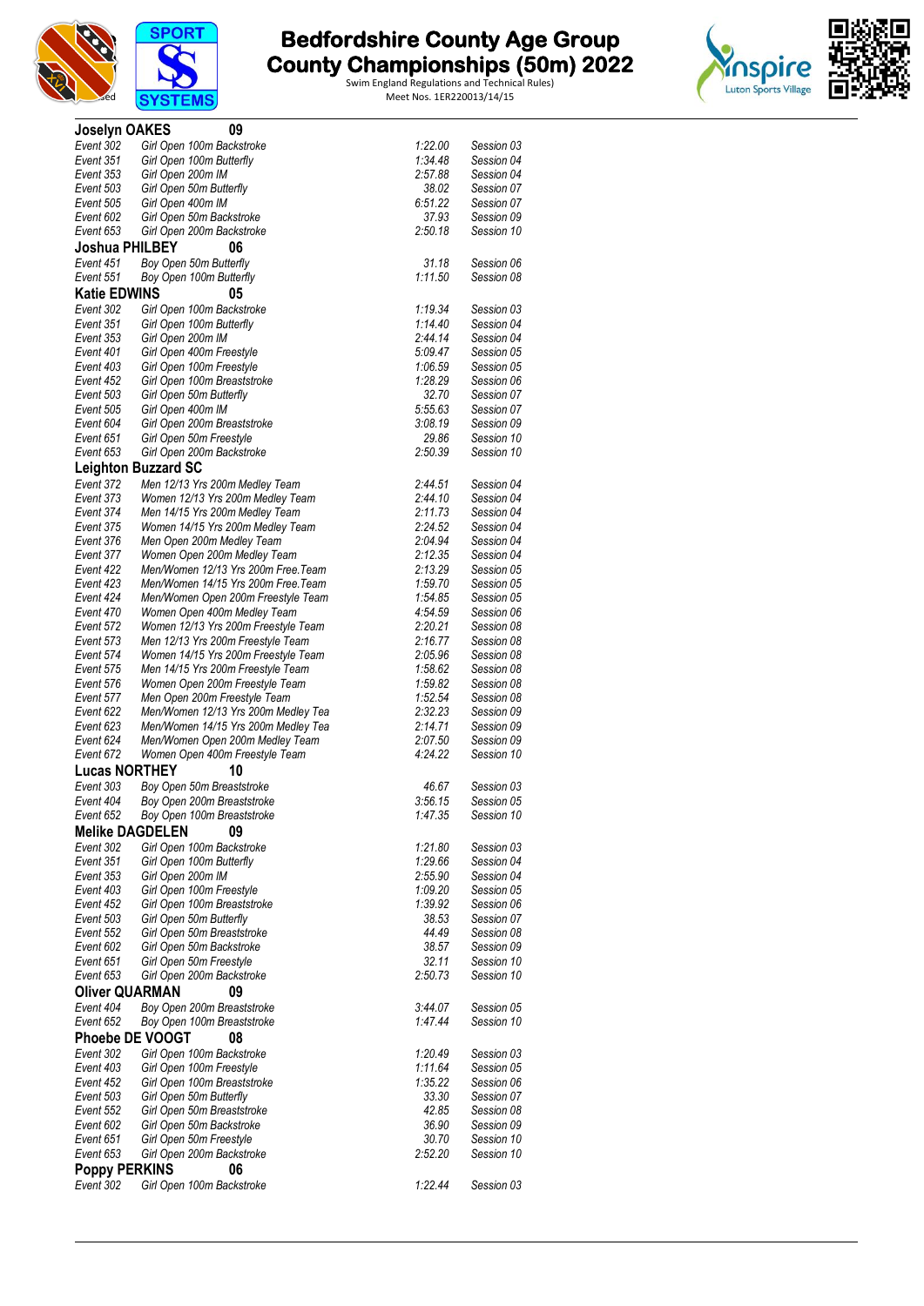# Bedfordshire County Age Group County Championships (50m) 2022

Swim England Regulations and Technical Rules)
Meet Nos. 1ER220013/14/15

**Joselyn OAKES** 09

| | | | |
|---|---|---|---|
| Event 302 | Girl Open 100m Backstroke | 1:22.00 | Session 03 |
| Event 351 | Girl Open 100m Butterfly | 1:34.48 | Session 04 |
| Event 353 | Girl Open 200m IM | 2:57.88 | Session 04 |
| Event 503 | Girl Open 50m Butterfly | 38.02 | Session 07 |
| Event 505 | Girl Open 400m IM | 6:51.22 | Session 07 |
| Event 602 | Girl Open 50m Backstroke | 37.93 | Session 09 |
| Event 653 | Girl Open 200m Backstroke | 2:50.18 | Session 10 |

**Joshua PHILBEY** 06

| | | | |
|---|---|---|---|
| Event 451 | Boy Open 50m Butterfly | 31.18 | Session 06 |
| Event 551 | Boy Open 100m Butterfly | 1:11.50 | Session 08 |

**Katie EDWINS** 05

| | | | |
|---|---|---|---|
| Event 302 | Girl Open 100m Backstroke | 1:19.34 | Session 03 |
| Event 351 | Girl Open 100m Butterfly | 1:14.40 | Session 04 |
| Event 353 | Girl Open 200m IM | 2:44.14 | Session 04 |
| Event 401 | Girl Open 400m Freestyle | 5:09.47 | Session 05 |
| Event 403 | Girl Open 100m Freestyle | 1:06.59 | Session 05 |
| Event 452 | Girl Open 100m Breaststroke | 1:28.29 | Session 06 |
| Event 503 | Girl Open 50m Butterfly | 32.70 | Session 07 |
| Event 505 | Girl Open 400m IM | 5:55.63 | Session 07 |
| Event 604 | Girl Open 200m Breaststroke | 3:08.19 | Session 09 |
| Event 651 | Girl Open 50m Freestyle | 29.86 | Session 10 |
| Event 653 | Girl Open 200m Backstroke | 2:50.39 | Session 10 |

**Leighton Buzzard SC**

| | | | |
|---|---|---|---|
| Event 372 | Men 12/13 Yrs 200m Medley Team | 2:44.51 | Session 04 |
| Event 373 | Women 12/13 Yrs 200m Medley Team | 2:44.10 | Session 04 |
| Event 374 | Men 14/15 Yrs 200m Medley Team | 2:11.73 | Session 04 |
| Event 375 | Women 14/15 Yrs 200m Medley Team | 2:24.52 | Session 04 |
| Event 376 | Men Open 200m Medley Team | 2:04.94 | Session 04 |
| Event 377 | Women Open 200m Medley Team | 2:12.35 | Session 04 |
| Event 422 | Men/Women 12/13 Yrs 200m Free.Team | 2:13.29 | Session 05 |
| Event 423 | Men/Women 14/15 Yrs 200m Free.Team | 1:59.70 | Session 05 |
| Event 424 | Men/Women Open 200m Freestyle Team | 1:54.85 | Session 05 |
| Event 470 | Women Open 400m Medley Team | 4:54.59 | Session 06 |
| Event 572 | Women 12/13 Yrs 200m Freestyle Team | 2:20.21 | Session 08 |
| Event 573 | Men 12/13 Yrs 200m Freestyle Team | 2:16.77 | Session 08 |
| Event 574 | Women 14/15 Yrs 200m Freestyle Team | 2:05.96 | Session 08 |
| Event 575 | Men 14/15 Yrs 200m Freestyle Team | 1:58.62 | Session 08 |
| Event 576 | Women Open 200m Freestyle Team | 1:59.82 | Session 08 |
| Event 577 | Men Open 200m Freestyle Team | 1:52.54 | Session 08 |
| Event 622 | Men/Women 12/13 Yrs 200m Medley Tea | 2:32.23 | Session 09 |
| Event 623 | Men/Women 14/15 Yrs 200m Medley Tea | 2:14.71 | Session 09 |
| Event 624 | Men/Women Open 200m Medley Team | 2:07.50 | Session 09 |
| Event 672 | Women Open 400m Freestyle Team | 4:24.22 | Session 10 |

**Lucas NORTHEY** 10

| | | | |
|---|---|---|---|
| Event 303 | Boy Open 50m Breaststroke | 46.67 | Session 03 |
| Event 404 | Boy Open 200m Breaststroke | 3:56.15 | Session 05 |
| Event 652 | Boy Open 100m Breaststroke | 1:47.35 | Session 10 |

**Melike DAGDELEN** 09

| | | | |
|---|---|---|---|
| Event 302 | Girl Open 100m Backstroke | 1:21.80 | Session 03 |
| Event 351 | Girl Open 100m Butterfly | 1:29.66 | Session 04 |
| Event 353 | Girl Open 200m IM | 2:55.90 | Session 04 |
| Event 403 | Girl Open 100m Freestyle | 1:09.20 | Session 05 |
| Event 452 | Girl Open 100m Breaststroke | 1:39.92 | Session 06 |
| Event 503 | Girl Open 50m Butterfly | 38.53 | Session 07 |
| Event 552 | Girl Open 50m Breaststroke | 44.49 | Session 08 |
| Event 602 | Girl Open 50m Backstroke | 38.57 | Session 09 |
| Event 651 | Girl Open 50m Freestyle | 32.11 | Session 10 |
| Event 653 | Girl Open 200m Backstroke | 2:50.73 | Session 10 |

**Oliver QUARMAN** 09

| | | | |
|---|---|---|---|
| Event 404 | Boy Open 200m Breaststroke | 3:44.07 | Session 05 |
| Event 652 | Boy Open 100m Breaststroke | 1:47.44 | Session 10 |

**Phoebe DE VOOGT** 08

| | | | |
|---|---|---|---|
| Event 302 | Girl Open 100m Backstroke | 1:20.49 | Session 03 |
| Event 403 | Girl Open 100m Freestyle | 1:11.64 | Session 05 |
| Event 452 | Girl Open 100m Breaststroke | 1:35.22 | Session 06 |
| Event 503 | Girl Open 50m Butterfly | 33.30 | Session 07 |
| Event 552 | Girl Open 50m Breaststroke | 42.85 | Session 08 |
| Event 602 | Girl Open 50m Backstroke | 36.90 | Session 09 |
| Event 651 | Girl Open 50m Freestyle | 30.70 | Session 10 |
| Event 653 | Girl Open 200m Backstroke | 2:52.20 | Session 10 |

**Poppy PERKINS** 06

| | | | |
|---|---|---|---|
| Event 302 | Girl Open 100m Backstroke | 1:22.44 | Session 03 |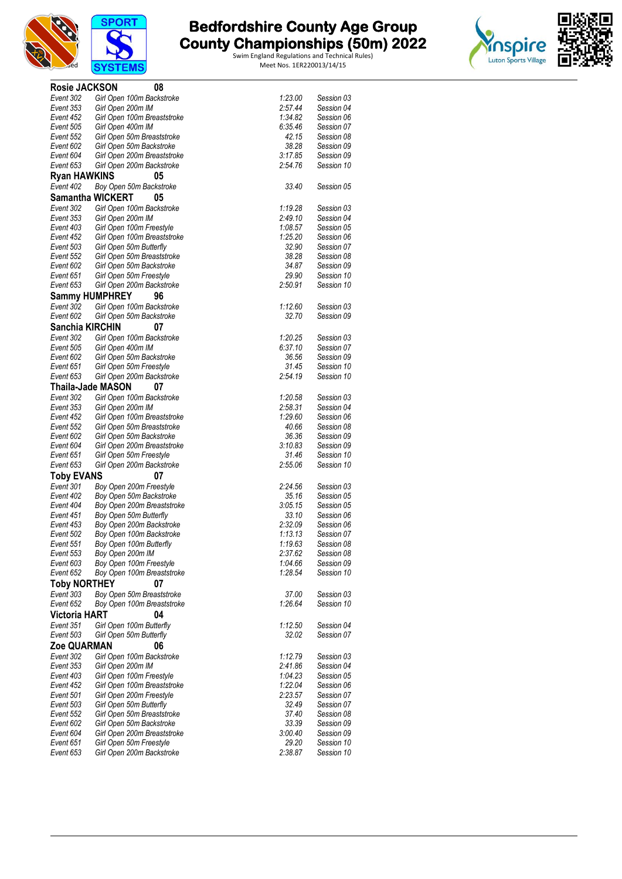# Bedfordshire County Age Group County Championships (50m) 2022

Swim England Regulations and Technical Rules)
Meet Nos. 1ER220013/14/15

**Rosie JACKSON** **08**

| | | | |
|---|---|---|---|
| Event 302 | Girl Open 100m Backstroke | 1:23.00 | Session 03 |
| Event 353 | Girl Open 200m IM | 2:57.44 | Session 04 |
| Event 452 | Girl Open 100m Breaststroke | 1:34.82 | Session 06 |
| Event 505 | Girl Open 400m IM | 6:35.46 | Session 07 |
| Event 552 | Girl Open 50m Breaststroke | 42.15 | Session 08 |
| Event 602 | Girl Open 50m Backstroke | 38.28 | Session 09 |
| Event 604 | Girl Open 200m Breaststroke | 3:17.85 | Session 09 |
| Event 653 | Girl Open 200m Backstroke | 2:54.76 | Session 10 |

**Ryan HAWKINS** **05**

| | | | |
|---|---|---|---|
| Event 402 | Boy Open 50m Backstroke | 33.40 | Session 05 |

**Samantha WICKERT** **05**

| | | | |
|---|---|---|---|
| Event 302 | Girl Open 100m Backstroke | 1:19.28 | Session 03 |
| Event 353 | Girl Open 200m IM | 2:49.10 | Session 04 |
| Event 403 | Girl Open 100m Freestyle | 1:08.57 | Session 05 |
| Event 452 | Girl Open 100m Breaststroke | 1:25.20 | Session 06 |
| Event 503 | Girl Open 50m Butterfly | 32.90 | Session 07 |
| Event 552 | Girl Open 50m Breaststroke | 38.28 | Session 08 |
| Event 602 | Girl Open 50m Backstroke | 34.87 | Session 09 |
| Event 651 | Girl Open 50m Freestyle | 29.90 | Session 10 |
| Event 653 | Girl Open 200m Backstroke | 2:50.91 | Session 10 |

**Sammy HUMPHREY** **96**

| | | | |
|---|---|---|---|
| Event 302 | Girl Open 100m Backstroke | 1:12.60 | Session 03 |
| Event 602 | Girl Open 50m Backstroke | 32.70 | Session 09 |

**Sanchia KIRCHIN** **07**

| | | | |
|---|---|---|---|
| Event 302 | Girl Open 100m Backstroke | 1:20.25 | Session 03 |
| Event 505 | Girl Open 400m IM | 6:37.10 | Session 07 |
| Event 602 | Girl Open 50m Backstroke | 36.56 | Session 09 |
| Event 651 | Girl Open 50m Freestyle | 31.45 | Session 10 |
| Event 653 | Girl Open 200m Backstroke | 2:54.19 | Session 10 |

**Thaila-Jade MASON** **07**

| | | | |
|---|---|---|---|
| Event 302 | Girl Open 100m Backstroke | 1:20.58 | Session 03 |
| Event 353 | Girl Open 200m IM | 2:58.31 | Session 04 |
| Event 452 | Girl Open 100m Breaststroke | 1:29.60 | Session 06 |
| Event 552 | Girl Open 50m Breaststroke | 40.66 | Session 08 |
| Event 602 | Girl Open 50m Backstroke | 36.36 | Session 09 |
| Event 604 | Girl Open 200m Breaststroke | 3:10.83 | Session 09 |
| Event 651 | Girl Open 50m Freestyle | 31.46 | Session 10 |
| Event 653 | Girl Open 200m Backstroke | 2:55.06 | Session 10 |

**Toby EVANS** **07**

| | | | |
|---|---|---|---|
| Event 301 | Boy Open 200m Freestyle | 2:24.56 | Session 03 |
| Event 402 | Boy Open 50m Backstroke | 35.16 | Session 05 |
| Event 404 | Boy Open 200m Breaststroke | 3:05.15 | Session 05 |
| Event 451 | Boy Open 50m Butterfly | 33.10 | Session 06 |
| Event 453 | Boy Open 200m Backstroke | 2:32.09 | Session 06 |
| Event 502 | Boy Open 100m Backstroke | 1:13.13 | Session 07 |
| Event 551 | Boy Open 100m Butterfly | 1:19.63 | Session 08 |
| Event 553 | Boy Open 200m IM | 2:37.62 | Session 08 |
| Event 603 | Boy Open 100m Freestyle | 1:04.66 | Session 09 |
| Event 652 | Boy Open 100m Breaststroke | 1:28.54 | Session 10 |

**Toby NORTHEY** **07**

| | | | |
|---|---|---|---|
| Event 303 | Boy Open 50m Breaststroke | 37.00 | Session 03 |
| Event 652 | Boy Open 100m Breaststroke | 1:26.64 | Session 10 |

**Victoria HART** **04**

| | | | |
|---|---|---|---|
| Event 351 | Girl Open 100m Butterfly | 1:12.50 | Session 04 |
| Event 503 | Girl Open 50m Butterfly | 32.02 | Session 07 |

**Zoe QUARMAN** **06**

| | | | |
|---|---|---|---|
| Event 302 | Girl Open 100m Backstroke | 1:12.79 | Session 03 |
| Event 353 | Girl Open 200m IM | 2:41.86 | Session 04 |
| Event 403 | Girl Open 100m Freestyle | 1:04.23 | Session 05 |
| Event 452 | Girl Open 100m Breaststroke | 1:22.04 | Session 06 |
| Event 501 | Girl Open 200m Freestyle | 2:23.57 | Session 07 |
| Event 503 | Girl Open 50m Butterfly | 32.49 | Session 07 |
| Event 552 | Girl Open 50m Breaststroke | 37.40 | Session 08 |
| Event 602 | Girl Open 50m Backstroke | 33.39 | Session 09 |
| Event 604 | Girl Open 200m Breaststroke | 3:00.40 | Session 09 |
| Event 651 | Girl Open 50m Freestyle | 29.20 | Session 10 |
| Event 653 | Girl Open 200m Backstroke | 2:38.87 | Session 10 |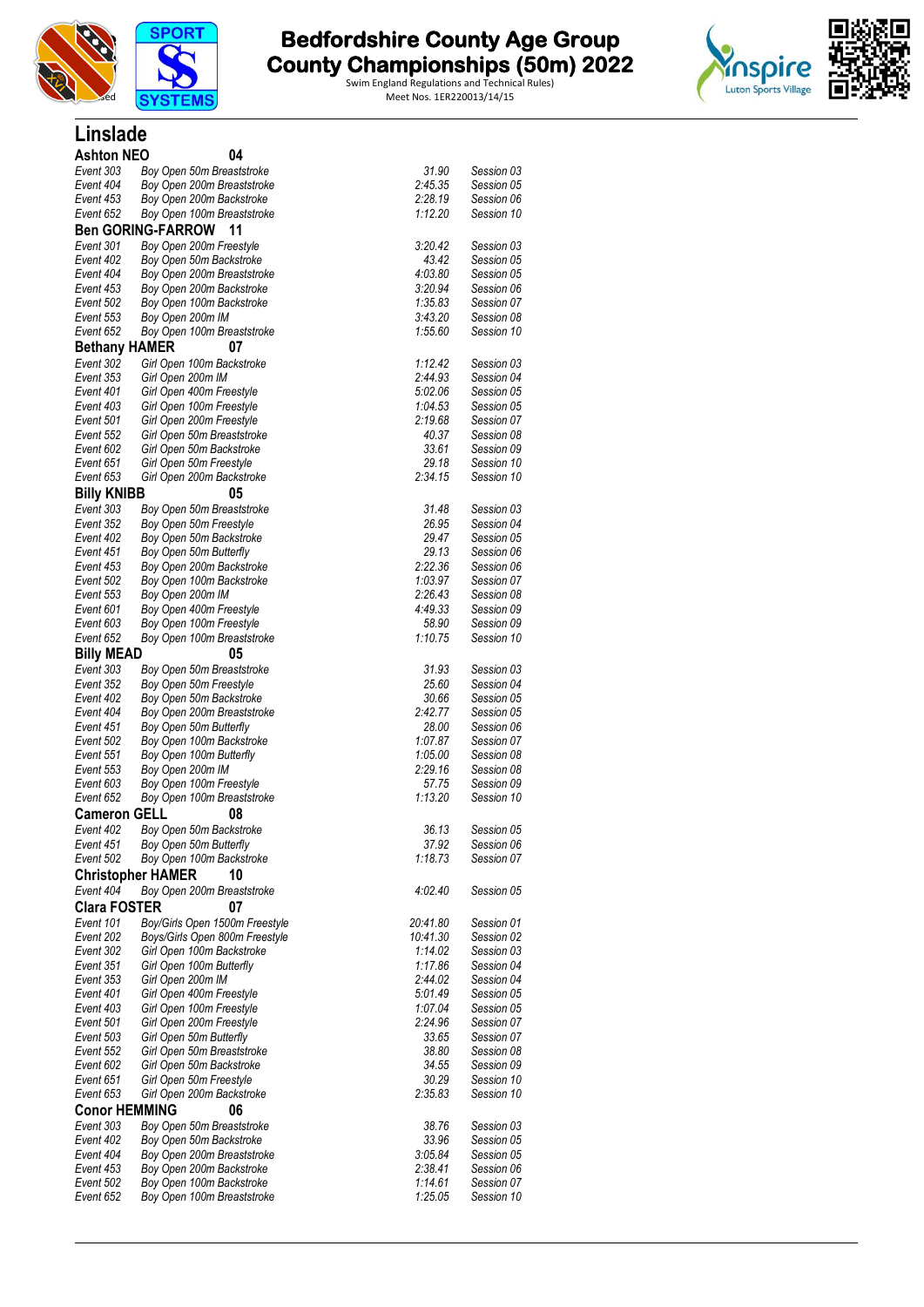# Bedfordshire County Age Group County Championships (50m) 2022

Swim England Regulations and Technical Rules)
Meet Nos. 1ER22013/14/15

## Linslade

### Ashton NEO 04

| | | | |
|---|---|---|---|
| Event 303 | Boy Open 50m Breaststroke | 31.90 | Session 03 |
| Event 404 | Boy Open 200m Breaststroke | 2:45.35 | Session 05 |
| Event 453 | Boy Open 200m Backstroke | 2:28.19 | Session 06 |
| Event 652 | Boy Open 100m Breaststroke | 1:12.20 | Session 10 |

### Ben GORING-FARROW 11

| | | | |
|---|---|---|---|
| Event 301 | Boy Open 200m Freestyle | 3:20.42 | Session 03 |
| Event 402 | Boy Open 50m Backstroke | 43.42 | Session 05 |
| Event 404 | Boy Open 200m Breaststroke | 4:03.80 | Session 05 |
| Event 453 | Boy Open 200m Backstroke | 3:20.94 | Session 06 |
| Event 502 | Boy Open 100m Backstroke | 1:35.83 | Session 07 |
| Event 553 | Boy Open 200m IM | 3:43.20 | Session 08 |
| Event 652 | Boy Open 100m Breaststroke | 1:55.60 | Session 10 |

### Bethany HAMER 07

| | | | |
|---|---|---|---|
| Event 302 | Girl Open 100m Backstroke | 1:12.42 | Session 03 |
| Event 353 | Girl Open 200m IM | 2:44.93 | Session 04 |
| Event 401 | Girl Open 400m Freestyle | 5:02.06 | Session 05 |
| Event 403 | Girl Open 100m Freestyle | 1:04.53 | Session 05 |
| Event 501 | Girl Open 200m Freestyle | 2:19.68 | Session 07 |
| Event 552 | Girl Open 50m Breaststroke | 40.37 | Session 08 |
| Event 602 | Girl Open 50m Backstroke | 33.61 | Session 09 |
| Event 651 | Girl Open 50m Freestyle | 29.18 | Session 10 |
| Event 653 | Girl Open 200m Backstroke | 2:34.15 | Session 10 |

### Billy KNIBB 05

| | | | |
|---|---|---|---|
| Event 303 | Boy Open 50m Breaststroke | 31.48 | Session 03 |
| Event 352 | Boy Open 50m Freestyle | 26.95 | Session 04 |
| Event 402 | Boy Open 50m Backstroke | 29.47 | Session 05 |
| Event 451 | Boy Open 50m Butterfly | 29.13 | Session 06 |
| Event 453 | Boy Open 200m Backstroke | 2:22.36 | Session 06 |
| Event 502 | Boy Open 100m Backstroke | 1:03.97 | Session 07 |
| Event 553 | Boy Open 200m IM | 2:26.43 | Session 08 |
| Event 601 | Boy Open 400m Freestyle | 4:49.33 | Session 09 |
| Event 603 | Boy Open 100m Freestyle | 58.90 | Session 09 |
| Event 652 | Boy Open 100m Breaststroke | 1:10.75 | Session 10 |

### Billy MEAD 05

| | | | |
|---|---|---|---|
| Event 303 | Boy Open 50m Breaststroke | 31.93 | Session 03 |
| Event 352 | Boy Open 50m Freestyle | 25.60 | Session 04 |
| Event 402 | Boy Open 50m Backstroke | 30.66 | Session 05 |
| Event 404 | Boy Open 200m Breaststroke | 2:42.77 | Session 05 |
| Event 451 | Boy Open 50m Butterfly | 28.00 | Session 06 |
| Event 502 | Boy Open 100m Backstroke | 1:07.87 | Session 07 |
| Event 551 | Boy Open 100m Butterfly | 1:05.00 | Session 08 |
| Event 553 | Boy Open 200m IM | 2:29.16 | Session 08 |
| Event 603 | Boy Open 100m Freestyle | 57.75 | Session 09 |
| Event 652 | Boy Open 100m Breaststroke | 1:13.20 | Session 10 |

### Cameron GELL 08

| | | | |
|---|---|---|---|
| Event 402 | Boy Open 50m Backstroke | 36.13 | Session 05 |
| Event 451 | Boy Open 50m Butterfly | 37.92 | Session 06 |
| Event 502 | Boy Open 100m Backstroke | 1:18.73 | Session 07 |

### Christopher HAMER 10

| | | | |
|---|---|---|---|
| Event 404 | Boy Open 200m Breaststroke | 4:02.40 | Session 05 |

### Clara FOSTER 07

| | | | |
|---|---|---|---|
| Event 101 | Boy/Girls Open 1500m Freestyle | 20:41.80 | Session 01 |
| Event 202 | Boys/Girls Open 800m Freestyle | 10:41.30 | Session 02 |
| Event 302 | Girl Open 100m Backstroke | 1:14.02 | Session 03 |
| Event 351 | Girl Open 100m Butterfly | 1:17.86 | Session 04 |
| Event 353 | Girl Open 200m IM | 2:44.02 | Session 04 |
| Event 401 | Girl Open 400m Freestyle | 5:01.49 | Session 05 |
| Event 403 | Girl Open 100m Freestyle | 1:07.04 | Session 05 |
| Event 501 | Girl Open 200m Freestyle | 2:24.96 | Session 07 |
| Event 503 | Girl Open 50m Butterfly | 33.65 | Session 07 |
| Event 552 | Girl Open 50m Breaststroke | 38.80 | Session 08 |
| Event 602 | Girl Open 50m Backstroke | 34.55 | Session 09 |
| Event 651 | Girl Open 50m Freestyle | 30.29 | Session 10 |
| Event 653 | Girl Open 200m Backstroke | 2:35.83 | Session 10 |

### Conor HEMMING 06

| | | | |
|---|---|---|---|
| Event 303 | Boy Open 50m Breaststroke | 38.76 | Session 03 |
| Event 402 | Boy Open 50m Backstroke | 33.96 | Session 05 |
| Event 404 | Boy Open 200m Breaststroke | 3:05.84 | Session 05 |
| Event 453 | Boy Open 200m Backstroke | 2:38.41 | Session 06 |
| Event 502 | Boy Open 100m Backstroke | 1:14.61 | Session 07 |
| Event 652 | Boy Open 100m Breaststroke | 1:25.05 | Session 10 |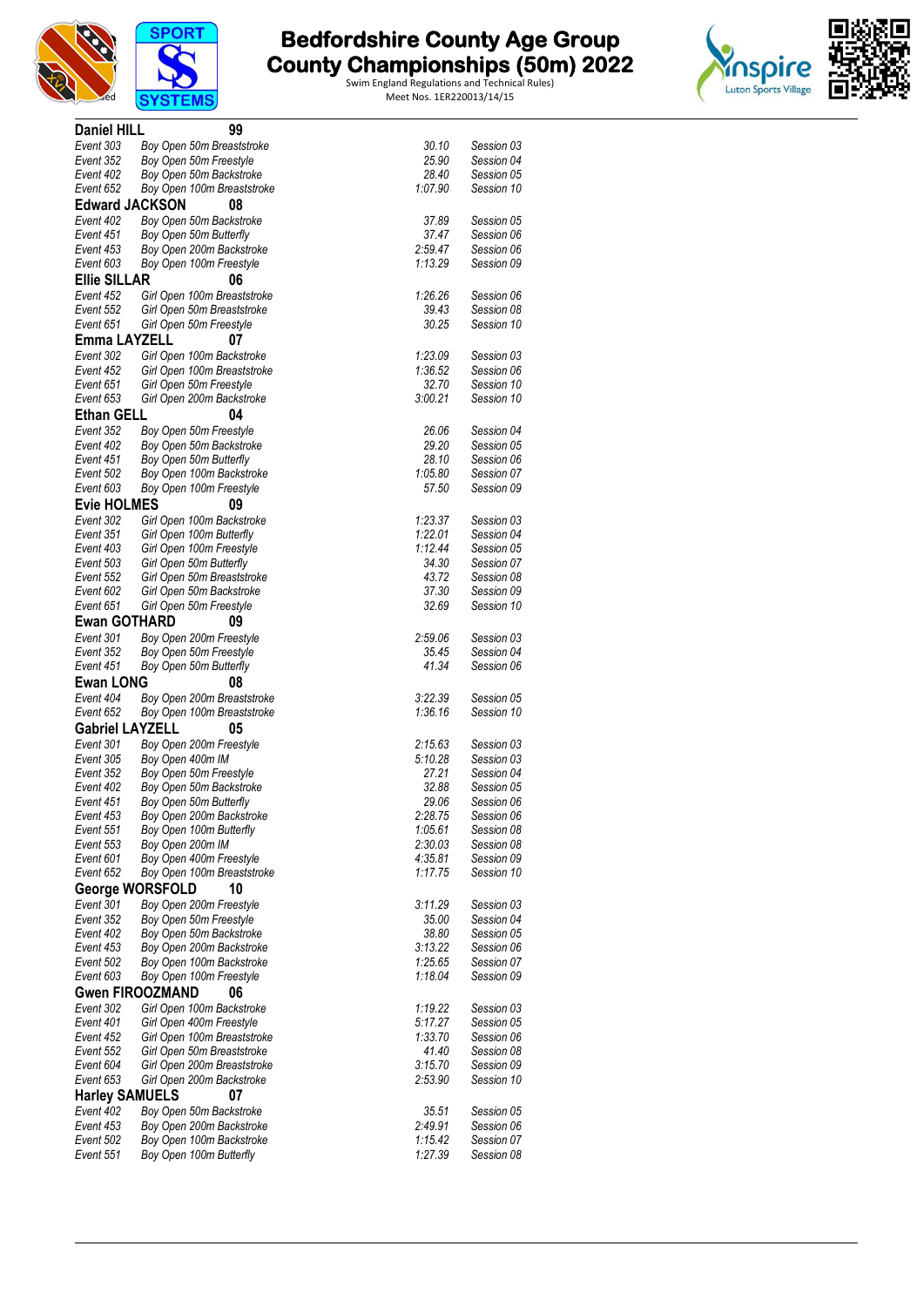# Bedfordshire County Age Group County Championships (50m) 2022

Swim England Regulations and Technical Rules)
Meet Nos. 1ER220013/14/15

**Daniel HILL** 99

| | | | |
|---|---|---|---|
| Event 303 | Boy Open 50m Breaststroke | 30.10 | Session 03 |
| Event 352 | Boy Open 50m Freestyle | 25.90 | Session 04 |
| Event 402 | Boy Open 50m Backstroke | 28.40 | Session 05 |
| Event 652 | Boy Open 100m Breaststroke | 1:07.90 | Session 10 |

**Edward JACKSON** 08

| | | | |
|---|---|---|---|
| Event 402 | Boy Open 50m Backstroke | 37.89 | Session 05 |
| Event 451 | Boy Open 50m Butterfly | 37.47 | Session 06 |
| Event 453 | Boy Open 200m Backstroke | 2:59.47 | Session 06 |
| Event 603 | Boy Open 100m Freestyle | 1:13.29 | Session 09 |

**Ellie SILLAR** 06

| | | | |
|---|---|---|---|
| Event 452 | Girl Open 100m Breaststroke | 1:26.26 | Session 06 |
| Event 552 | Girl Open 50m Breaststroke | 39.43 | Session 08 |
| Event 651 | Girl Open 50m Freestyle | 30.25 | Session 10 |

**Emma LAYZELL** 07

| | | | |
|---|---|---|---|
| Event 302 | Girl Open 100m Backstroke | 1:23.09 | Session 03 |
| Event 452 | Girl Open 100m Breaststroke | 1:36.52 | Session 06 |
| Event 651 | Girl Open 50m Freestyle | 32.70 | Session 10 |
| Event 653 | Girl Open 200m Backstroke | 3:00.21 | Session 10 |

**Ethan GELL** 04

| | | | |
|---|---|---|---|
| Event 352 | Boy Open 50m Freestyle | 26.06 | Session 04 |
| Event 402 | Boy Open 50m Backstroke | 29.20 | Session 05 |
| Event 451 | Boy Open 50m Butterfly | 28.10 | Session 06 |
| Event 502 | Boy Open 100m Backstroke | 1:05.80 | Session 07 |
| Event 603 | Boy Open 100m Freestyle | 57.50 | Session 09 |

**Evie HOLMES** 09

| | | | |
|---|---|---|---|
| Event 302 | Girl Open 100m Backstroke | 1:23.37 | Session 03 |
| Event 351 | Girl Open 100m Butterfly | 1:22.01 | Session 04 |
| Event 403 | Girl Open 100m Freestyle | 1:12.44 | Session 05 |
| Event 503 | Girl Open 50m Butterfly | 34.30 | Session 07 |
| Event 552 | Girl Open 50m Breaststroke | 43.72 | Session 08 |
| Event 602 | Girl Open 50m Backstroke | 37.30 | Session 09 |
| Event 651 | Girl Open 50m Freestyle | 32.69 | Session 10 |

**Ewan GOTHARD** 09

| | | | |
|---|---|---|---|
| Event 301 | Boy Open 200m Freestyle | 2:59.06 | Session 03 |
| Event 352 | Boy Open 50m Freestyle | 35.45 | Session 04 |
| Event 451 | Boy Open 50m Butterfly | 41.34 | Session 06 |

**Ewan LONG** 08

| | | | |
|---|---|---|---|
| Event 404 | Boy Open 200m Breaststroke | 3:22.39 | Session 05 |
| Event 652 | Boy Open 100m Breaststroke | 1:36.16 | Session 10 |

**Gabriel LAYZELL** 05

| | | | |
|---|---|---|---|
| Event 301 | Boy Open 200m Freestyle | 2:15.63 | Session 03 |
| Event 305 | Boy Open 400m IM | 5:10.28 | Session 03 |
| Event 352 | Boy Open 50m Freestyle | 27.21 | Session 04 |
| Event 402 | Boy Open 50m Backstroke | 32.88 | Session 05 |
| Event 451 | Boy Open 50m Butterfly | 29.06 | Session 06 |
| Event 453 | Boy Open 200m Backstroke | 2:28.75 | Session 06 |
| Event 551 | Boy Open 100m Butterfly | 1:05.61 | Session 08 |
| Event 553 | Boy Open 200m IM | 2:30.03 | Session 08 |
| Event 601 | Boy Open 400m Freestyle | 4:35.81 | Session 09 |
| Event 652 | Boy Open 100m Breaststroke | 1:17.75 | Session 10 |

**George WORSFOLD** 10

| | | | |
|---|---|---|---|
| Event 301 | Boy Open 200m Freestyle | 3:11.29 | Session 03 |
| Event 352 | Boy Open 50m Freestyle | 35.00 | Session 04 |
| Event 402 | Boy Open 50m Backstroke | 38.80 | Session 05 |
| Event 453 | Boy Open 200m Backstroke | 3:13.22 | Session 06 |
| Event 502 | Boy Open 100m Backstroke | 1:25.65 | Session 07 |
| Event 603 | Boy Open 100m Freestyle | 1:18.04 | Session 09 |

**Gwen FIROOZMAND** 06

| | | | |
|---|---|---|---|
| Event 302 | Girl Open 100m Backstroke | 1:19.22 | Session 03 |
| Event 401 | Girl Open 400m Freestyle | 5:17.27 | Session 05 |
| Event 452 | Girl Open 100m Breaststroke | 1:33.70 | Session 06 |
| Event 552 | Girl Open 50m Breaststroke | 41.40 | Session 08 |
| Event 604 | Girl Open 200m Breaststroke | 3:15.70 | Session 09 |
| Event 653 | Girl Open 200m Backstroke | 2:53.90 | Session 10 |

**Harley SAMUELS** 07

| | | | |
|---|---|---|---|
| Event 402 | Boy Open 50m Backstroke | 35.51 | Session 05 |
| Event 453 | Boy Open 200m Backstroke | 2:49.91 | Session 06 |
| Event 502 | Boy Open 100m Backstroke | 1:15.42 | Session 07 |
| Event 551 | Boy Open 100m Butterfly | 1:27.39 | Session 08 |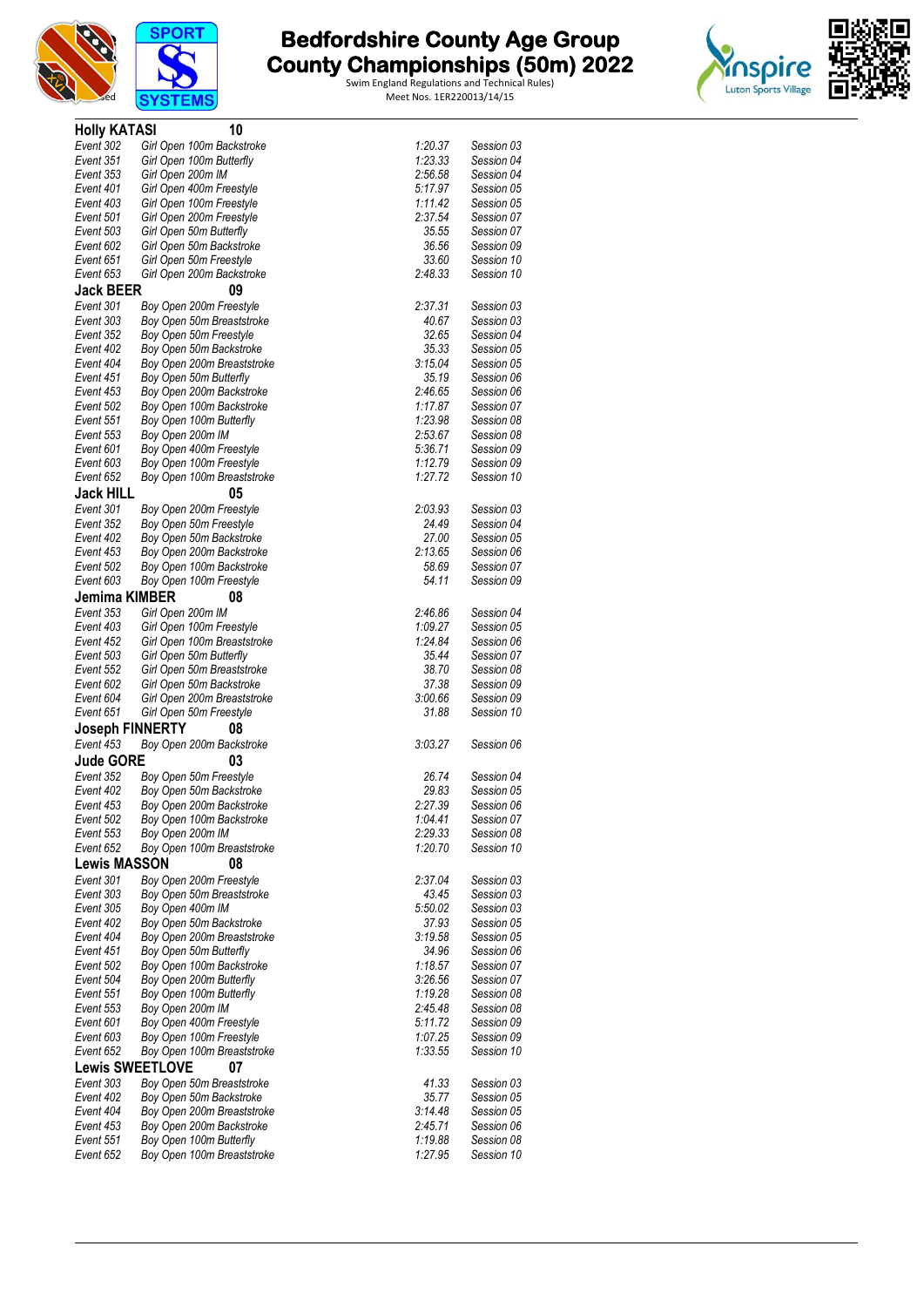# Bedfordshire County Age Group County Championships (50m) 2022

Swim England Regulations and Technical Rules)
Meet Nos. 1ER220013/14/15

**Holly KATASI 10**

| | | | |
|---|---|---|---|
| Event 302 | Girl Open 100m Backstroke | 1:20.37 | Session 03 |
| Event 351 | Girl Open 100m Butterfly | 1:23.33 | Session 04 |
| Event 353 | Girl Open 200m IM | 2:56.58 | Session 04 |
| Event 401 | Girl Open 400m Freestyle | 5:17.97 | Session 05 |
| Event 403 | Girl Open 100m Freestyle | 1:11.42 | Session 05 |
| Event 501 | Girl Open 200m Freestyle | 2:37.54 | Session 07 |
| Event 503 | Girl Open 50m Butterfly | 35.55 | Session 07 |
| Event 602 | Girl Open 50m Backstroke | 36.56 | Session 09 |
| Event 651 | Girl Open 50m Freestyle | 33.60 | Session 10 |
| Event 653 | Girl Open 200m Backstroke | 2:48.33 | Session 10 |

**Jack BEER 09**

| | | | |
|---|---|---|---|
| Event 301 | Boy Open 200m Freestyle | 2:37.31 | Session 03 |
| Event 303 | Boy Open 50m Breaststroke | 40.67 | Session 03 |
| Event 352 | Boy Open 50m Freestyle | 32.65 | Session 04 |
| Event 402 | Boy Open 50m Backstroke | 35.33 | Session 05 |
| Event 404 | Boy Open 200m Breaststroke | 3:15.04 | Session 05 |
| Event 451 | Boy Open 50m Butterfly | 35.19 | Session 06 |
| Event 453 | Boy Open 200m Backstroke | 2:46.65 | Session 06 |
| Event 502 | Boy Open 100m Backstroke | 1:17.87 | Session 07 |
| Event 551 | Boy Open 100m Butterfly | 1:23.98 | Session 08 |
| Event 553 | Boy Open 200m IM | 2:53.67 | Session 08 |
| Event 601 | Boy Open 400m Freestyle | 5:36.71 | Session 09 |
| Event 603 | Boy Open 100m Freestyle | 1:12.79 | Session 09 |
| Event 652 | Boy Open 100m Breaststroke | 1:27.72 | Session 10 |

**Jack HILL 05**

| | | | |
|---|---|---|---|
| Event 301 | Boy Open 200m Freestyle | 2:03.93 | Session 03 |
| Event 352 | Boy Open 50m Freestyle | 24.49 | Session 04 |
| Event 402 | Boy Open 50m Backstroke | 27.00 | Session 05 |
| Event 453 | Boy Open 200m Backstroke | 2:13.65 | Session 06 |
| Event 502 | Boy Open 100m Backstroke | 58.69 | Session 07 |
| Event 603 | Boy Open 100m Freestyle | 54.11 | Session 09 |

**Jemima KIMBER 08**

| | | | |
|---|---|---|---|
| Event 353 | Girl Open 200m IM | 2:46.86 | Session 04 |
| Event 403 | Girl Open 100m Freestyle | 1:09.27 | Session 05 |
| Event 452 | Girl Open 100m Breaststroke | 1:24.84 | Session 06 |
| Event 503 | Girl Open 50m Butterfly | 35.44 | Session 07 |
| Event 552 | Girl Open 50m Breaststroke | 38.70 | Session 08 |
| Event 602 | Girl Open 50m Backstroke | 37.38 | Session 09 |
| Event 604 | Girl Open 200m Breaststroke | 3:00.66 | Session 09 |
| Event 651 | Girl Open 50m Freestyle | 31.88 | Session 10 |

**Joseph FINNERTY 08**

| | | | |
|---|---|---|---|
| Event 453 | Boy Open 200m Backstroke | 3:03.27 | Session 06 |

**Jude GORE 03**

| | | | |
|---|---|---|---|
| Event 352 | Boy Open 50m Freestyle | 26.74 | Session 04 |
| Event 402 | Boy Open 50m Backstroke | 29.83 | Session 05 |
| Event 453 | Boy Open 200m Backstroke | 2:27.39 | Session 06 |
| Event 502 | Boy Open 100m Backstroke | 1:04.41 | Session 07 |
| Event 553 | Boy Open 200m IM | 2:29.33 | Session 08 |
| Event 652 | Boy Open 100m Breaststroke | 1:20.70 | Session 10 |

**Lewis MASSON 08**

| | | | |
|---|---|---|---|
| Event 301 | Boy Open 200m Freestyle | 2:37.04 | Session 03 |
| Event 303 | Boy Open 50m Breaststroke | 43.45 | Session 03 |
| Event 305 | Boy Open 400m IM | 5:50.02 | Session 03 |
| Event 402 | Boy Open 50m Backstroke | 37.93 | Session 05 |
| Event 404 | Boy Open 200m Breaststroke | 3:19.58 | Session 05 |
| Event 451 | Boy Open 50m Butterfly | 34.96 | Session 06 |
| Event 502 | Boy Open 100m Backstroke | 1:18.57 | Session 07 |
| Event 504 | Boy Open 200m Butterfly | 3:26.56 | Session 07 |
| Event 551 | Boy Open 100m Butterfly | 1:19.28 | Session 08 |
| Event 553 | Boy Open 200m IM | 2:45.48 | Session 08 |
| Event 601 | Boy Open 400m Freestyle | 5:11.72 | Session 09 |
| Event 603 | Boy Open 100m Freestyle | 1:07.25 | Session 09 |
| Event 652 | Boy Open 100m Breaststroke | 1:33.55 | Session 10 |

**Lewis SWEETLOVE 07**

| | | | |
|---|---|---|---|
| Event 303 | Boy Open 50m Breaststroke | 41.33 | Session 03 |
| Event 402 | Boy Open 50m Backstroke | 35.77 | Session 05 |
| Event 404 | Boy Open 200m Breaststroke | 3:14.48 | Session 05 |
| Event 453 | Boy Open 200m Backstroke | 2:45.71 | Session 06 |
| Event 551 | Boy Open 100m Butterfly | 1:19.88 | Session 08 |
| Event 652 | Boy Open 100m Breaststroke | 1:27.95 | Session 10 |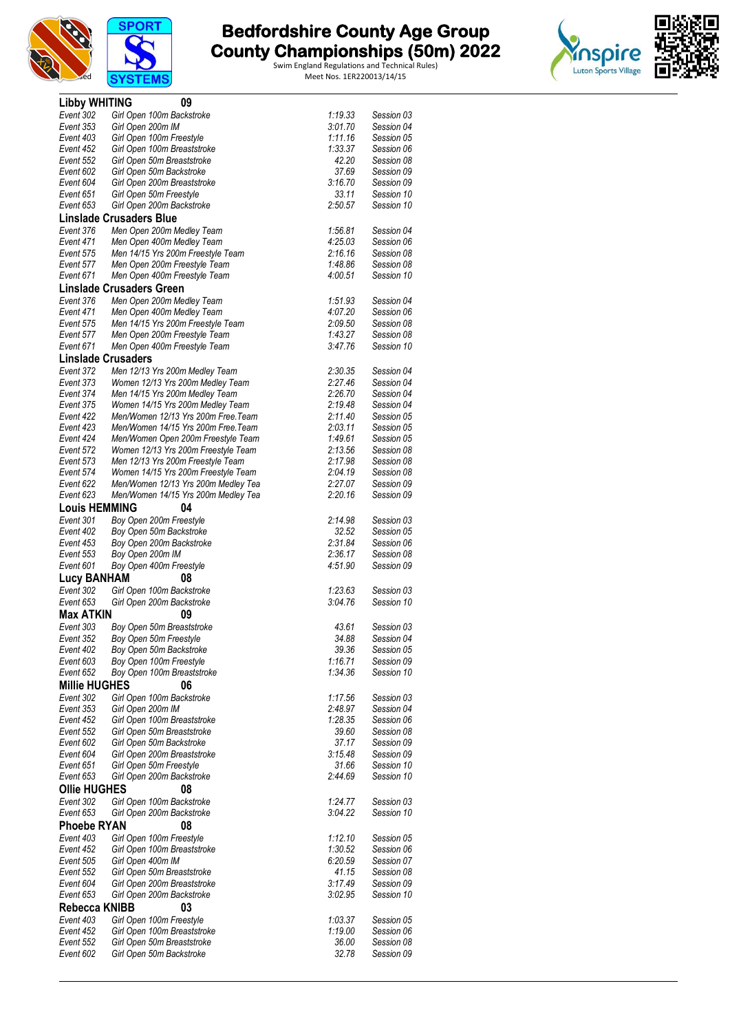# Bedfordshire County Age Group County Championships (50m) 2022

Swim England Regulations and Technical Rules)
Meet Nos. 1ER220013/14/15

## Libby WHITING 09

| | | | |
|---|---|---|---|
| Event 302 | Girl Open 100m Backstroke | 1:19.33 | Session 03 |
| Event 353 | Girl Open 200m IM | 3:01.70 | Session 04 |
| Event 403 | Girl Open 100m Freestyle | 1:11.16 | Session 05 |
| Event 452 | Girl Open 100m Breaststroke | 1:33.37 | Session 06 |
| Event 552 | Girl Open 50m Breaststroke | 42.20 | Session 08 |
| Event 602 | Girl Open 50m Backstroke | 37.69 | Session 09 |
| Event 604 | Girl Open 200m Breaststroke | 3:16.70 | Session 09 |
| Event 651 | Girl Open 50m Freestyle | 33.11 | Session 10 |
| Event 653 | Girl Open 200m Backstroke | 2:50.57 | Session 10 |

## Linslade Crusaders Blue

| | | | |
|---|---|---|---|
| Event 376 | Men Open 200m Medley Team | 1:56.81 | Session 04 |
| Event 471 | Men Open 400m Medley Team | 4:25.03 | Session 06 |
| Event 575 | Men 14/15 Yrs 200m Freestyle Team | 2:16.16 | Session 08 |
| Event 577 | Men Open 200m Freestyle Team | 1:48.86 | Session 08 |
| Event 671 | Men Open 400m Freestyle Team | 4:00.51 | Session 10 |

## Linslade Crusaders Green

| | | | |
|---|---|---|---|
| Event 376 | Men Open 200m Medley Team | 1:51.93 | Session 04 |
| Event 471 | Men Open 400m Medley Team | 4:07.20 | Session 06 |
| Event 575 | Men 14/15 Yrs 200m Freestyle Team | 2:09.50 | Session 08 |
| Event 577 | Men Open 200m Freestyle Team | 1:43.27 | Session 08 |
| Event 671 | Men Open 400m Freestyle Team | 3:47.76 | Session 10 |

## Linslade Crusaders

| | | | |
|---|---|---|---|
| Event 372 | Men 12/13 Yrs 200m Medley Team | 2:30.35 | Session 04 |
| Event 373 | Women 12/13 Yrs 200m Medley Team | 2:27.46 | Session 04 |
| Event 374 | Men 14/15 Yrs 200m Medley Team | 2:26.70 | Session 04 |
| Event 375 | Women 14/15 Yrs 200m Medley Team | 2:19.48 | Session 04 |
| Event 422 | Men/Women 12/13 Yrs 200m Free.Team | 2:11.40 | Session 05 |
| Event 423 | Men/Women 14/15 Yrs 200m Free.Team | 2:03.11 | Session 05 |
| Event 424 | Men/Women Open 200m Freestyle Team | 1:49.61 | Session 05 |
| Event 572 | Women 12/13 Yrs 200m Freestyle Team | 2:13.56 | Session 08 |
| Event 573 | Men 12/13 Yrs 200m Freestyle Team | 2:17.98 | Session 08 |
| Event 574 | Women 14/15 Yrs 200m Freestyle Team | 2:04.19 | Session 08 |
| Event 622 | Men/Women 12/13 Yrs 200m Medley Tea | 2:27.07 | Session 09 |
| Event 623 | Men/Women 14/15 Yrs 200m Medley Tea | 2:20.16 | Session 09 |

## Louis HEMMING 04

| | | | |
|---|---|---|---|
| Event 301 | Boy Open 200m Freestyle | 2:14.98 | Session 03 |
| Event 402 | Boy Open 50m Backstroke | 32.52 | Session 05 |
| Event 453 | Boy Open 200m Backstroke | 2:31.84 | Session 06 |
| Event 553 | Boy Open 200m IM | 2:36.17 | Session 08 |
| Event 601 | Boy Open 400m Freestyle | 4:51.90 | Session 09 |

## Lucy BANHAM 08

| | | | |
|---|---|---|---|
| Event 302 | Girl Open 100m Backstroke | 1:23.63 | Session 03 |
| Event 653 | Girl Open 200m Backstroke | 3:04.76 | Session 10 |

## Max ATKIN 09

| | | | |
|---|---|---|---|
| Event 303 | Boy Open 50m Breaststroke | 43.61 | Session 03 |
| Event 352 | Boy Open 50m Freestyle | 34.88 | Session 04 |
| Event 402 | Boy Open 50m Backstroke | 39.36 | Session 05 |
| Event 603 | Boy Open 100m Freestyle | 1:16.71 | Session 09 |
| Event 652 | Boy Open 100m Breaststroke | 1:34.36 | Session 10 |

## Millie HUGHES 06

| | | | |
|---|---|---|---|
| Event 302 | Girl Open 100m Backstroke | 1:17.56 | Session 03 |
| Event 353 | Girl Open 200m IM | 2:48.97 | Session 04 |
| Event 452 | Girl Open 100m Breaststroke | 1:28.35 | Session 06 |
| Event 552 | Girl Open 50m Breaststroke | 39.60 | Session 08 |
| Event 602 | Girl Open 50m Backstroke | 37.17 | Session 09 |
| Event 604 | Girl Open 200m Breaststroke | 3:15.48 | Session 09 |
| Event 651 | Girl Open 50m Freestyle | 31.66 | Session 10 |
| Event 653 | Girl Open 200m Backstroke | 2:44.69 | Session 10 |

## Ollie HUGHES 08

| | | | |
|---|---|---|---|
| Event 302 | Girl Open 100m Backstroke | 1:24.77 | Session 03 |
| Event 653 | Girl Open 200m Backstroke | 3:04.22 | Session 10 |

## Phoebe RYAN 08

| | | | |
|---|---|---|---|
| Event 403 | Girl Open 100m Freestyle | 1:12.10 | Session 05 |
| Event 452 | Girl Open 100m Breaststroke | 1:30.52 | Session 06 |
| Event 505 | Girl Open 400m IM | 6:20.59 | Session 07 |
| Event 552 | Girl Open 50m Breaststroke | 41.15 | Session 08 |
| Event 604 | Girl Open 200m Breaststroke | 3:17.49 | Session 09 |
| Event 653 | Girl Open 200m Backstroke | 3:02.95 | Session 10 |

## Rebecca KNIBB 03

| | | | |
|---|---|---|---|
| Event 403 | Girl Open 100m Freestyle | 1:03.37 | Session 05 |
| Event 452 | Girl Open 100m Breaststroke | 1:19.00 | Session 06 |
| Event 552 | Girl Open 50m Breaststroke | 36.00 | Session 08 |
| Event 602 | Girl Open 50m Backstroke | 32.78 | Session 09 |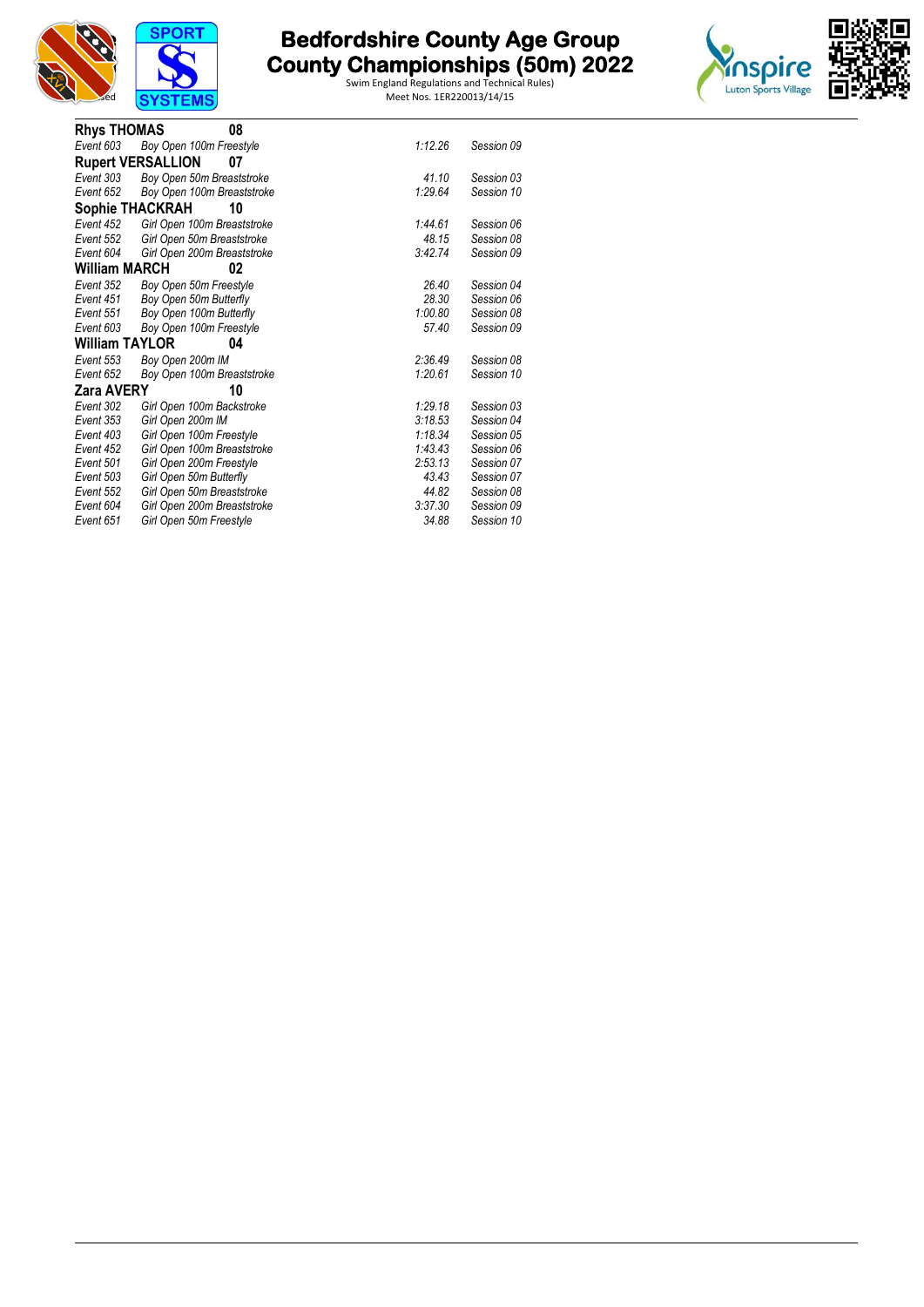# Bedfordshire County Age Group County Championships (50m) 2022

Swim England Regulations and Technical Rules)
Meet Nos. 1ER220013/14/15

**Rhys THOMAS 08**

| | | | |
|---|---|---|---|
| Event 603 | Boy Open 100m Freestyle | 1:12.26 | Session 09 |

**Rupert VERSALLION 07**

| | | | |
|---|---|---|---|
| Event 303 | Boy Open 50m Breaststroke | 41.10 | Session 03 |
| Event 652 | Boy Open 100m Breaststroke | 1:29.64 | Session 10 |

**Sophie THACKRAH 10**

| | | | |
|---|---|---|---|
| Event 452 | Girl Open 100m Breaststroke | 1:44.61 | Session 06 |
| Event 552 | Girl Open 50m Breaststroke | 48.15 | Session 08 |
| Event 604 | Girl Open 200m Breaststroke | 3:42.74 | Session 09 |

**William MARCH 02**

| | | | |
|---|---|---|---|
| Event 352 | Boy Open 50m Freestyle | 26.40 | Session 04 |
| Event 451 | Boy Open 50m Butterfly | 28.30 | Session 06 |
| Event 551 | Boy Open 100m Butterfly | 1:00.80 | Session 08 |
| Event 603 | Boy Open 100m Freestyle | 57.40 | Session 09 |

**William TAYLOR 04**

| | | | |
|---|---|---|---|
| Event 553 | Boy Open 200m IM | 2:36.49 | Session 08 |
| Event 652 | Boy Open 100m Breaststroke | 1:20.61 | Session 10 |

**Zara AVERY 10**

| | | | |
|---|---|---|---|
| Event 302 | Girl Open 100m Backstroke | 1:29.18 | Session 03 |
| Event 353 | Girl Open 200m IM | 3:18.53 | Session 04 |
| Event 403 | Girl Open 100m Freestyle | 1:18.34 | Session 05 |
| Event 452 | Girl Open 100m Breaststroke | 1:43.43 | Session 06 |
| Event 501 | Girl Open 200m Freestyle | 2:53.13 | Session 07 |
| Event 503 | Girl Open 50m Butterfly | 43.43 | Session 07 |
| Event 552 | Girl Open 50m Breaststroke | 44.82 | Session 08 |
| Event 604 | Girl Open 200m Breaststroke | 3:37.30 | Session 09 |
| Event 651 | Girl Open 50m Freestyle | 34.88 | Session 10 |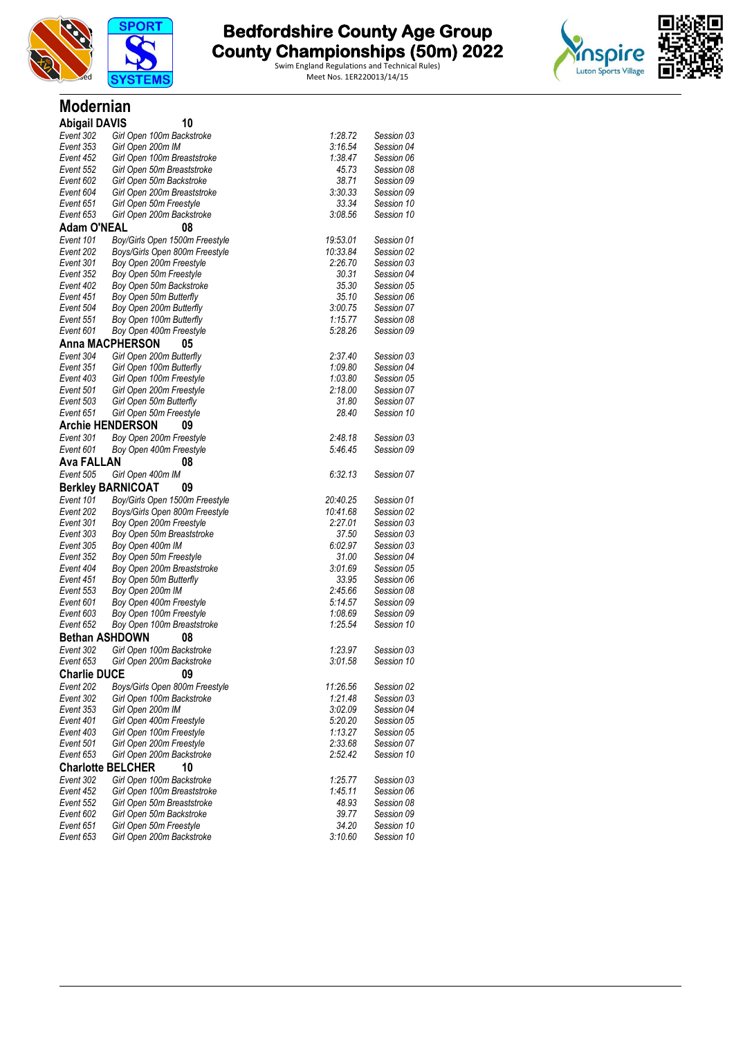# Bedfordshire County Age Group County Championships (50m) 2022

Swim England Regulations and Technical Rules)
Meet Nos. 1ER220013/14/15

## Modernian

### Abigail DAVIS 10

| | | | |
|---|---|---|---|
| Event 302 | Girl Open 100m Backstroke | 1:28.72 | Session 03 |
| Event 353 | Girl Open 200m IM | 3:16.54 | Session 04 |
| Event 452 | Girl Open 100m Breaststroke | 1:38.47 | Session 06 |
| Event 552 | Girl Open 50m Breaststroke | 45.73 | Session 08 |
| Event 602 | Girl Open 50m Backstroke | 38.71 | Session 09 |
| Event 604 | Girl Open 200m Breaststroke | 3:30.33 | Session 09 |
| Event 651 | Girl Open 50m Freestyle | 33.34 | Session 10 |
| Event 653 | Girl Open 200m Backstroke | 3:08.56 | Session 10 |

### Adam O'NEAL 08

| | | | |
|---|---|---|---|
| Event 101 | Boy/Girls Open 1500m Freestyle | 19:53.01 | Session 01 |
| Event 202 | Boys/Girls Open 800m Freestyle | 10:33.84 | Session 02 |
| Event 301 | Boy Open 200m Freestyle | 2:26.70 | Session 03 |
| Event 352 | Boy Open 50m Freestyle | 30.31 | Session 04 |
| Event 402 | Boy Open 50m Backstroke | 35.30 | Session 05 |
| Event 451 | Boy Open 50m Butterfly | 35.10 | Session 06 |
| Event 504 | Boy Open 200m Butterfly | 3:00.75 | Session 07 |
| Event 551 | Boy Open 100m Butterfly | 1:15.77 | Session 08 |
| Event 601 | Boy Open 400m Freestyle | 5:28.26 | Session 09 |

### Anna MACPHERSON 05

| | | | |
|---|---|---|---|
| Event 304 | Girl Open 200m Butterfly | 2:37.40 | Session 03 |
| Event 351 | Girl Open 100m Butterfly | 1:09.80 | Session 04 |
| Event 403 | Girl Open 100m Freestyle | 1:03.80 | Session 05 |
| Event 501 | Girl Open 200m Freestyle | 2:18.00 | Session 07 |
| Event 503 | Girl Open 50m Butterfly | 31.80 | Session 07 |
| Event 651 | Girl Open 50m Freestyle | 28.40 | Session 10 |

### Archie HENDERSON 09

| | | | |
|---|---|---|---|
| Event 301 | Boy Open 200m Freestyle | 2:48.18 | Session 03 |
| Event 601 | Boy Open 400m Freestyle | 5:46.45 | Session 09 |

### Ava FALLAN 08

| | | | |
|---|---|---|---|
| Event 505 | Girl Open 400m IM | 6:32.13 | Session 07 |

### Berkley BARNICOAT 09

| | | | |
|---|---|---|---|
| Event 101 | Boy/Girls Open 1500m Freestyle | 20:40.25 | Session 01 |
| Event 202 | Boys/Girls Open 800m Freestyle | 10:41.68 | Session 02 |
| Event 301 | Boy Open 200m Freestyle | 2:27.01 | Session 03 |
| Event 303 | Boy Open 50m Breaststroke | 37.50 | Session 03 |
| Event 305 | Boy Open 400m IM | 6:02.97 | Session 03 |
| Event 352 | Boy Open 50m Freestyle | 31.00 | Session 04 |
| Event 404 | Boy Open 200m Breaststroke | 3:01.69 | Session 05 |
| Event 451 | Boy Open 50m Butterfly | 33.95 | Session 06 |
| Event 553 | Boy Open 200m IM | 2:45.66 | Session 08 |
| Event 601 | Boy Open 400m Freestyle | 5:14.57 | Session 09 |
| Event 603 | Boy Open 100m Freestyle | 1:08.69 | Session 09 |
| Event 652 | Boy Open 100m Breaststroke | 1:25.54 | Session 10 |

### Bethan ASHDOWN 08

| | | | |
|---|---|---|---|
| Event 302 | Girl Open 100m Backstroke | 1:23.97 | Session 03 |
| Event 653 | Girl Open 200m Backstroke | 3:01.58 | Session 10 |

### Charlie DUCE 09

| | | | |
|---|---|---|---|
| Event 202 | Boys/Girls Open 800m Freestyle | 11:26.56 | Session 02 |
| Event 302 | Girl Open 100m Backstroke | 1:21.48 | Session 03 |
| Event 353 | Girl Open 200m IM | 3:02.09 | Session 04 |
| Event 401 | Girl Open 400m Freestyle | 5:20.20 | Session 05 |
| Event 403 | Girl Open 100m Freestyle | 1:13.27 | Session 05 |
| Event 501 | Girl Open 200m Freestyle | 2:33.68 | Session 07 |
| Event 653 | Girl Open 200m Backstroke | 2:52.42 | Session 10 |

### Charlotte BELCHER 10

| | | | |
|---|---|---|---|
| Event 302 | Girl Open 100m Backstroke | 1:25.77 | Session 03 |
| Event 452 | Girl Open 100m Breaststroke | 1:45.11 | Session 06 |
| Event 552 | Girl Open 50m Breaststroke | 48.93 | Session 08 |
| Event 602 | Girl Open 50m Backstroke | 39.77 | Session 09 |
| Event 651 | Girl Open 50m Freestyle | 34.20 | Session 10 |
| Event 653 | Girl Open 200m Backstroke | 3:10.60 | Session 10 |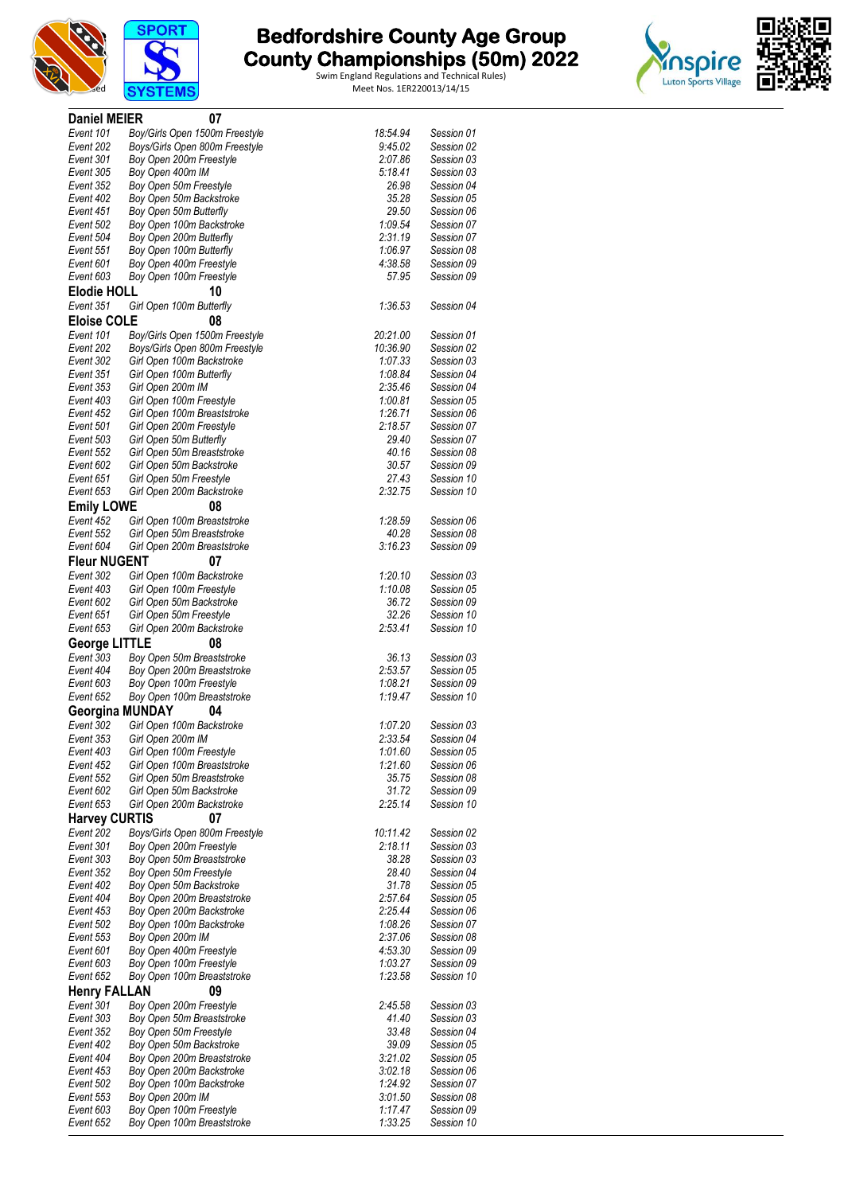# Bedfordshire County Age Group County Championships (50m) 2022

Swim England Regulations and Technical Rules)
Meet Nos. 1ER220013/14/15

**Daniel MEIER** 07

| | | | |
|---|---|---|---|
| Event 101 | Boy/Girls Open 1500m Freestyle | 18:54.94 | Session 01 |
| Event 202 | Boys/Girls Open 800m Freestyle | 9:45.02 | Session 02 |
| Event 301 | Boy Open 200m Freestyle | 2:07.86 | Session 03 |
| Event 305 | Boy Open 400m IM | 5:18.41 | Session 03 |
| Event 352 | Boy Open 50m Freestyle | 26.98 | Session 04 |
| Event 402 | Boy Open 50m Backstroke | 35.28 | Session 05 |
| Event 451 | Boy Open 50m Butterfly | 29.50 | Session 06 |
| Event 502 | Boy Open 100m Backstroke | 1:09.54 | Session 07 |
| Event 504 | Boy Open 200m Butterfly | 2:31.19 | Session 07 |
| Event 551 | Boy Open 100m Butterfly | 1:06.97 | Session 08 |
| Event 601 | Boy Open 400m Freestyle | 4:38.58 | Session 09 |
| Event 603 | Boy Open 100m Freestyle | 57.95 | Session 09 |

**Elodie HOLL** 10

| | | | |
|---|---|---|---|
| Event 351 | Girl Open 100m Butterfly | 1:36.53 | Session 04 |

**Eloise COLE** 08

| | | | |
|---|---|---|---|
| Event 101 | Boy/Girls Open 1500m Freestyle | 20:21.00 | Session 01 |
| Event 202 | Boys/Girls Open 800m Freestyle | 10:36.90 | Session 02 |
| Event 302 | Girl Open 100m Backstroke | 1:07.33 | Session 03 |
| Event 351 | Girl Open 100m Butterfly | 1:08.84 | Session 04 |
| Event 353 | Girl Open 200m IM | 2:35.46 | Session 04 |
| Event 403 | Girl Open 100m Freestyle | 1:00.81 | Session 05 |
| Event 452 | Girl Open 100m Breaststroke | 1:26.71 | Session 06 |
| Event 501 | Girl Open 200m Freestyle | 2:18.57 | Session 07 |
| Event 503 | Girl Open 50m Butterfly | 29.40 | Session 07 |
| Event 552 | Girl Open 50m Breaststroke | 40.16 | Session 08 |
| Event 602 | Girl Open 50m Backstroke | 30.57 | Session 09 |
| Event 651 | Girl Open 50m Freestyle | 27.43 | Session 10 |
| Event 653 | Girl Open 200m Backstroke | 2:32.75 | Session 10 |

**Emily LOWE** 08

| | | | |
|---|---|---|---|
| Event 452 | Girl Open 100m Breaststroke | 1:28.59 | Session 06 |
| Event 552 | Girl Open 50m Breaststroke | 40.28 | Session 08 |
| Event 604 | Girl Open 200m Breaststroke | 3:16.23 | Session 09 |

**Fleur NUGENT** 07

| | | | |
|---|---|---|---|
| Event 302 | Girl Open 100m Backstroke | 1:20.10 | Session 03 |
| Event 403 | Girl Open 100m Freestyle | 1:10.08 | Session 05 |
| Event 602 | Girl Open 50m Backstroke | 36.72 | Session 09 |
| Event 651 | Girl Open 50m Freestyle | 32.26 | Session 10 |
| Event 653 | Girl Open 200m Backstroke | 2:53.41 | Session 10 |

**George LITTLE** 08

| | | | |
|---|---|---|---|
| Event 303 | Boy Open 50m Breaststroke | 36.13 | Session 03 |
| Event 404 | Boy Open 200m Breaststroke | 2:53.57 | Session 05 |
| Event 603 | Boy Open 100m Freestyle | 1:08.21 | Session 09 |
| Event 652 | Boy Open 100m Breaststroke | 1:19.47 | Session 10 |

**Georgina MUNDAY** 04

| | | | |
|---|---|---|---|
| Event 302 | Girl Open 100m Backstroke | 1:07.20 | Session 03 |
| Event 353 | Girl Open 200m IM | 2:33.54 | Session 04 |
| Event 403 | Girl Open 100m Freestyle | 1:01.60 | Session 05 |
| Event 452 | Girl Open 100m Breaststroke | 1:21.60 | Session 06 |
| Event 552 | Girl Open 50m Breaststroke | 35.75 | Session 08 |
| Event 602 | Girl Open 50m Backstroke | 31.72 | Session 09 |
| Event 653 | Girl Open 200m Backstroke | 2:25.14 | Session 10 |

**Harvey CURTIS** 07

| | | | |
|---|---|---|---|
| Event 202 | Boys/Girls Open 800m Freestyle | 10:11.42 | Session 02 |
| Event 301 | Boy Open 200m Freestyle | 2:18.11 | Session 03 |
| Event 303 | Boy Open 50m Breaststroke | 38.28 | Session 03 |
| Event 352 | Boy Open 50m Freestyle | 28.40 | Session 04 |
| Event 402 | Boy Open 50m Backstroke | 31.78 | Session 05 |
| Event 404 | Boy Open 200m Breaststroke | 2:57.64 | Session 05 |
| Event 453 | Boy Open 200m Backstroke | 2:25.44 | Session 06 |
| Event 502 | Boy Open 100m Backstroke | 1:08.26 | Session 07 |
| Event 553 | Boy Open 200m IM | 2:37.06 | Session 08 |
| Event 601 | Boy Open 400m Freestyle | 4:53.30 | Session 09 |
| Event 603 | Boy Open 100m Freestyle | 1:03.27 | Session 09 |
| Event 652 | Boy Open 100m Breaststroke | 1:23.58 | Session 10 |

**Henry FALLAN** 09

| | | | |
|---|---|---|---|
| Event 301 | Boy Open 200m Freestyle | 2:45.58 | Session 03 |
| Event 303 | Boy Open 50m Breaststroke | 41.40 | Session 03 |
| Event 352 | Boy Open 50m Freestyle | 33.48 | Session 04 |
| Event 402 | Boy Open 50m Backstroke | 39.09 | Session 05 |
| Event 404 | Boy Open 200m Breaststroke | 3:21.02 | Session 05 |
| Event 453 | Boy Open 200m Backstroke | 3:02.18 | Session 06 |
| Event 502 | Boy Open 100m Backstroke | 1:24.92 | Session 07 |
| Event 553 | Boy Open 200m IM | 3:01.50 | Session 08 |
| Event 603 | Boy Open 100m Freestyle | 1:17.47 | Session 09 |
| Event 652 | Boy Open 100m Breaststroke | 1:33.25 | Session 10 |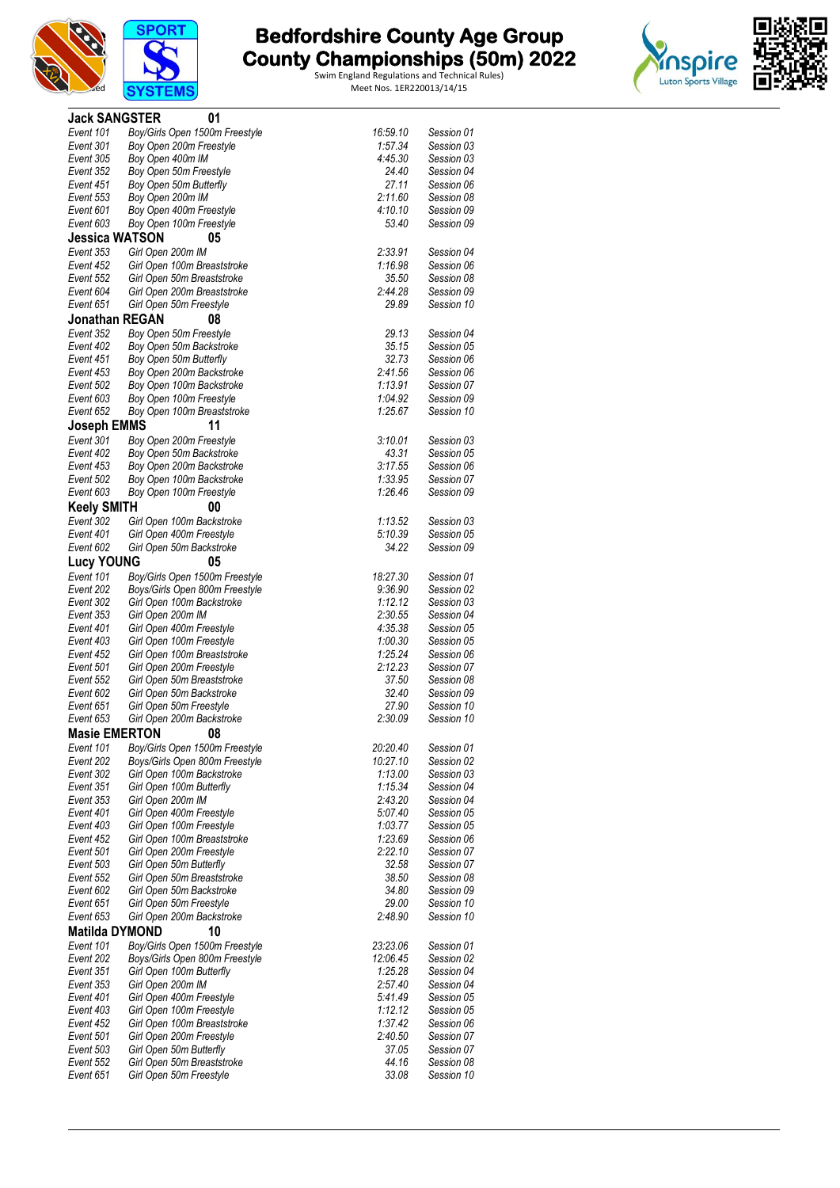# Bedfordshire County Age Group County Championships (50m) 2022

Swim England Regulations and Technical Rules)
Meet Nos. 1ER220013/14/15

**Jack SANGSTER 01**

| | | | |
|---|---|---|---|
| *Event 101* | *Boy/Girls Open 1500m Freestyle* | *16:59.10* | *Session 01* |
| *Event 301* | *Boy Open 200m Freestyle* | *1:57.34* | *Session 03* |
| *Event 305* | *Boy Open 400m IM* | *4:45.30* | *Session 03* |
| *Event 352* | *Boy Open 50m Freestyle* | *24.40* | *Session 04* |
| *Event 451* | *Boy Open 50m Butterfly* | *27.11* | *Session 06* |
| *Event 553* | *Boy Open 200m IM* | *2:11.60* | *Session 08* |
| *Event 601* | *Boy Open 400m Freestyle* | *4:10.10* | *Session 09* |
| *Event 603* | *Boy Open 100m Freestyle* | *53.40* | *Session 09* |

**Jessica WATSON 05**

| | | | |
|---|---|---|---|
| *Event 353* | *Girl Open 200m IM* | *2:33.91* | *Session 04* |
| *Event 452* | *Girl Open 100m Breaststroke* | *1:16.98* | *Session 06* |
| *Event 552* | *Girl Open 50m Breaststroke* | *35.50* | *Session 08* |
| *Event 604* | *Girl Open 200m Breaststroke* | *2:44.28* | *Session 09* |
| *Event 651* | *Girl Open 50m Freestyle* | *29.89* | *Session 10* |

**Jonathan REGAN 08**

| | | | |
|---|---|---|---|
| *Event 352* | *Boy Open 50m Freestyle* | *29.13* | *Session 04* |
| *Event 402* | *Boy Open 50m Backstroke* | *35.15* | *Session 05* |
| *Event 451* | *Boy Open 50m Butterfly* | *32.73* | *Session 06* |
| *Event 453* | *Boy Open 200m Backstroke* | *2:41.56* | *Session 06* |
| *Event 502* | *Boy Open 100m Backstroke* | *1:13.91* | *Session 07* |
| *Event 603* | *Boy Open 100m Freestyle* | *1:04.92* | *Session 09* |
| *Event 652* | *Boy Open 100m Breaststroke* | *1:25.67* | *Session 10* |

**Joseph EMMS 11**

| | | | |
|---|---|---|---|
| *Event 301* | *Boy Open 200m Freestyle* | *3:10.01* | *Session 03* |
| *Event 402* | *Boy Open 50m Backstroke* | *43.31* | *Session 05* |
| *Event 453* | *Boy Open 200m Backstroke* | *3:17.55* | *Session 06* |
| *Event 502* | *Boy Open 100m Backstroke* | *1:33.95* | *Session 07* |
| *Event 603* | *Boy Open 100m Freestyle* | *1:26.46* | *Session 09* |

**Keely SMITH 00**

| | | | |
|---|---|---|---|
| *Event 302* | *Girl Open 100m Backstroke* | *1:13.52* | *Session 03* |
| *Event 401* | *Girl Open 400m Freestyle* | *5:10.39* | *Session 05* |
| *Event 602* | *Girl Open 50m Backstroke* | *34.22* | *Session 09* |

**Lucy YOUNG 05**

| | | | |
|---|---|---|---|
| *Event 101* | *Boy/Girls Open 1500m Freestyle* | *18:27.30* | *Session 01* |
| *Event 202* | *Boys/Girls Open 800m Freestyle* | *9:36.90* | *Session 02* |
| *Event 302* | *Girl Open 100m Backstroke* | *1:12.12* | *Session 03* |
| *Event 353* | *Girl Open 200m IM* | *2:30.55* | *Session 04* |
| *Event 401* | *Girl Open 400m Freestyle* | *4:35.38* | *Session 05* |
| *Event 403* | *Girl Open 100m Freestyle* | *1:00.30* | *Session 05* |
| *Event 452* | *Girl Open 100m Breaststroke* | *1:25.24* | *Session 06* |
| *Event 501* | *Girl Open 200m Freestyle* | *2:12.23* | *Session 07* |
| *Event 552* | *Girl Open 50m Breaststroke* | *37.50* | *Session 08* |
| *Event 602* | *Girl Open 50m Backstroke* | *32.40* | *Session 09* |
| *Event 651* | *Girl Open 50m Freestyle* | *27.90* | *Session 10* |
| *Event 653* | *Girl Open 200m Backstroke* | *2:30.09* | *Session 10* |

**Masie EMERTON 08**

| | | | |
|---|---|---|---|
| *Event 101* | *Boy/Girls Open 1500m Freestyle* | *20:20.40* | *Session 01* |
| *Event 202* | *Boys/Girls Open 800m Freestyle* | *10:27.10* | *Session 02* |
| *Event 302* | *Girl Open 100m Backstroke* | *1:13.00* | *Session 03* |
| *Event 351* | *Girl Open 100m Butterfly* | *1:15.34* | *Session 04* |
| *Event 353* | *Girl Open 200m IM* | *2:43.20* | *Session 04* |
| *Event 401* | *Girl Open 400m Freestyle* | *5:07.40* | *Session 05* |
| *Event 403* | *Girl Open 100m Freestyle* | *1:03.77* | *Session 05* |
| *Event 452* | *Girl Open 100m Breaststroke* | *1:23.69* | *Session 06* |
| *Event 501* | *Girl Open 200m Freestyle* | *2:22.10* | *Session 07* |
| *Event 503* | *Girl Open 50m Butterfly* | *32.58* | *Session 07* |
| *Event 552* | *Girl Open 50m Breaststroke* | *38.50* | *Session 08* |
| *Event 602* | *Girl Open 50m Backstroke* | *34.80* | *Session 09* |
| *Event 651* | *Girl Open 50m Freestyle* | *29.00* | *Session 10* |
| *Event 653* | *Girl Open 200m Backstroke* | *2:48.90* | *Session 10* |

**Matilda DYMOND 10**

| | | | |
|---|---|---|---|
| *Event 101* | *Boy/Girls Open 1500m Freestyle* | *23:23.06* | *Session 01* |
| *Event 202* | *Boys/Girls Open 800m Freestyle* | *12:06.45* | *Session 02* |
| *Event 351* | *Girl Open 100m Butterfly* | *1:25.28* | *Session 04* |
| *Event 353* | *Girl Open 200m IM* | *2:57.40* | *Session 04* |
| *Event 401* | *Girl Open 400m Freestyle* | *5:41.49* | *Session 05* |
| *Event 403* | *Girl Open 100m Freestyle* | *1:12.12* | *Session 05* |
| *Event 452* | *Girl Open 100m Breaststroke* | *1:37.42* | *Session 06* |
| *Event 501* | *Girl Open 200m Freestyle* | *2:40.50* | *Session 07* |
| *Event 503* | *Girl Open 50m Butterfly* | *37.05* | *Session 07* |
| *Event 552* | *Girl Open 50m Breaststroke* | *44.16* | *Session 08* |
| *Event 651* | *Girl Open 50m Freestyle* | *33.08* | *Session 10* |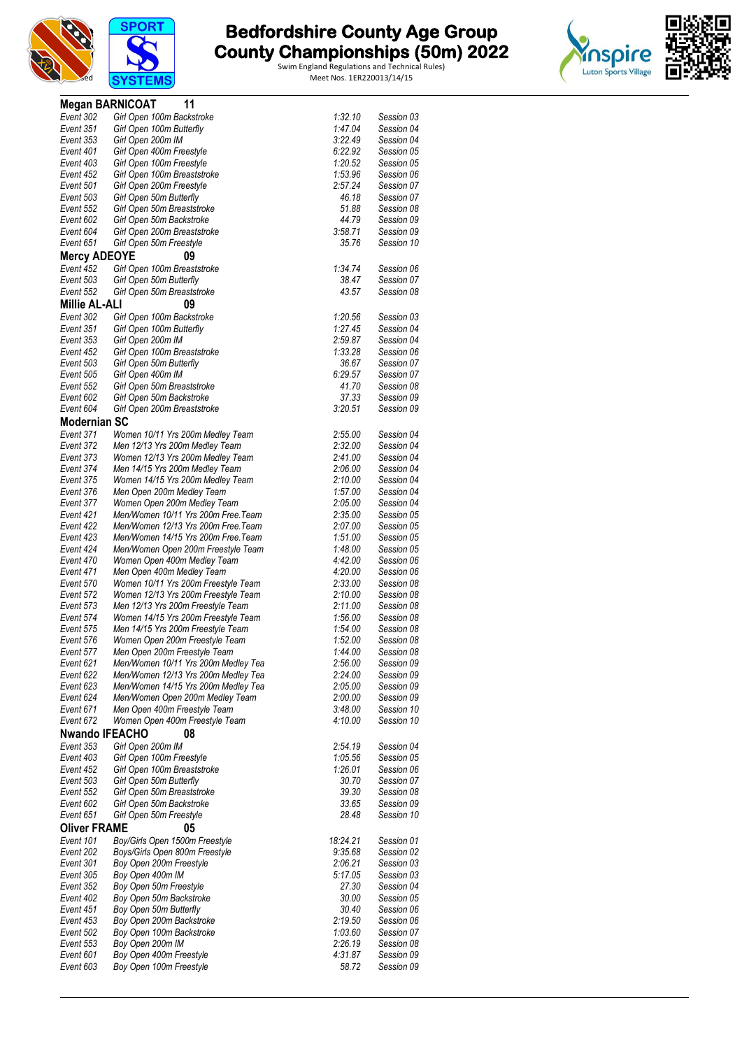# Bedfordshire County Age Group County Championships (50m) 2022

Swim England Regulations and Technical Rules)
Meet Nos. 1ER220013/14/15

## Megan BARNICOAT 11

| | | | |
|---|---|---|---|
| Event 302 | Girl Open 100m Backstroke | 1:32.10 | Session 03 |
| Event 351 | Girl Open 100m Butterfly | 1:47.04 | Session 04 |
| Event 353 | Girl Open 200m IM | 3:22.49 | Session 04 |
| Event 401 | Girl Open 400m Freestyle | 6:22.92 | Session 05 |
| Event 403 | Girl Open 100m Freestyle | 1:20.52 | Session 05 |
| Event 452 | Girl Open 100m Breaststroke | 1:53.96 | Session 06 |
| Event 501 | Girl Open 200m Freestyle | 2:57.24 | Session 07 |
| Event 503 | Girl Open 50m Butterfly | 46.18 | Session 07 |
| Event 552 | Girl Open 50m Breaststroke | 51.88 | Session 08 |
| Event 602 | Girl Open 50m Backstroke | 44.79 | Session 09 |
| Event 604 | Girl Open 200m Breaststroke | 3:58.71 | Session 09 |
| Event 651 | Girl Open 50m Freestyle | 35.76 | Session 10 |

## Mercy ADEOYE 09

| | | | |
|---|---|---|---|
| Event 452 | Girl Open 100m Breaststroke | 1:34.74 | Session 06 |
| Event 503 | Girl Open 50m Butterfly | 38.47 | Session 07 |
| Event 552 | Girl Open 50m Breaststroke | 43.57 | Session 08 |

## Millie AL-ALI 09

| | | | |
|---|---|---|---|
| Event 302 | Girl Open 100m Backstroke | 1:20.56 | Session 03 |
| Event 351 | Girl Open 100m Butterfly | 1:27.45 | Session 04 |
| Event 353 | Girl Open 200m IM | 2:59.87 | Session 04 |
| Event 452 | Girl Open 100m Breaststroke | 1:33.28 | Session 06 |
| Event 503 | Girl Open 50m Butterfly | 36.67 | Session 07 |
| Event 505 | Girl Open 400m IM | 6:29.57 | Session 07 |
| Event 552 | Girl Open 50m Breaststroke | 41.70 | Session 08 |
| Event 602 | Girl Open 50m Backstroke | 37.33 | Session 09 |
| Event 604 | Girl Open 200m Breaststroke | 3:20.51 | Session 09 |

## Modernian SC

| | | | |
|---|---|---|---|
| Event 371 | Women 10/11 Yrs 200m Medley Team | 2:55.00 | Session 04 |
| Event 372 | Men 12/13 Yrs 200m Medley Team | 2:32.00 | Session 04 |
| Event 373 | Women 12/13 Yrs 200m Medley Team | 2:41.00 | Session 04 |
| Event 374 | Men 14/15 Yrs 200m Medley Team | 2:06.00 | Session 04 |
| Event 375 | Women 14/15 Yrs 200m Medley Team | 2:10.00 | Session 04 |
| Event 376 | Men Open 200m Medley Team | 1:57.00 | Session 04 |
| Event 377 | Women Open 200m Medley Team | 2:05.00 | Session 04 |
| Event 421 | Men/Women 10/11 Yrs 200m Free.Team | 2:35.00 | Session 05 |
| Event 422 | Men/Women 12/13 Yrs 200m Free.Team | 2:07.00 | Session 05 |
| Event 423 | Men/Women 14/15 Yrs 200m Free.Team | 1:51.00 | Session 05 |
| Event 424 | Men/Women Open 200m Freestyle Team | 1:48.00 | Session 05 |
| Event 470 | Women Open 400m Medley Team | 4:42.00 | Session 06 |
| Event 471 | Men Open 400m Medley Team | 4:20.00 | Session 06 |
| Event 570 | Women 10/11 Yrs 200m Freestyle Team | 2:33.00 | Session 08 |
| Event 572 | Women 12/13 Yrs 200m Freestyle Team | 2:10.00 | Session 08 |
| Event 573 | Men 12/13 Yrs 200m Freestyle Team | 2:11.00 | Session 08 |
| Event 574 | Women 14/15 Yrs 200m Freestyle Team | 1:56.00 | Session 08 |
| Event 575 | Men 14/15 Yrs 200m Freestyle Team | 1:54.00 | Session 08 |
| Event 576 | Women Open 200m Freestyle Team | 1:52.00 | Session 08 |
| Event 577 | Men Open 200m Freestyle Team | 1:44.00 | Session 08 |
| Event 621 | Men/Women 10/11 Yrs 200m Medley Tea | 2:56.00 | Session 09 |
| Event 622 | Men/Women 12/13 Yrs 200m Medley Tea | 2:24.00 | Session 09 |
| Event 623 | Men/Women 14/15 Yrs 200m Medley Tea | 2:05.00 | Session 09 |
| Event 624 | Men/Women Open 200m Medley Team | 2:00.00 | Session 09 |
| Event 671 | Men Open 400m Freestyle Team | 3:48.00 | Session 10 |
| Event 672 | Women Open 400m Freestyle Team | 4:10.00 | Session 10 |

## Nwando IFEACHO 08

| | | | |
|---|---|---|---|
| Event 353 | Girl Open 200m IM | 2:54.19 | Session 04 |
| Event 403 | Girl Open 100m Freestyle | 1:05.56 | Session 05 |
| Event 452 | Girl Open 100m Breaststroke | 1:26.01 | Session 06 |
| Event 503 | Girl Open 50m Butterfly | 30.70 | Session 07 |
| Event 552 | Girl Open 50m Breaststroke | 39.30 | Session 08 |
| Event 602 | Girl Open 50m Backstroke | 33.65 | Session 09 |
| Event 651 | Girl Open 50m Freestyle | 28.48 | Session 10 |

## Oliver FRAME 05

| | | | |
|---|---|---|---|
| Event 101 | Boy/Girls Open 1500m Freestyle | 18:24.21 | Session 01 |
| Event 202 | Boys/Girls Open 800m Freestyle | 9:35.68 | Session 02 |
| Event 301 | Boy Open 200m Freestyle | 2:06.21 | Session 03 |
| Event 305 | Boy Open 400m IM | 5:17.05 | Session 03 |
| Event 352 | Boy Open 50m Freestyle | 27.30 | Session 04 |
| Event 402 | Boy Open 50m Backstroke | 30.00 | Session 05 |
| Event 451 | Boy Open 50m Butterfly | 30.40 | Session 06 |
| Event 453 | Boy Open 200m Backstroke | 2:19.50 | Session 06 |
| Event 502 | Boy Open 100m Backstroke | 1:03.60 | Session 07 |
| Event 553 | Boy Open 200m IM | 2:26.19 | Session 08 |
| Event 601 | Boy Open 400m Freestyle | 4:31.87 | Session 09 |
| Event 603 | Boy Open 100m Freestyle | 58.72 | Session 09 |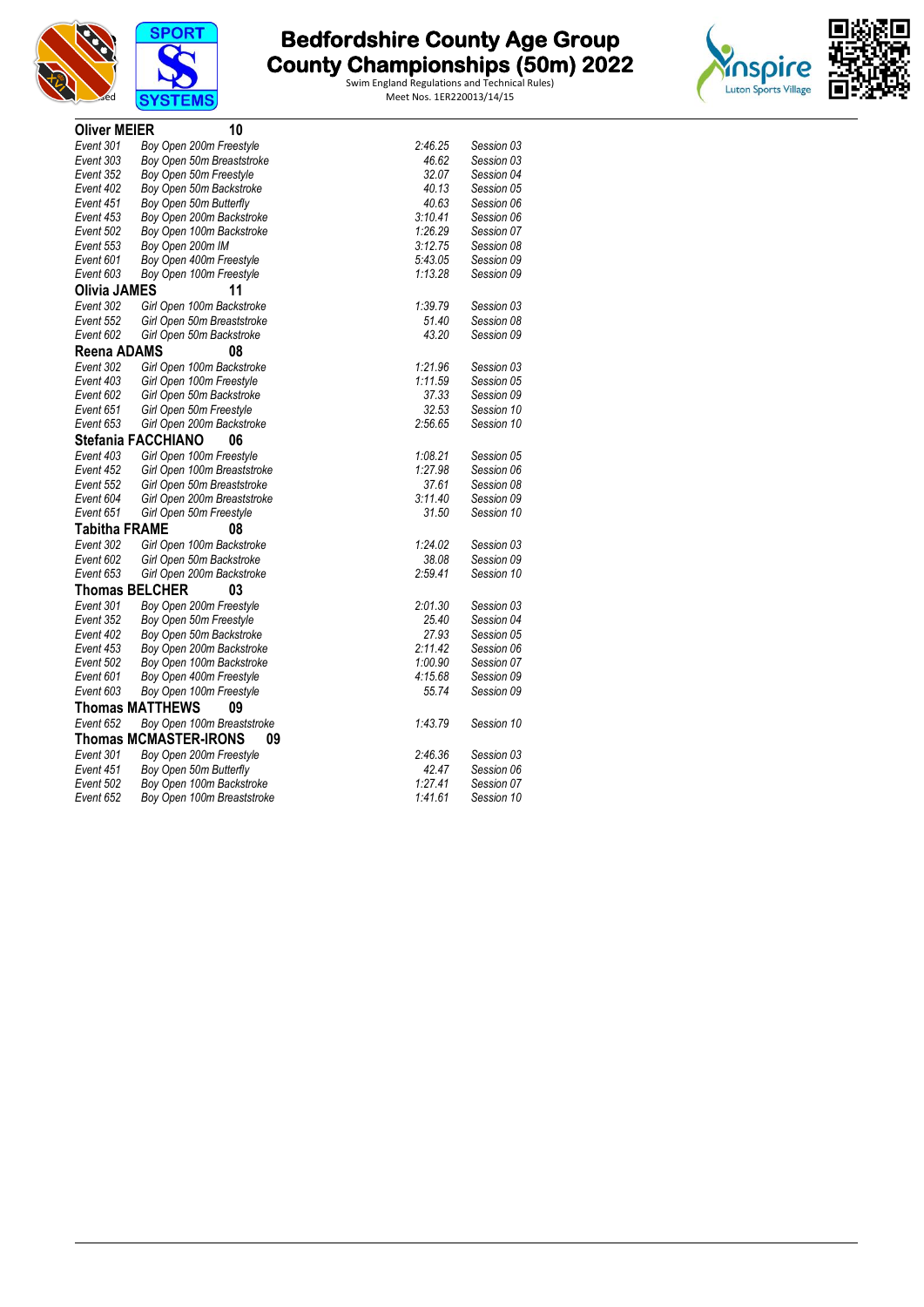# Bedfordshire County Age Group County Championships (50m) 2022

Swim England Regulations and Technical Rules)
Meet Nos. 1ER220013/14/15

**Oliver MEIER** 10

| | | | |
|---|---|---|---|
| *Event 301* | *Boy Open 200m Freestyle* | *2:46.25* | *Session 03* |
| *Event 303* | *Boy Open 50m Breaststroke* | *46.62* | *Session 03* |
| *Event 352* | *Boy Open 50m Freestyle* | *32.07* | *Session 04* |
| *Event 402* | *Boy Open 50m Backstroke* | *40.13* | *Session 05* |
| *Event 451* | *Boy Open 50m Butterfly* | *40.63* | *Session 06* |
| *Event 453* | *Boy Open 200m Backstroke* | *3:10.41* | *Session 06* |
| *Event 502* | *Boy Open 100m Backstroke* | *1:26.29* | *Session 07* |
| *Event 553* | *Boy Open 200m IM* | *3:12.75* | *Session 08* |
| *Event 601* | *Boy Open 400m Freestyle* | *5:43.05* | *Session 09* |
| *Event 603* | *Boy Open 100m Freestyle* | *1:13.28* | *Session 09* |

**Olivia JAMES** 11

| | | | |
|---|---|---|---|
| *Event 302* | *Girl Open 100m Backstroke* | *1:39.79* | *Session 03* |
| *Event 552* | *Girl Open 50m Breaststroke* | *51.40* | *Session 08* |
| *Event 602* | *Girl Open 50m Backstroke* | *43.20* | *Session 09* |

**Reena ADAMS** 08

| | | | |
|---|---|---|---|
| *Event 302* | *Girl Open 100m Backstroke* | *1:21.96* | *Session 03* |
| *Event 403* | *Girl Open 100m Freestyle* | *1:11.59* | *Session 05* |
| *Event 602* | *Girl Open 50m Backstroke* | *37.33* | *Session 09* |
| *Event 651* | *Girl Open 50m Freestyle* | *32.53* | *Session 10* |
| *Event 653* | *Girl Open 200m Backstroke* | *2:56.65* | *Session 10* |

**Stefania FACCHIANO** 06

| | | | |
|---|---|---|---|
| *Event 403* | *Girl Open 100m Freestyle* | *1:08.21* | *Session 05* |
| *Event 452* | *Girl Open 100m Breaststroke* | *1:27.98* | *Session 06* |
| *Event 552* | *Girl Open 50m Breaststroke* | *37.61* | *Session 08* |
| *Event 604* | *Girl Open 200m Breaststroke* | *3:11.40* | *Session 09* |
| *Event 651* | *Girl Open 50m Freestyle* | *31.50* | *Session 10* |

**Tabitha FRAME** 08

| | | | |
|---|---|---|---|
| *Event 302* | *Girl Open 100m Backstroke* | *1:24.02* | *Session 03* |
| *Event 602* | *Girl Open 50m Backstroke* | *38.08* | *Session 09* |
| *Event 653* | *Girl Open 200m Backstroke* | *2:59.41* | *Session 10* |

**Thomas BELCHER** 03

| | | | |
|---|---|---|---|
| *Event 301* | *Boy Open 200m Freestyle* | *2:01.30* | *Session 03* |
| *Event 352* | *Boy Open 50m Freestyle* | *25.40* | *Session 04* |
| *Event 402* | *Boy Open 50m Backstroke* | *27.93* | *Session 05* |
| *Event 453* | *Boy Open 200m Backstroke* | *2:11.42* | *Session 06* |
| *Event 502* | *Boy Open 100m Backstroke* | *1:00.90* | *Session 07* |
| *Event 601* | *Boy Open 400m Freestyle* | *4:15.68* | *Session 09* |
| *Event 603* | *Boy Open 100m Freestyle* | *55.74* | *Session 09* |

**Thomas MATTHEWS** 09

| | | | |
|---|---|---|---|
| *Event 652* | *Boy Open 100m Breaststroke* | *1:43.79* | *Session 10* |

**Thomas MCMASTER-IRONS** 09

| | | | |
|---|---|---|---|
| *Event 301* | *Boy Open 200m Freestyle* | *2:46.36* | *Session 03* |
| *Event 451* | *Boy Open 50m Butterfly* | *42.47* | *Session 06* |
| *Event 502* | *Boy Open 100m Backstroke* | *1:27.41* | *Session 07* |
| *Event 652* | *Boy Open 100m Breaststroke* | *1:41.61* | *Session 10* |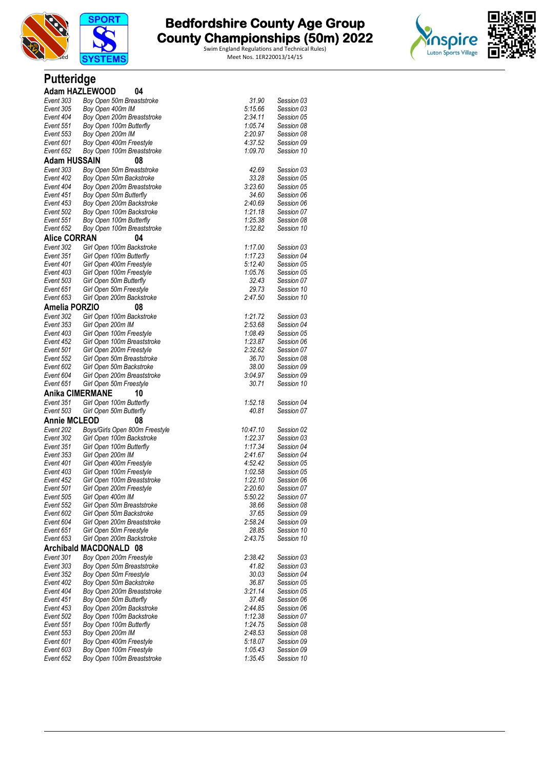# Bedfordshire County Age Group County Championships (50m) 2022

Swim England Regulations and Technical Rules)
Meet Nos. 1ER220013/14/15

## Putteridge

### Adam HAZLEWOOD 04

| | | | |
|---|---|---|---|
| Event 303 | Boy Open 50m Breaststroke | 31.90 | Session 03 |
| Event 305 | Boy Open 400m IM | 5:15.66 | Session 03 |
| Event 404 | Boy Open 200m Breaststroke | 2:34.11 | Session 05 |
| Event 551 | Boy Open 100m Butterfly | 1:05.74 | Session 08 |
| Event 553 | Boy Open 200m IM | 2:20.97 | Session 08 |
| Event 601 | Boy Open 400m Freestyle | 4:37.52 | Session 09 |
| Event 652 | Boy Open 100m Breaststroke | 1:09.70 | Session 10 |

### Adam HUSSAIN 08

| | | | |
|---|---|---|---|
| Event 303 | Boy Open 50m Breaststroke | 42.69 | Session 03 |
| Event 402 | Boy Open 50m Backstroke | 33.28 | Session 05 |
| Event 404 | Boy Open 200m Breaststroke | 3:23.60 | Session 05 |
| Event 451 | Boy Open 50m Butterfly | 34.60 | Session 06 |
| Event 453 | Boy Open 200m Backstroke | 2:40.69 | Session 06 |
| Event 502 | Boy Open 100m Backstroke | 1:21.18 | Session 07 |
| Event 551 | Boy Open 100m Butterfly | 1:25.38 | Session 08 |
| Event 652 | Boy Open 100m Breaststroke | 1:32.82 | Session 10 |

### Alice CORRAN 04

| | | | |
|---|---|---|---|
| Event 302 | Girl Open 100m Backstroke | 1:17.00 | Session 03 |
| Event 351 | Girl Open 100m Butterfly | 1:17.23 | Session 04 |
| Event 401 | Girl Open 400m Freestyle | 5:12.40 | Session 05 |
| Event 403 | Girl Open 100m Freestyle | 1:05.76 | Session 05 |
| Event 503 | Girl Open 50m Butterfly | 32.43 | Session 07 |
| Event 651 | Girl Open 50m Freestyle | 29.73 | Session 10 |
| Event 653 | Girl Open 200m Backstroke | 2:47.50 | Session 10 |

### Amelia PORZIO 08

| | | | |
|---|---|---|---|
| Event 302 | Girl Open 100m Backstroke | 1:21.72 | Session 03 |
| Event 353 | Girl Open 200m IM | 2:53.68 | Session 04 |
| Event 403 | Girl Open 100m Freestyle | 1:08.49 | Session 05 |
| Event 452 | Girl Open 100m Breaststroke | 1:23.87 | Session 06 |
| Event 501 | Girl Open 200m Freestyle | 2:32.62 | Session 07 |
| Event 552 | Girl Open 50m Breaststroke | 36.70 | Session 08 |
| Event 602 | Girl Open 50m Backstroke | 38.00 | Session 09 |
| Event 604 | Girl Open 200m Breaststroke | 3:04.97 | Session 09 |
| Event 651 | Girl Open 50m Freestyle | 30.71 | Session 10 |

### Anika CIMERMANE 10

| | | | |
|---|---|---|---|
| Event 351 | Girl Open 100m Butterfly | 1:52.18 | Session 04 |
| Event 503 | Girl Open 50m Butterfly | 40.81 | Session 07 |

### Annie MCLEOD 08

| | | | |
|---|---|---|---|
| Event 202 | Boys/Girls Open 800m Freestyle | 10:47.10 | Session 02 |
| Event 302 | Girl Open 100m Backstroke | 1:22.37 | Session 03 |
| Event 351 | Girl Open 100m Butterfly | 1:17.34 | Session 04 |
| Event 353 | Girl Open 200m IM | 2:41.67 | Session 04 |
| Event 401 | Girl Open 400m Freestyle | 4:52.42 | Session 05 |
| Event 403 | Girl Open 100m Freestyle | 1:02.58 | Session 05 |
| Event 452 | Girl Open 100m Breaststroke | 1:22.10 | Session 06 |
| Event 501 | Girl Open 200m Freestyle | 2:20.60 | Session 07 |
| Event 505 | Girl Open 400m IM | 5:50.22 | Session 07 |
| Event 552 | Girl Open 50m Breaststroke | 38.66 | Session 08 |
| Event 602 | Girl Open 50m Backstroke | 37.65 | Session 09 |
| Event 604 | Girl Open 200m Breaststroke | 2:58.24 | Session 09 |
| Event 651 | Girl Open 50m Freestyle | 28.85 | Session 10 |
| Event 653 | Girl Open 200m Backstroke | 2:43.75 | Session 10 |

### Archibald MACDONALD 08

| | | | |
|---|---|---|---|
| Event 301 | Boy Open 200m Freestyle | 2:38.42 | Session 03 |
| Event 303 | Boy Open 50m Breaststroke | 41.82 | Session 03 |
| Event 352 | Boy Open 50m Freestyle | 30.03 | Session 04 |
| Event 402 | Boy Open 50m Backstroke | 36.87 | Session 05 |
| Event 404 | Boy Open 200m Breaststroke | 3:21.14 | Session 05 |
| Event 451 | Boy Open 50m Butterfly | 37.48 | Session 06 |
| Event 453 | Boy Open 200m Backstroke | 2:44.85 | Session 06 |
| Event 502 | Boy Open 100m Backstroke | 1:12.38 | Session 07 |
| Event 551 | Boy Open 100m Butterfly | 1:24.75 | Session 08 |
| Event 553 | Boy Open 200m IM | 2:48.53 | Session 08 |
| Event 601 | Boy Open 400m Freestyle | 5:18.07 | Session 09 |
| Event 603 | Boy Open 100m Freestyle | 1:05.43 | Session 09 |
| Event 652 | Boy Open 100m Breaststroke | 1:35.45 | Session 10 |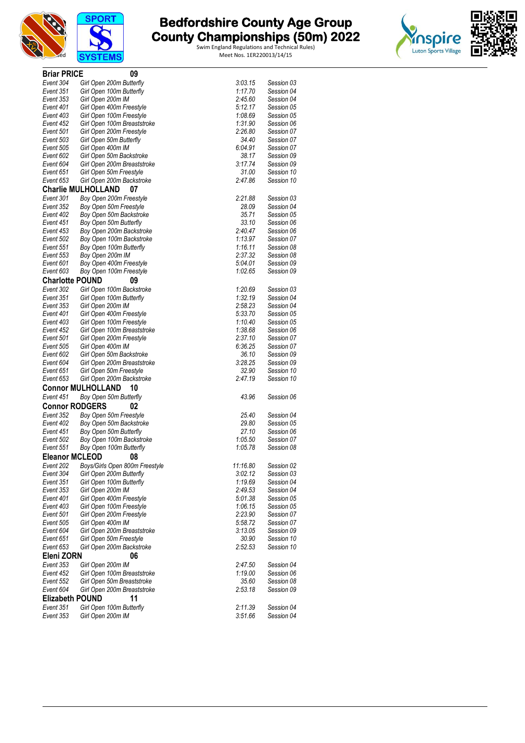# Bedfordshire County Age Group County Championships (50m) 2022

Swim England Regulations and Technical Rules)
Meet Nos. 1ER220013/14/15

### Briar PRICE 09

| | | | |
|---|---|---|---|
| Event 304 | Girl Open 200m Butterfly | 3:03.15 | Session 03 |
| Event 351 | Girl Open 100m Butterfly | 1:17.70 | Session 04 |
| Event 353 | Girl Open 200m IM | 2:45.60 | Session 04 |
| Event 401 | Girl Open 400m Freestyle | 5:12.17 | Session 05 |
| Event 403 | Girl Open 100m Freestyle | 1:08.69 | Session 05 |
| Event 452 | Girl Open 100m Breaststroke | 1:31.90 | Session 06 |
| Event 501 | Girl Open 200m Freestyle | 2:26.80 | Session 07 |
| Event 503 | Girl Open 50m Butterfly | 34.40 | Session 07 |
| Event 505 | Girl Open 400m IM | 6:04.91 | Session 07 |
| Event 602 | Girl Open 50m Backstroke | 38.17 | Session 09 |
| Event 604 | Girl Open 200m Breaststroke | 3:17.74 | Session 09 |
| Event 651 | Girl Open 50m Freestyle | 31.00 | Session 10 |
| Event 653 | Girl Open 200m Backstroke | 2:47.86 | Session 10 |

### Charlie MULHOLLAND 07

| | | | |
|---|---|---|---|
| Event 301 | Boy Open 200m Freestyle | 2:21.88 | Session 03 |
| Event 352 | Boy Open 50m Freestyle | 28.09 | Session 04 |
| Event 402 | Boy Open 50m Backstroke | 35.71 | Session 05 |
| Event 451 | Boy Open 50m Butterfly | 33.10 | Session 06 |
| Event 453 | Boy Open 200m Backstroke | 2:40.47 | Session 06 |
| Event 502 | Boy Open 100m Backstroke | 1:13.97 | Session 07 |
| Event 551 | Boy Open 100m Butterfly | 1:16.11 | Session 08 |
| Event 553 | Boy Open 200m IM | 2:37.32 | Session 08 |
| Event 601 | Boy Open 400m Freestyle | 5:04.01 | Session 09 |
| Event 603 | Boy Open 100m Freestyle | 1:02.65 | Session 09 |

### Charlotte POUND 09

| | | | |
|---|---|---|---|
| Event 302 | Girl Open 100m Backstroke | 1:20.69 | Session 03 |
| Event 351 | Girl Open 100m Butterfly | 1:32.19 | Session 04 |
| Event 353 | Girl Open 200m IM | 2:58.23 | Session 04 |
| Event 401 | Girl Open 400m Freestyle | 5:33.70 | Session 05 |
| Event 403 | Girl Open 100m Freestyle | 1:10.40 | Session 05 |
| Event 452 | Girl Open 100m Breaststroke | 1:38.68 | Session 06 |
| Event 501 | Girl Open 200m Freestyle | 2:37.10 | Session 07 |
| Event 505 | Girl Open 400m IM | 6:36.25 | Session 07 |
| Event 602 | Girl Open 50m Backstroke | 36.10 | Session 09 |
| Event 604 | Girl Open 200m Breaststroke | 3:28.25 | Session 09 |
| Event 651 | Girl Open 50m Freestyle | 32.90 | Session 10 |
| Event 653 | Girl Open 200m Backstroke | 2:47.19 | Session 10 |

### Connor MULHOLLAND 10

| | | | |
|---|---|---|---|
| Event 451 | Boy Open 50m Butterfly | 43.96 | Session 06 |

### Connor RODGERS 02

| | | | |
|---|---|---|---|
| Event 352 | Boy Open 50m Freestyle | 25.40 | Session 04 |
| Event 402 | Boy Open 50m Backstroke | 29.80 | Session 05 |
| Event 451 | Boy Open 50m Butterfly | 27.10 | Session 06 |
| Event 502 | Boy Open 100m Backstroke | 1:05.50 | Session 07 |
| Event 551 | Boy Open 100m Butterfly | 1:05.78 | Session 08 |

### Eleanor MCLEOD 08

| | | | |
|---|---|---|---|
| Event 202 | Boys/Girls Open 800m Freestyle | 11:16.80 | Session 02 |
| Event 304 | Girl Open 200m Butterfly | 3:02.12 | Session 03 |
| Event 351 | Girl Open 100m Butterfly | 1:19.69 | Session 04 |
| Event 353 | Girl Open 200m IM | 2:49.53 | Session 04 |
| Event 401 | Girl Open 400m Freestyle | 5:01.38 | Session 05 |
| Event 403 | Girl Open 100m Freestyle | 1:06.15 | Session 05 |
| Event 501 | Girl Open 200m Freestyle | 2:23.90 | Session 07 |
| Event 505 | Girl Open 400m IM | 5:58.72 | Session 07 |
| Event 604 | Girl Open 200m Breaststroke | 3:13.05 | Session 09 |
| Event 651 | Girl Open 50m Freestyle | 30.90 | Session 10 |
| Event 653 | Girl Open 200m Backstroke | 2:52.53 | Session 10 |

### Eleni ZORN 06

| | | | |
|---|---|---|---|
| Event 353 | Girl Open 200m IM | 2:47.50 | Session 04 |
| Event 452 | Girl Open 100m Breaststroke | 1:19.00 | Session 06 |
| Event 552 | Girl Open 50m Breaststroke | 35.60 | Session 08 |
| Event 604 | Girl Open 200m Breaststroke | 2:53.18 | Session 09 |

### Elizabeth POUND 11

| | | | |
|---|---|---|---|
| Event 351 | Girl Open 100m Butterfly | 2:11.39 | Session 04 |
| Event 353 | Girl Open 200m IM | 3:51.66 | Session 04 |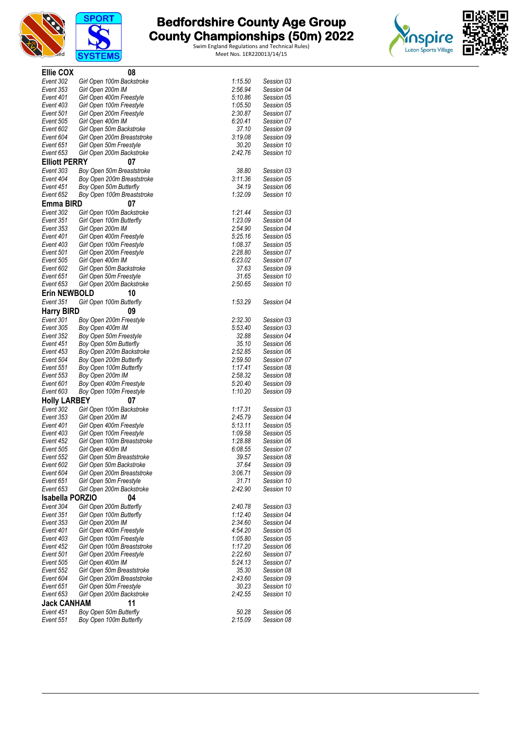# Bedfordshire County Age Group County Championships (50m) 2022

Swim England Regulations and Technical Rules)
Meet Nos. 1ER220013/14/15

## Ellie COX 08

| | | | |
|---|---|---|---|
| Event 302 | Girl Open 100m Backstroke | 1:15.50 | Session 03 |
| Event 353 | Girl Open 200m IM | 2:56.94 | Session 04 |
| Event 401 | Girl Open 400m Freestyle | 5:10.86 | Session 05 |
| Event 403 | Girl Open 100m Freestyle | 1:05.50 | Session 05 |
| Event 501 | Girl Open 200m Freestyle | 2:30.87 | Session 07 |
| Event 505 | Girl Open 400m IM | 6:20.41 | Session 07 |
| Event 602 | Girl Open 50m Backstroke | 37.10 | Session 09 |
| Event 604 | Girl Open 200m Breaststroke | 3:19.08 | Session 09 |
| Event 651 | Girl Open 50m Freestyle | 30.20 | Session 10 |
| Event 653 | Girl Open 200m Backstroke | 2:42.76 | Session 10 |

## Elliott PERRY 07

| | | | |
|---|---|---|---|
| Event 303 | Boy Open 50m Breaststroke | 38.80 | Session 03 |
| Event 404 | Boy Open 200m Breaststroke | 3:11.36 | Session 05 |
| Event 451 | Boy Open 50m Butterfly | 34.19 | Session 06 |
| Event 652 | Boy Open 100m Breaststroke | 1:32.09 | Session 10 |

## Emma BIRD 07

| | | | |
|---|---|---|---|
| Event 302 | Girl Open 100m Backstroke | 1:21.44 | Session 03 |
| Event 351 | Girl Open 100m Butterfly | 1:23.09 | Session 04 |
| Event 353 | Girl Open 200m IM | 2:54.90 | Session 04 |
| Event 401 | Girl Open 400m Freestyle | 5:25.16 | Session 05 |
| Event 403 | Girl Open 100m Freestyle | 1:08.37 | Session 05 |
| Event 501 | Girl Open 200m Freestyle | 2:28.80 | Session 07 |
| Event 505 | Girl Open 400m IM | 6:23.02 | Session 07 |
| Event 602 | Girl Open 50m Backstroke | 37.63 | Session 09 |
| Event 651 | Girl Open 50m Freestyle | 31.65 | Session 10 |
| Event 653 | Girl Open 200m Backstroke | 2:50.65 | Session 10 |

## Erin NEWBOLD 10

| | | | |
|---|---|---|---|
| Event 351 | Girl Open 100m Butterfly | 1:53.29 | Session 04 |

## Harry BIRD 09

| | | | |
|---|---|---|---|
| Event 301 | Boy Open 200m Freestyle | 2:32.30 | Session 03 |
| Event 305 | Boy Open 400m IM | 5:53.40 | Session 03 |
| Event 352 | Boy Open 50m Freestyle | 32.88 | Session 04 |
| Event 451 | Boy Open 50m Butterfly | 35.10 | Session 06 |
| Event 453 | Boy Open 200m Backstroke | 2:52.85 | Session 06 |
| Event 504 | Boy Open 200m Butterfly | 2:59.50 | Session 07 |
| Event 551 | Boy Open 100m Butterfly | 1:17.41 | Session 08 |
| Event 553 | Boy Open 200m IM | 2:58.32 | Session 08 |
| Event 601 | Boy Open 400m Freestyle | 5:20.40 | Session 09 |
| Event 603 | Boy Open 100m Freestyle | 1:10.20 | Session 09 |

## Holly LARBEY 07

| | | | |
|---|---|---|---|
| Event 302 | Girl Open 100m Backstroke | 1:17.31 | Session 03 |
| Event 353 | Girl Open 200m IM | 2:45.79 | Session 04 |
| Event 401 | Girl Open 400m Freestyle | 5:13.11 | Session 05 |
| Event 403 | Girl Open 100m Freestyle | 1:09.58 | Session 05 |
| Event 452 | Girl Open 100m Breaststroke | 1:28.88 | Session 06 |
| Event 505 | Girl Open 400m IM | 6:08.55 | Session 07 |
| Event 552 | Girl Open 50m Breaststroke | 39.57 | Session 08 |
| Event 602 | Girl Open 50m Backstroke | 37.64 | Session 09 |
| Event 604 | Girl Open 200m Breaststroke | 3:06.71 | Session 09 |
| Event 651 | Girl Open 50m Freestyle | 31.71 | Session 10 |
| Event 653 | Girl Open 200m Backstroke | 2:42.90 | Session 10 |

## Isabella PORZIO 04

| | | | |
|---|---|---|---|
| Event 304 | Girl Open 200m Butterfly | 2:40.78 | Session 03 |
| Event 351 | Girl Open 100m Butterfly | 1:12.40 | Session 04 |
| Event 353 | Girl Open 200m IM | 2:34.60 | Session 04 |
| Event 401 | Girl Open 400m Freestyle | 4:54.20 | Session 05 |
| Event 403 | Girl Open 100m Freestyle | 1:05.80 | Session 05 |
| Event 452 | Girl Open 100m Breaststroke | 1:17.20 | Session 06 |
| Event 501 | Girl Open 200m Freestyle | 2:22.60 | Session 07 |
| Event 505 | Girl Open 400m IM | 5:24.13 | Session 07 |
| Event 552 | Girl Open 50m Breaststroke | 35.30 | Session 08 |
| Event 604 | Girl Open 200m Breaststroke | 2:43.60 | Session 09 |
| Event 651 | Girl Open 50m Freestyle | 30.23 | Session 10 |
| Event 653 | Girl Open 200m Backstroke | 2:42.55 | Session 10 |

## Jack CANHAM 11

| | | | |
|---|---|---|---|
| Event 451 | Boy Open 50m Butterfly | 50.28 | Session 06 |
| Event 551 | Boy Open 100m Butterfly | 2:15.09 | Session 08 |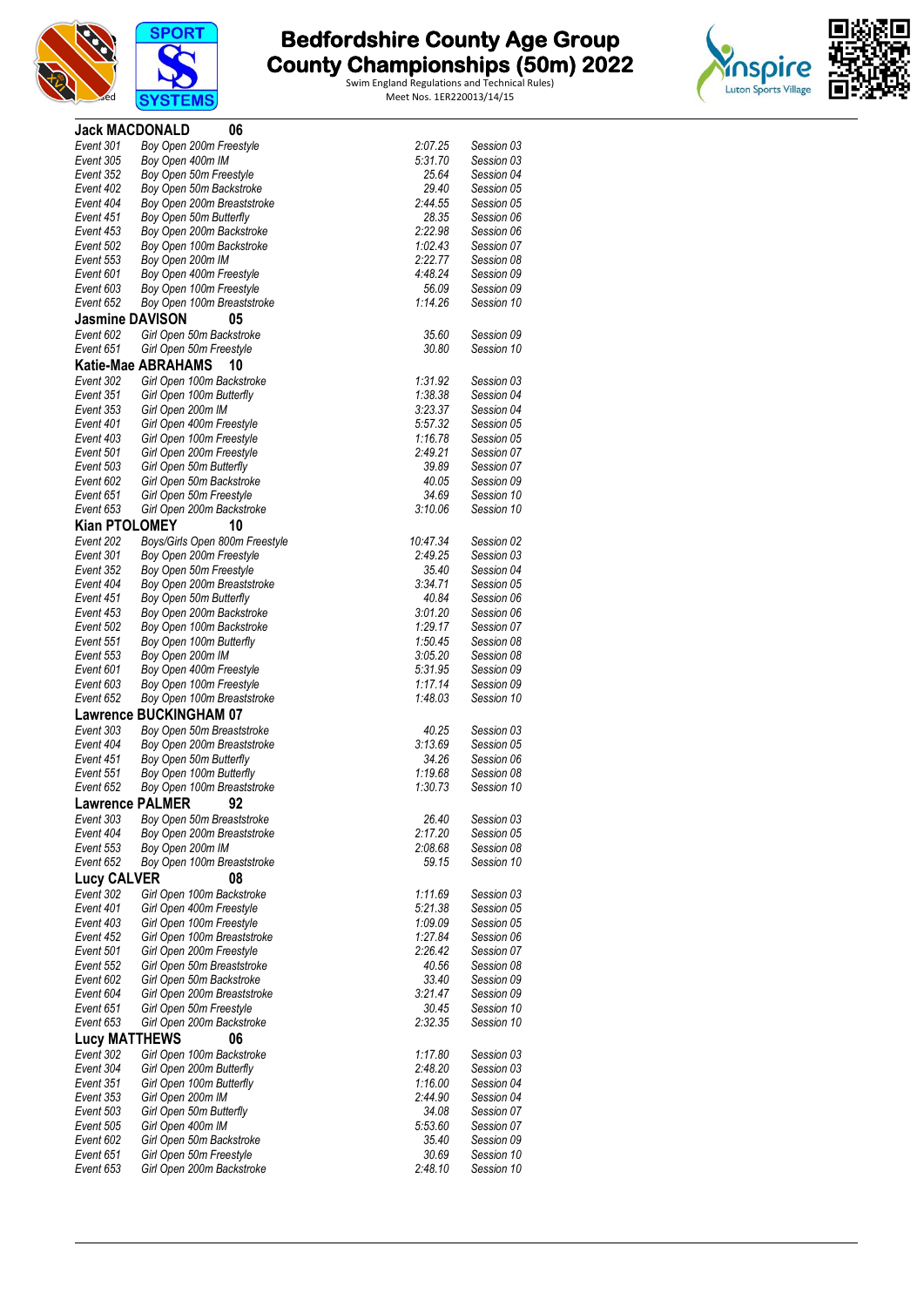# Bedfordshire County Age Group County Championships (50m) 2022

Swim England Regulations and Technical Rules)
Meet Nos. 1ER220013/14/15

**Jack MACDONALD 06**

| | | | |
|---|---|---|---|
| Event 301 | Boy Open 200m Freestyle | 2:07.25 | Session 03 |
| Event 305 | Boy Open 400m IM | 5:31.70 | Session 03 |
| Event 352 | Boy Open 50m Freestyle | 25.64 | Session 04 |
| Event 402 | Boy Open 50m Backstroke | 29.40 | Session 05 |
| Event 404 | Boy Open 200m Breaststroke | 2:44.55 | Session 05 |
| Event 451 | Boy Open 50m Butterfly | 28.35 | Session 06 |
| Event 453 | Boy Open 200m Backstroke | 2:22.98 | Session 06 |
| Event 502 | Boy Open 100m Backstroke | 1:02.43 | Session 07 |
| Event 553 | Boy Open 200m IM | 2:22.77 | Session 08 |
| Event 601 | Boy Open 400m Freestyle | 4:48.24 | Session 09 |
| Event 603 | Boy Open 100m Freestyle | 56.09 | Session 09 |
| Event 652 | Boy Open 100m Breaststroke | 1:14.26 | Session 10 |

**Jasmine DAVISON 05**

| | | | |
|---|---|---|---|
| Event 602 | Girl Open 50m Backstroke | 35.60 | Session 09 |
| Event 651 | Girl Open 50m Freestyle | 30.80 | Session 10 |

**Katie-Mae ABRAHAMS 10**

| | | | |
|---|---|---|---|
| Event 302 | Girl Open 100m Backstroke | 1:31.92 | Session 03 |
| Event 351 | Girl Open 100m Butterfly | 1:38.38 | Session 04 |
| Event 353 | Girl Open 200m IM | 3:23.37 | Session 04 |
| Event 401 | Girl Open 400m Freestyle | 5:57.32 | Session 05 |
| Event 403 | Girl Open 100m Freestyle | 1:16.78 | Session 05 |
| Event 501 | Girl Open 200m Freestyle | 2:49.21 | Session 07 |
| Event 503 | Girl Open 50m Butterfly | 39.89 | Session 07 |
| Event 602 | Girl Open 50m Backstroke | 40.05 | Session 09 |
| Event 651 | Girl Open 50m Freestyle | 34.69 | Session 10 |
| Event 653 | Girl Open 200m Backstroke | 3:10.06 | Session 10 |

**Kian PTOLOMEY 10**

| | | | |
|---|---|---|---|
| Event 202 | Boys/Girls Open 800m Freestyle | 10:47.34 | Session 02 |
| Event 301 | Boy Open 200m Freestyle | 2:49.25 | Session 03 |
| Event 352 | Boy Open 50m Freestyle | 35.40 | Session 04 |
| Event 404 | Boy Open 200m Breaststroke | 3:34.71 | Session 05 |
| Event 451 | Boy Open 50m Butterfly | 40.84 | Session 06 |
| Event 453 | Boy Open 200m Backstroke | 3:01.20 | Session 06 |
| Event 502 | Boy Open 100m Backstroke | 1:29.17 | Session 07 |
| Event 551 | Boy Open 100m Butterfly | 1:50.45 | Session 08 |
| Event 553 | Boy Open 200m IM | 3:05.20 | Session 08 |
| Event 601 | Boy Open 400m Freestyle | 5:31.95 | Session 09 |
| Event 603 | Boy Open 100m Freestyle | 1:17.14 | Session 09 |
| Event 652 | Boy Open 100m Breaststroke | 1:48.03 | Session 10 |

**Lawrence BUCKINGHAM 07**

| | | | |
|---|---|---|---|
| Event 303 | Boy Open 50m Breaststroke | 40.25 | Session 03 |
| Event 404 | Boy Open 200m Breaststroke | 3:13.69 | Session 05 |
| Event 451 | Boy Open 50m Butterfly | 34.26 | Session 06 |
| Event 551 | Boy Open 100m Butterfly | 1:19.68 | Session 08 |
| Event 652 | Boy Open 100m Breaststroke | 1:30.73 | Session 10 |

**Lawrence PALMER 92**

| | | | |
|---|---|---|---|
| Event 303 | Boy Open 50m Breaststroke | 26.40 | Session 03 |
| Event 404 | Boy Open 200m Breaststroke | 2:17.20 | Session 05 |
| Event 553 | Boy Open 200m IM | 2:08.68 | Session 08 |
| Event 652 | Boy Open 100m Breaststroke | 59.15 | Session 10 |

**Lucy CALVER 08**

| | | | |
|---|---|---|---|
| Event 302 | Girl Open 100m Backstroke | 1:11.69 | Session 03 |
| Event 401 | Girl Open 400m Freestyle | 5:21.38 | Session 05 |
| Event 403 | Girl Open 100m Freestyle | 1:09.09 | Session 05 |
| Event 452 | Girl Open 100m Breaststroke | 1:27.84 | Session 06 |
| Event 501 | Girl Open 200m Freestyle | 2:26.42 | Session 07 |
| Event 552 | Girl Open 50m Breaststroke | 40.56 | Session 08 |
| Event 602 | Girl Open 50m Backstroke | 33.40 | Session 09 |
| Event 604 | Girl Open 200m Breaststroke | 3:21.47 | Session 09 |
| Event 651 | Girl Open 50m Freestyle | 30.45 | Session 10 |
| Event 653 | Girl Open 200m Backstroke | 2:32.35 | Session 10 |

**Lucy MATTHEWS 06**

| | | | |
|---|---|---|---|
| Event 302 | Girl Open 100m Backstroke | 1:17.80 | Session 03 |
| Event 304 | Girl Open 200m Butterfly | 2:48.20 | Session 03 |
| Event 351 | Girl Open 100m Butterfly | 1:16.00 | Session 04 |
| Event 353 | Girl Open 200m IM | 2:44.90 | Session 04 |
| Event 503 | Girl Open 50m Butterfly | 34.08 | Session 07 |
| Event 505 | Girl Open 400m IM | 5:53.60 | Session 07 |
| Event 602 | Girl Open 50m Backstroke | 35.40 | Session 09 |
| Event 651 | Girl Open 50m Freestyle | 30.69 | Session 10 |
| Event 653 | Girl Open 200m Backstroke | 2:48.10 | Session 10 |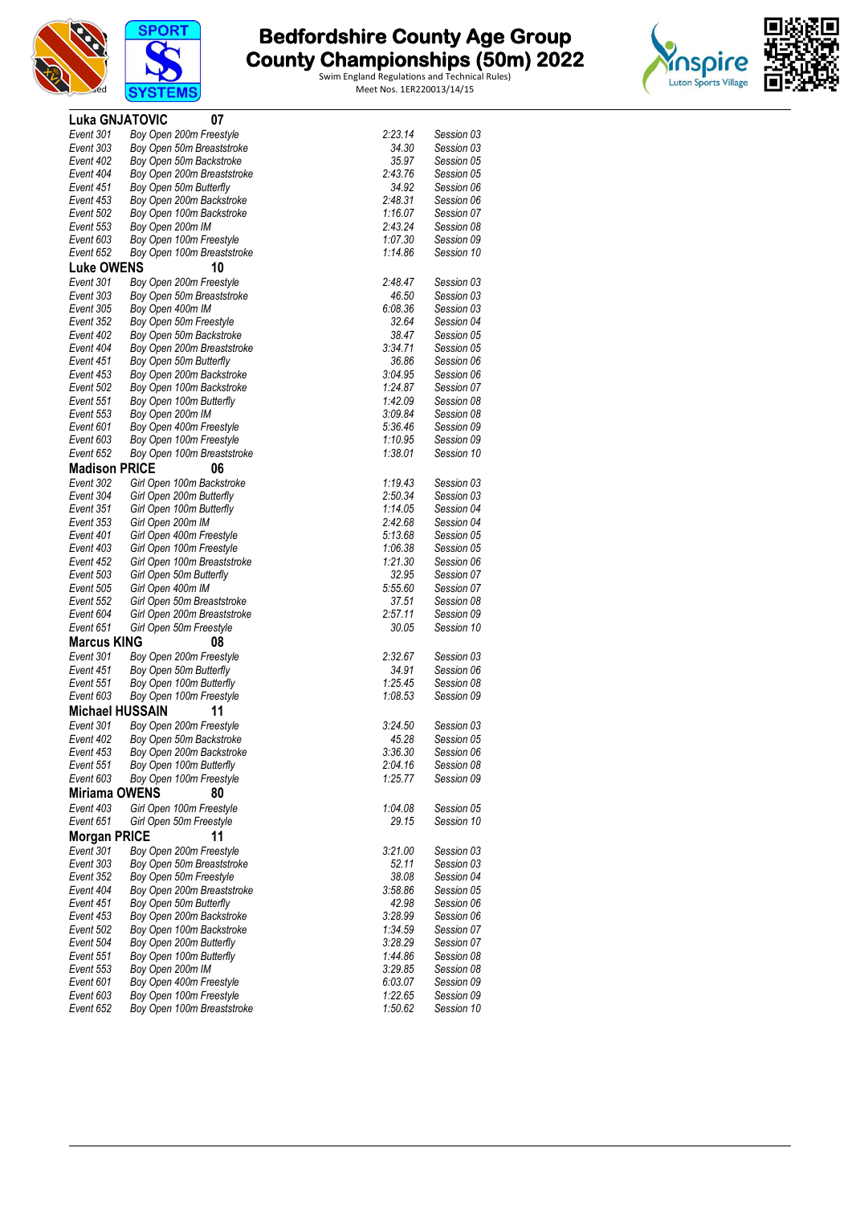# Bedfordshire County Age Group County Championships (50m) 2022

Swim England Regulations and Technical Rules)
Meet Nos. 1ER220013/14/15

## Luka GNJATOVIC 07

| | | | |
|---|---|---|---|
| Event 301 | Boy Open 200m Freestyle | 2:23.14 | Session 03 |
| Event 303 | Boy Open 50m Breaststroke | 34.30 | Session 03 |
| Event 402 | Boy Open 50m Backstroke | 35.97 | Session 05 |
| Event 404 | Boy Open 200m Breaststroke | 2:43.76 | Session 05 |
| Event 451 | Boy Open 50m Butterfly | 34.92 | Session 06 |
| Event 453 | Boy Open 200m Backstroke | 2:48.31 | Session 06 |
| Event 502 | Boy Open 100m Backstroke | 1:16.07 | Session 07 |
| Event 553 | Boy Open 200m IM | 2:43.24 | Session 08 |
| Event 603 | Boy Open 100m Freestyle | 1:07.30 | Session 09 |
| Event 652 | Boy Open 100m Breaststroke | 1:14.86 | Session 10 |

## Luke OWENS 10

| | | | |
|---|---|---|---|
| Event 301 | Boy Open 200m Freestyle | 2:48.47 | Session 03 |
| Event 303 | Boy Open 50m Breaststroke | 46.50 | Session 03 |
| Event 305 | Boy Open 400m IM | 6:08.36 | Session 03 |
| Event 352 | Boy Open 50m Freestyle | 32.64 | Session 04 |
| Event 402 | Boy Open 50m Backstroke | 38.47 | Session 05 |
| Event 404 | Boy Open 200m Breaststroke | 3:34.71 | Session 05 |
| Event 451 | Boy Open 50m Butterfly | 36.86 | Session 06 |
| Event 453 | Boy Open 200m Backstroke | 3:04.95 | Session 06 |
| Event 502 | Boy Open 100m Backstroke | 1:24.87 | Session 07 |
| Event 551 | Boy Open 100m Butterfly | 1:42.09 | Session 08 |
| Event 553 | Boy Open 200m IM | 3:09.84 | Session 08 |
| Event 601 | Boy Open 400m Freestyle | 5:36.46 | Session 09 |
| Event 603 | Boy Open 100m Freestyle | 1:10.95 | Session 09 |
| Event 652 | Boy Open 100m Breaststroke | 1:38.01 | Session 10 |

## Madison PRICE 06

| | | | |
|---|---|---|---|
| Event 302 | Girl Open 100m Backstroke | 1:19.43 | Session 03 |
| Event 304 | Girl Open 200m Butterfly | 2:50.34 | Session 03 |
| Event 351 | Girl Open 100m Butterfly | 1:14.05 | Session 04 |
| Event 353 | Girl Open 200m IM | 2:42.68 | Session 04 |
| Event 401 | Girl Open 400m Freestyle | 5:13.68 | Session 05 |
| Event 403 | Girl Open 100m Freestyle | 1:06.38 | Session 05 |
| Event 452 | Girl Open 100m Breaststroke | 1:21.30 | Session 06 |
| Event 503 | Girl Open 50m Butterfly | 32.95 | Session 07 |
| Event 505 | Girl Open 400m IM | 5:55.60 | Session 07 |
| Event 552 | Girl Open 50m Breaststroke | 37.51 | Session 08 |
| Event 604 | Girl Open 200m Breaststroke | 2:57.11 | Session 09 |
| Event 651 | Girl Open 50m Freestyle | 30.05 | Session 10 |

## Marcus KING 08

| | | | |
|---|---|---|---|
| Event 301 | Boy Open 200m Freestyle | 2:32.67 | Session 03 |
| Event 451 | Boy Open 50m Butterfly | 34.91 | Session 06 |
| Event 551 | Boy Open 100m Butterfly | 1:25.45 | Session 08 |
| Event 603 | Boy Open 100m Freestyle | 1:08.53 | Session 09 |

## Michael HUSSAIN 11

| | | | |
|---|---|---|---|
| Event 301 | Boy Open 200m Freestyle | 3:24.50 | Session 03 |
| Event 402 | Boy Open 50m Backstroke | 45.28 | Session 05 |
| Event 453 | Boy Open 200m Backstroke | 3:36.30 | Session 06 |
| Event 551 | Boy Open 100m Butterfly | 2:04.16 | Session 08 |
| Event 603 | Boy Open 100m Freestyle | 1:25.77 | Session 09 |

## Miriama OWENS 80

| | | | |
|---|---|---|---|
| Event 403 | Girl Open 100m Freestyle | 1:04.08 | Session 05 |
| Event 651 | Girl Open 50m Freestyle | 29.15 | Session 10 |

## Morgan PRICE 11

| | | | |
|---|---|---|---|
| Event 301 | Boy Open 200m Freestyle | 3:21.00 | Session 03 |
| Event 303 | Boy Open 50m Breaststroke | 52.11 | Session 03 |
| Event 352 | Boy Open 50m Freestyle | 38.08 | Session 04 |
| Event 404 | Boy Open 200m Breaststroke | 3:58.86 | Session 05 |
| Event 451 | Boy Open 50m Butterfly | 42.98 | Session 06 |
| Event 453 | Boy Open 200m Backstroke | 3:28.99 | Session 06 |
| Event 502 | Boy Open 100m Backstroke | 1:34.59 | Session 07 |
| Event 504 | Boy Open 200m Butterfly | 3:28.29 | Session 07 |
| Event 551 | Boy Open 100m Butterfly | 1:44.86 | Session 08 |
| Event 553 | Boy Open 200m IM | 3:29.85 | Session 08 |
| Event 601 | Boy Open 400m Freestyle | 6:03.07 | Session 09 |
| Event 603 | Boy Open 100m Freestyle | 1:22.65 | Session 09 |
| Event 652 | Boy Open 100m Breaststroke | 1:50.62 | Session 10 |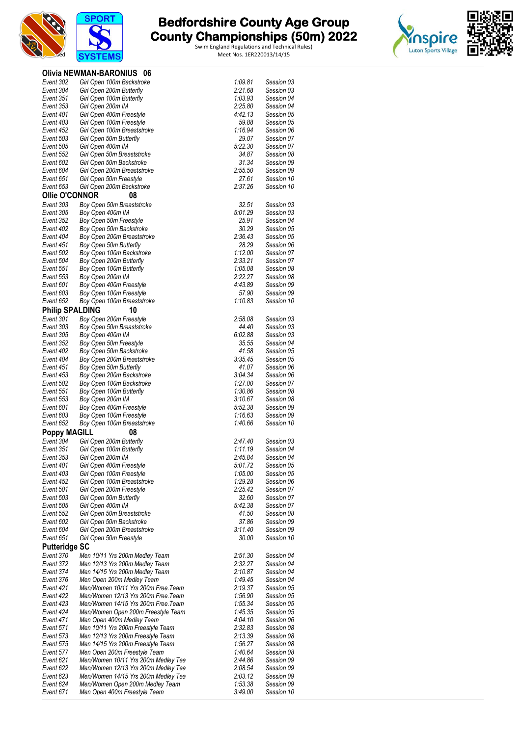# Bedfordshire County Age Group County Championships (50m) 2022

Swim England Regulations and Technical Rules)
Meet Nos. 1ER220013/14/15

## Olivia NEWMAN-BARONIUS 06

| Event | Description | Time | Session |
|---|---|---|---|
| Event 302 | Girl Open 100m Backstroke | 1:09.81 | Session 03 |
| Event 304 | Girl Open 200m Butterfly | 2:21.68 | Session 03 |
| Event 351 | Girl Open 100m Butterfly | 1:03.93 | Session 04 |
| Event 353 | Girl Open 200m IM | 2:25.80 | Session 04 |
| Event 401 | Girl Open 400m Freestyle | 4:42.13 | Session 05 |
| Event 403 | Girl Open 100m Freestyle | 59.88 | Session 05 |
| Event 452 | Girl Open 100m Breaststroke | 1:16.94 | Session 06 |
| Event 503 | Girl Open 50m Butterfly | 29.07 | Session 07 |
| Event 505 | Girl Open 400m IM | 5:22.30 | Session 07 |
| Event 552 | Girl Open 50m Breaststroke | 34.87 | Session 08 |
| Event 602 | Girl Open 50m Backstroke | 31.34 | Session 09 |
| Event 604 | Girl Open 200m Breaststroke | 2:55.50 | Session 09 |
| Event 651 | Girl Open 50m Freestyle | 27.61 | Session 10 |
| Event 653 | Girl Open 200m Backstroke | 2:37.26 | Session 10 |

## Ollie O'CONNOR 08

| Event | Description | Time | Session |
|---|---|---|---|
| Event 303 | Boy Open 50m Breaststroke | 32.51 | Session 03 |
| Event 305 | Boy Open 400m IM | 5:01.29 | Session 03 |
| Event 352 | Boy Open 50m Freestyle | 25.91 | Session 04 |
| Event 402 | Boy Open 50m Backstroke | 30.29 | Session 05 |
| Event 404 | Boy Open 200m Breaststroke | 2:36.43 | Session 05 |
| Event 451 | Boy Open 50m Butterfly | 28.29 | Session 06 |
| Event 502 | Boy Open 100m Backstroke | 1:12.00 | Session 07 |
| Event 504 | Boy Open 200m Butterfly | 2:33.21 | Session 07 |
| Event 551 | Boy Open 100m Butterfly | 1:05.08 | Session 08 |
| Event 553 | Boy Open 200m IM | 2:22.27 | Session 08 |
| Event 601 | Boy Open 400m Freestyle | 4:43.89 | Session 09 |
| Event 603 | Boy Open 100m Freestyle | 57.90 | Session 09 |
| Event 652 | Boy Open 100m Breaststroke | 1:10.83 | Session 10 |

## Philip SPALDING 10

| Event | Description | Time | Session |
|---|---|---|---|
| Event 301 | Boy Open 200m Freestyle | 2:58.08 | Session 03 |
| Event 303 | Boy Open 50m Breaststroke | 44.40 | Session 03 |
| Event 305 | Boy Open 400m IM | 6:02.88 | Session 03 |
| Event 352 | Boy Open 50m Freestyle | 35.55 | Session 04 |
| Event 402 | Boy Open 50m Backstroke | 41.58 | Session 05 |
| Event 404 | Boy Open 200m Breaststroke | 3:35.45 | Session 05 |
| Event 451 | Boy Open 50m Butterfly | 41.07 | Session 06 |
| Event 453 | Boy Open 200m Backstroke | 3:04.34 | Session 06 |
| Event 502 | Boy Open 100m Backstroke | 1:27.00 | Session 07 |
| Event 551 | Boy Open 100m Butterfly | 1:30.86 | Session 08 |
| Event 553 | Boy Open 200m IM | 3:10.67 | Session 08 |
| Event 601 | Boy Open 400m Freestyle | 5:52.38 | Session 09 |
| Event 603 | Boy Open 100m Freestyle | 1:16.63 | Session 09 |
| Event 652 | Boy Open 100m Breaststroke | 1:40.66 | Session 10 |

## Poppy MAGILL 08

| Event | Description | Time | Session |
|---|---|---|---|
| Event 304 | Girl Open 200m Butterfly | 2:47.40 | Session 03 |
| Event 351 | Girl Open 100m Butterfly | 1:11.19 | Session 04 |
| Event 353 | Girl Open 200m IM | 2:45.84 | Session 04 |
| Event 401 | Girl Open 400m Freestyle | 5:01.72 | Session 05 |
| Event 403 | Girl Open 100m Freestyle | 1:05.00 | Session 05 |
| Event 452 | Girl Open 100m Breaststroke | 1:29.28 | Session 06 |
| Event 501 | Girl Open 200m Freestyle | 2:25.42 | Session 07 |
| Event 503 | Girl Open 50m Butterfly | 32.60 | Session 07 |
| Event 505 | Girl Open 400m IM | 5:42.38 | Session 07 |
| Event 552 | Girl Open 50m Breaststroke | 41.50 | Session 08 |
| Event 602 | Girl Open 50m Backstroke | 37.86 | Session 09 |
| Event 604 | Girl Open 200m Breaststroke | 3:11.40 | Session 09 |
| Event 651 | Girl Open 50m Freestyle | 30.00 | Session 10 |

## Putteridge SC

| Event | Description | Time | Session |
|---|---|---|---|
| Event 370 | Men 10/11 Yrs 200m Medley Team | 2:51.30 | Session 04 |
| Event 372 | Men 12/13 Yrs 200m Medley Team | 2:32.27 | Session 04 |
| Event 374 | Men 14/15 Yrs 200m Medley Team | 2:10.87 | Session 04 |
| Event 376 | Men Open 200m Medley Team | 1:49.45 | Session 04 |
| Event 421 | Men/Women 10/11 Yrs 200m Free.Team | 2:19.37 | Session 05 |
| Event 422 | Men/Women 12/13 Yrs 200m Free.Team | 1:56.90 | Session 05 |
| Event 423 | Men/Women 14/15 Yrs 200m Free.Team | 1:55.34 | Session 05 |
| Event 424 | Men/Women Open 200m Freestyle Team | 1:45.35 | Session 05 |
| Event 471 | Men Open 400m Medley Team | 4:04.10 | Session 06 |
| Event 571 | Men 10/11 Yrs 200m Freestyle Team | 2:32.83 | Session 08 |
| Event 573 | Men 12/13 Yrs 200m Freestyle Team | 2:13.39 | Session 08 |
| Event 575 | Men 14/15 Yrs 200m Freestyle Team | 1:56.27 | Session 08 |
| Event 577 | Men Open 200m Freestyle Team | 1:40.64 | Session 08 |
| Event 621 | Men/Women 10/11 Yrs 200m Medley Tea | 2:44.86 | Session 09 |
| Event 622 | Men/Women 12/13 Yrs 200m Medley Tea | 2:08.54 | Session 09 |
| Event 623 | Men/Women 14/15 Yrs 200m Medley Tea | 2:03.12 | Session 09 |
| Event 624 | Men/Women Open 200m Medley Team | 1:53.38 | Session 09 |
| Event 671 | Men Open 400m Freestyle Team | 3:49.00 | Session 10 |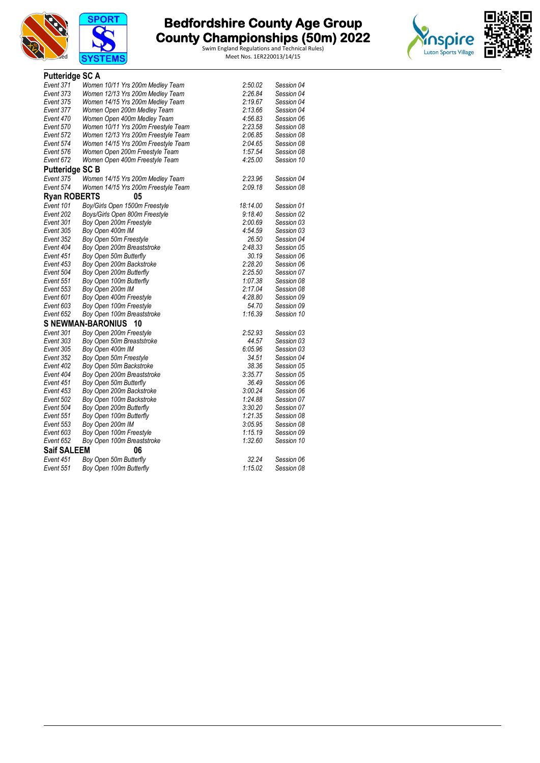# Bedfordshire County Age Group County Championships (50m) 2022

Swim England Regulations and Technical Rules)
Meet Nos. 1ER220013/14/15

### Putteridge SC A

| | | | |
|---|---|---|---|
| *Event 371* | *Women 10/11 Yrs 200m Medley Team* | *2:50.02* | *Session 04* |
| *Event 373* | *Women 12/13 Yrs 200m Medley Team* | *2:26.84* | *Session 04* |
| *Event 375* | *Women 14/15 Yrs 200m Medley Team* | *2:19.67* | *Session 04* |
| *Event 377* | *Women Open 200m Medley Team* | *2:13.66* | *Session 04* |
| *Event 470* | *Women Open 400m Medley Team* | *4:56.83* | *Session 06* |
| *Event 570* | *Women 10/11 Yrs 200m Freestyle Team* | *2:23.58* | *Session 08* |
| *Event 572* | *Women 12/13 Yrs 200m Freestyle Team* | *2:06.85* | *Session 08* |
| *Event 574* | *Women 14/15 Yrs 200m Freestyle Team* | *2:04.65* | *Session 08* |
| *Event 576* | *Women Open 200m Freestyle Team* | *1:57.54* | *Session 08* |
| *Event 672* | *Women Open 400m Freestyle Team* | *4:25.00* | *Session 10* |

### Putteridge SC B

| | | | |
|---|---|---|---|
| *Event 375* | *Women 14/15 Yrs 200m Medley Team* | *2:23.96* | *Session 04* |
| *Event 574* | *Women 14/15 Yrs 200m Freestyle Team* | *2:09.18* | *Session 08* |

### Ryan ROBERTS 05

| | | | |
|---|---|---|---|
| *Event 101* | *Boy/Girls Open 1500m Freestyle* | *18:14.00* | *Session 01* |
| *Event 202* | *Boys/Girls Open 800m Freestyle* | *9:18.40* | *Session 02* |
| *Event 301* | *Boy Open 200m Freestyle* | *2:00.69* | *Session 03* |
| *Event 305* | *Boy Open 400m IM* | *4:54.59* | *Session 03* |
| *Event 352* | *Boy Open 50m Freestyle* | *26.50* | *Session 04* |
| *Event 404* | *Boy Open 200m Breaststroke* | *2:48.33* | *Session 05* |
| *Event 451* | *Boy Open 50m Butterfly* | *30.19* | *Session 06* |
| *Event 453* | *Boy Open 200m Backstroke* | *2:28.20* | *Session 06* |
| *Event 504* | *Boy Open 200m Butterfly* | *2:25.50* | *Session 07* |
| *Event 551* | *Boy Open 100m Butterfly* | *1:07.38* | *Session 08* |
| *Event 553* | *Boy Open 200m IM* | *2:17.04* | *Session 08* |
| *Event 601* | *Boy Open 400m Freestyle* | *4:28.80* | *Session 09* |
| *Event 603* | *Boy Open 100m Freestyle* | *54.70* | *Session 09* |
| *Event 652* | *Boy Open 100m Breaststroke* | *1:16.39* | *Session 10* |

### S NEWMAN-BARONIUS 10

| | | | |
|---|---|---|---|
| *Event 301* | *Boy Open 200m Freestyle* | *2:52.93* | *Session 03* |
| *Event 303* | *Boy Open 50m Breaststroke* | *44.57* | *Session 03* |
| *Event 305* | *Boy Open 400m IM* | *6:05.96* | *Session 03* |
| *Event 352* | *Boy Open 50m Freestyle* | *34.51* | *Session 04* |
| *Event 402* | *Boy Open 50m Backstroke* | *38.36* | *Session 05* |
| *Event 404* | *Boy Open 200m Breaststroke* | *3:35.77* | *Session 05* |
| *Event 451* | *Boy Open 50m Butterfly* | *36.49* | *Session 06* |
| *Event 453* | *Boy Open 200m Backstroke* | *3:00.24* | *Session 06* |
| *Event 502* | *Boy Open 100m Backstroke* | *1:24.88* | *Session 07* |
| *Event 504* | *Boy Open 200m Butterfly* | *3:30.20* | *Session 07* |
| *Event 551* | *Boy Open 100m Butterfly* | *1:21.35* | *Session 08* |
| *Event 553* | *Boy Open 200m IM* | *3:05.95* | *Session 08* |
| *Event 603* | *Boy Open 100m Freestyle* | *1:15.19* | *Session 09* |
| *Event 652* | *Boy Open 100m Breaststroke* | *1:32.60* | *Session 10* |

### Saif SALEEM 06

| | | | |
|---|---|---|---|
| *Event 451* | *Boy Open 50m Butterfly* | *32.24* | *Session 06* |
| *Event 551* | *Boy Open 100m Butterfly* | *1:15.02* | *Session 08* |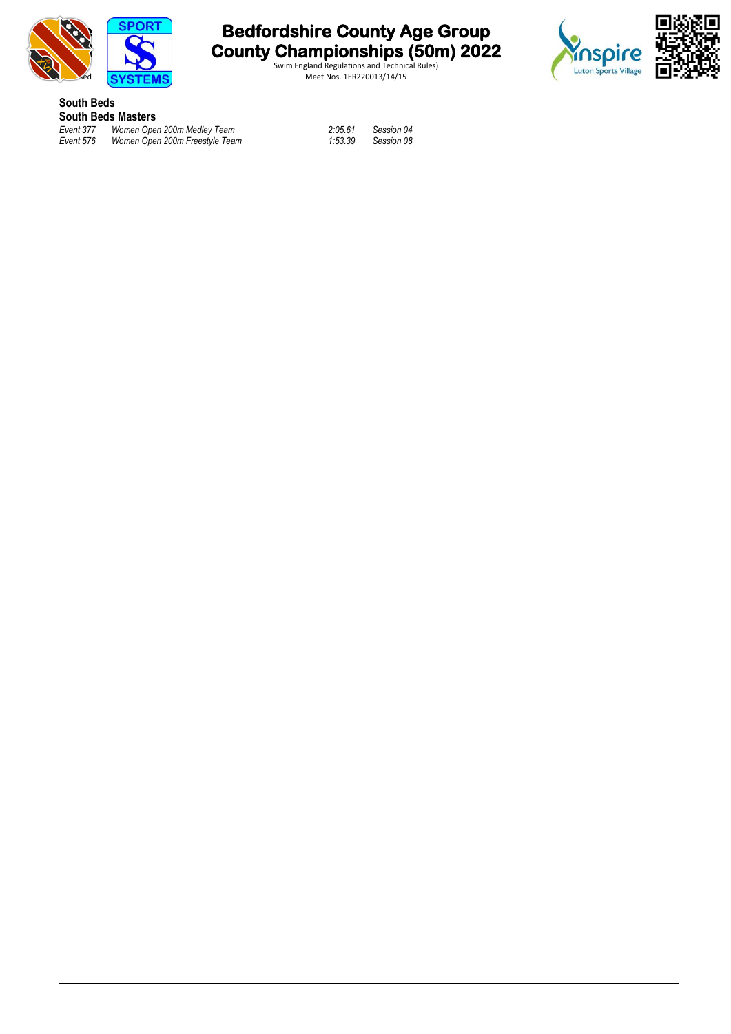**South Beds**

**South Beds Masters**

| | | | |
|---|---|---|---|
| *Event 377* | *Women Open 200m Medley Team* | *2:05.61* | *Session 04* |
| *Event 576* | *Women Open 200m Freestyle Team* | *1:53.39* | *Session 08* |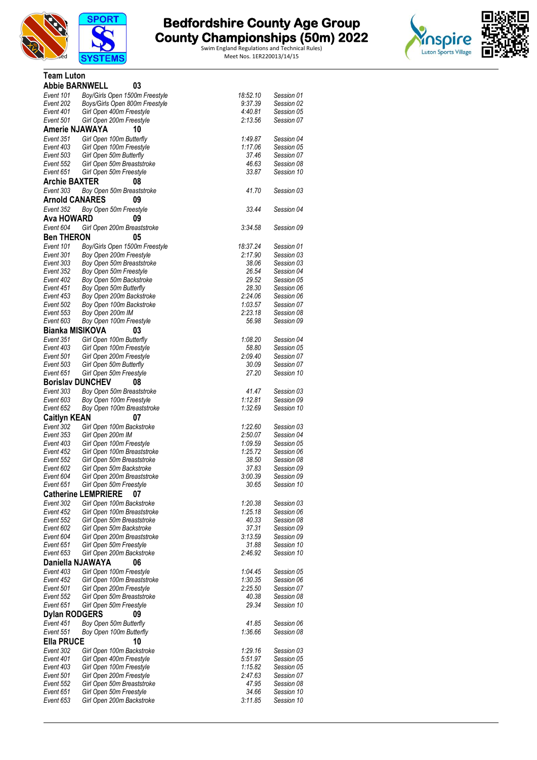# Bedfordshire County Age Group County Championships (50m) 2022

Swim England Regulations and Technical Rules)
Meet Nos. 1ER220013/14/15

## Team Luton

### Abbie BARNWELL 03

| | | | |
|---|---|---|---|
| Event 101 | Boy/Girls Open 1500m Freestyle | 18:52.10 | Session 01 |
| Event 202 | Boys/Girls Open 800m Freestyle | 9:37.39 | Session 02 |
| Event 401 | Girl Open 400m Freestyle | 4:40.81 | Session 05 |
| Event 501 | Girl Open 200m Freestyle | 2:13.56 | Session 07 |

### Amerie NJAWAYA 10

| | | | |
|---|---|---|---|
| Event 351 | Girl Open 100m Butterfly | 1:49.87 | Session 04 |
| Event 403 | Girl Open 100m Freestyle | 1:17.06 | Session 05 |
| Event 503 | Girl Open 50m Butterfly | 37.46 | Session 07 |
| Event 552 | Girl Open 50m Breaststroke | 46.63 | Session 08 |
| Event 651 | Girl Open 50m Freestyle | 33.87 | Session 10 |

### Archie BAXTER 08

| | | | |
|---|---|---|---|
| Event 303 | Boy Open 50m Breaststroke | 41.70 | Session 03 |

### Arnold CANARES 09

| | | | |
|---|---|---|---|
| Event 352 | Boy Open 50m Freestyle | 33.44 | Session 04 |

### Ava HOWARD 09

| | | | |
|---|---|---|---|
| Event 604 | Girl Open 200m Breaststroke | 3:34.58 | Session 09 |

### Ben THERON 05

| | | | |
|---|---|---|---|
| Event 101 | Boy/Girls Open 1500m Freestyle | 18:37.24 | Session 01 |
| Event 301 | Boy Open 200m Freestyle | 2:17.90 | Session 03 |
| Event 303 | Boy Open 50m Breaststroke | 38.06 | Session 03 |
| Event 352 | Boy Open 50m Freestyle | 26.54 | Session 04 |
| Event 402 | Boy Open 50m Backstroke | 29.52 | Session 05 |
| Event 451 | Boy Open 50m Butterfly | 28.30 | Session 06 |
| Event 453 | Boy Open 200m Backstroke | 2:24.06 | Session 06 |
| Event 502 | Boy Open 100m Backstroke | 1:03.57 | Session 07 |
| Event 553 | Boy Open 200m IM | 2:23.18 | Session 08 |
| Event 603 | Boy Open 100m Freestyle | 56.98 | Session 09 |

### Bianka MISIKOVA 03

| | | | |
|---|---|---|---|
| Event 351 | Girl Open 100m Butterfly | 1:08.20 | Session 04 |
| Event 403 | Girl Open 100m Freestyle | 58.80 | Session 05 |
| Event 501 | Girl Open 200m Freestyle | 2:09.40 | Session 07 |
| Event 503 | Girl Open 50m Butterfly | 30.09 | Session 07 |
| Event 651 | Girl Open 50m Freestyle | 27.20 | Session 10 |

### Borislav DUNCHEV 08

| | | | |
|---|---|---|---|
| Event 303 | Boy Open 50m Breaststroke | 41.47 | Session 03 |
| Event 603 | Boy Open 100m Freestyle | 1:12.81 | Session 09 |
| Event 652 | Boy Open 100m Breaststroke | 1:32.69 | Session 10 |

### Caitlyn KEAN 07

| | | | |
|---|---|---|---|
| Event 302 | Girl Open 100m Backstroke | 1:22.60 | Session 03 |
| Event 353 | Girl Open 200m IM | 2:50.07 | Session 04 |
| Event 403 | Girl Open 100m Freestyle | 1:09.59 | Session 05 |
| Event 452 | Girl Open 100m Breaststroke | 1:25.72 | Session 06 |
| Event 552 | Girl Open 50m Breaststroke | 38.50 | Session 08 |
| Event 602 | Girl Open 50m Backstroke | 37.83 | Session 09 |
| Event 604 | Girl Open 200m Breaststroke | 3:00.39 | Session 09 |
| Event 651 | Girl Open 50m Freestyle | 30.65 | Session 10 |

### Catherine LEMPRIERE 07

| | | | |
|---|---|---|---|
| Event 302 | Girl Open 100m Backstroke | 1:20.38 | Session 03 |
| Event 452 | Girl Open 100m Breaststroke | 1:25.18 | Session 06 |
| Event 552 | Girl Open 50m Breaststroke | 40.33 | Session 08 |
| Event 602 | Girl Open 50m Backstroke | 37.31 | Session 09 |
| Event 604 | Girl Open 200m Breaststroke | 3:13.59 | Session 09 |
| Event 651 | Girl Open 50m Freestyle | 31.88 | Session 10 |
| Event 653 | Girl Open 200m Backstroke | 2:46.92 | Session 10 |

### Daniella NJAWAYA 06

| | | | |
|---|---|---|---|
| Event 403 | Girl Open 100m Freestyle | 1:04.45 | Session 05 |
| Event 452 | Girl Open 100m Breaststroke | 1:30.35 | Session 06 |
| Event 501 | Girl Open 200m Freestyle | 2:25.50 | Session 07 |
| Event 552 | Girl Open 50m Breaststroke | 40.38 | Session 08 |
| Event 651 | Girl Open 50m Freestyle | 29.34 | Session 10 |

### Dylan RODGERS 09

| | | | |
|---|---|---|---|
| Event 451 | Boy Open 50m Butterfly | 41.85 | Session 06 |
| Event 551 | Boy Open 100m Butterfly | 1:36.66 | Session 08 |

### Ella PRUCE 10

| | | | |
|---|---|---|---|
| Event 302 | Girl Open 100m Backstroke | 1:29.16 | Session 03 |
| Event 401 | Girl Open 400m Freestyle | 5:51.97 | Session 05 |
| Event 403 | Girl Open 100m Freestyle | 1:15.82 | Session 05 |
| Event 501 | Girl Open 200m Freestyle | 2:47.63 | Session 07 |
| Event 552 | Girl Open 50m Breaststroke | 47.95 | Session 08 |
| Event 651 | Girl Open 50m Freestyle | 34.66 | Session 10 |
| Event 653 | Girl Open 200m Backstroke | 3:11.85 | Session 10 |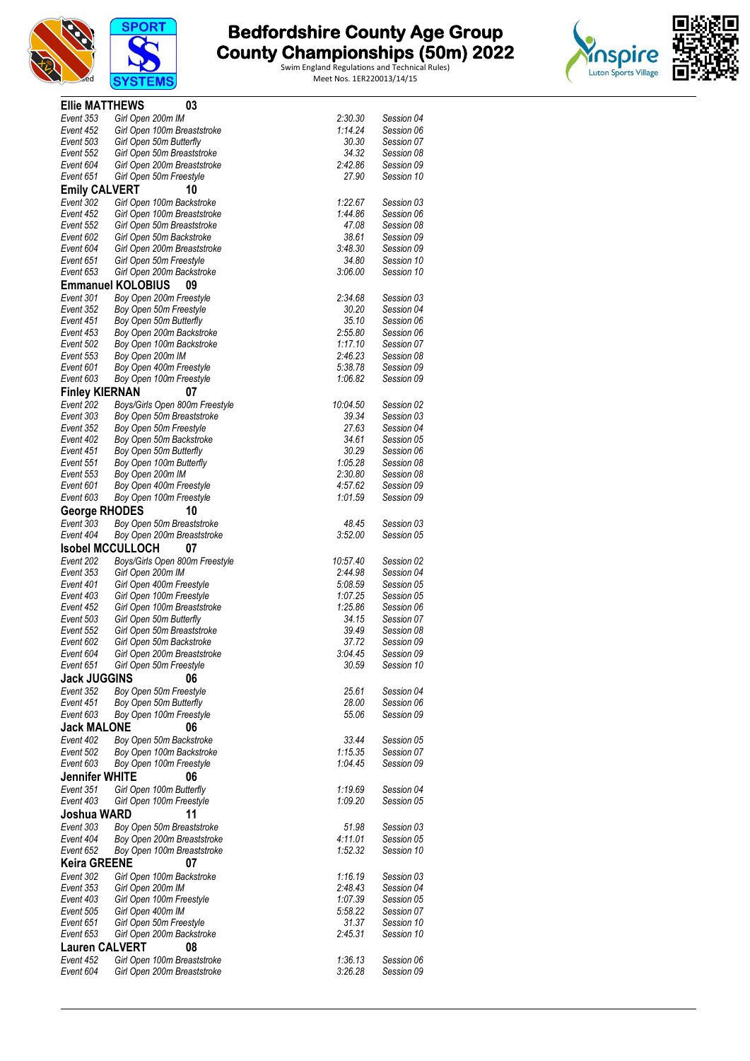# Bedfordshire County Age Group County Championships (50m) 2022

Swim England Regulations and Technical Rules)
Meet Nos. 1ER220013/14/15

**Ellie MATTHEWS 03**

| | | | |
|---|---|---|---|
| Event 353 | Girl Open 200m IM | 2:30.30 | Session 04 |
| Event 452 | Girl Open 100m Breaststroke | 1:14.24 | Session 06 |
| Event 503 | Girl Open 50m Butterfly | 30.30 | Session 07 |
| Event 552 | Girl Open 50m Breaststroke | 34.32 | Session 08 |
| Event 604 | Girl Open 200m Breaststroke | 2:42.86 | Session 09 |
| Event 651 | Girl Open 50m Freestyle | 27.90 | Session 10 |

**Emily CALVERT 10**

| | | | |
|---|---|---|---|
| Event 302 | Girl Open 100m Backstroke | 1:22.67 | Session 03 |
| Event 452 | Girl Open 100m Breaststroke | 1:44.86 | Session 06 |
| Event 552 | Girl Open 50m Breaststroke | 47.08 | Session 08 |
| Event 602 | Girl Open 50m Backstroke | 38.61 | Session 09 |
| Event 604 | Girl Open 200m Breaststroke | 3:48.30 | Session 09 |
| Event 651 | Girl Open 50m Freestyle | 34.80 | Session 10 |
| Event 653 | Girl Open 200m Backstroke | 3:06.00 | Session 10 |

**Emmanuel KOLOBIUS 09**

| | | | |
|---|---|---|---|
| Event 301 | Boy Open 200m Freestyle | 2:34.68 | Session 03 |
| Event 352 | Boy Open 50m Freestyle | 30.20 | Session 04 |
| Event 451 | Boy Open 50m Butterfly | 35.10 | Session 06 |
| Event 453 | Boy Open 200m Backstroke | 2:55.80 | Session 06 |
| Event 502 | Boy Open 100m Backstroke | 1:17.10 | Session 07 |
| Event 553 | Boy Open 200m IM | 2:46.23 | Session 08 |
| Event 601 | Boy Open 400m Freestyle | 5:38.78 | Session 09 |
| Event 603 | Boy Open 100m Freestyle | 1:06.82 | Session 09 |

**Finley KIERNAN 07**

| | | | |
|---|---|---|---|
| Event 202 | Boys/Girls Open 800m Freestyle | 10:04.50 | Session 02 |
| Event 303 | Boy Open 50m Breaststroke | 39.34 | Session 03 |
| Event 352 | Boy Open 50m Freestyle | 27.63 | Session 04 |
| Event 402 | Boy Open 50m Backstroke | 34.61 | Session 05 |
| Event 451 | Boy Open 50m Butterfly | 30.29 | Session 06 |
| Event 551 | Boy Open 100m Butterfly | 1:05.28 | Session 08 |
| Event 553 | Boy Open 200m IM | 2:30.80 | Session 08 |
| Event 601 | Boy Open 400m Freestyle | 4:57.62 | Session 09 |
| Event 603 | Boy Open 100m Freestyle | 1:01.59 | Session 09 |

**George RHODES 10**

| | | | |
|---|---|---|---|
| Event 303 | Boy Open 50m Breaststroke | 48.45 | Session 03 |
| Event 404 | Boy Open 200m Breaststroke | 3:52.00 | Session 05 |

**Isobel MCCULLOCH 07**

| | | | |
|---|---|---|---|
| Event 202 | Boys/Girls Open 800m Freestyle | 10:57.40 | Session 02 |
| Event 353 | Girl Open 200m IM | 2:44.98 | Session 04 |
| Event 401 | Girl Open 400m Freestyle | 5:08.59 | Session 05 |
| Event 403 | Girl Open 100m Freestyle | 1:07.25 | Session 05 |
| Event 452 | Girl Open 100m Breaststroke | 1:25.86 | Session 06 |
| Event 503 | Girl Open 50m Butterfly | 34.15 | Session 07 |
| Event 552 | Girl Open 50m Breaststroke | 39.49 | Session 08 |
| Event 602 | Girl Open 50m Backstroke | 37.72 | Session 09 |
| Event 604 | Girl Open 200m Breaststroke | 3:04.45 | Session 09 |
| Event 651 | Girl Open 50m Freestyle | 30.59 | Session 10 |

**Jack JUGGINS 06**

| | | | |
|---|---|---|---|
| Event 352 | Boy Open 50m Freestyle | 25.61 | Session 04 |
| Event 451 | Boy Open 50m Butterfly | 28.00 | Session 06 |
| Event 603 | Boy Open 100m Freestyle | 55.06 | Session 09 |

**Jack MALONE 06**

| | | | |
|---|---|---|---|
| Event 402 | Boy Open 50m Backstroke | 33.44 | Session 05 |
| Event 502 | Boy Open 100m Backstroke | 1:15.35 | Session 07 |
| Event 603 | Boy Open 100m Freestyle | 1:04.45 | Session 09 |

**Jennifer WHITE 06**

| | | | |
|---|---|---|---|
| Event 351 | Girl Open 100m Butterfly | 1:19.69 | Session 04 |
| Event 403 | Girl Open 100m Freestyle | 1:09.20 | Session 05 |

**Joshua WARD 11**

| | | | |
|---|---|---|---|
| Event 303 | Boy Open 50m Breaststroke | 51.98 | Session 03 |
| Event 404 | Boy Open 200m Breaststroke | 4:11.01 | Session 05 |
| Event 652 | Boy Open 100m Breaststroke | 1:52.32 | Session 10 |

**Keira GREENE 07**

| | | | |
|---|---|---|---|
| Event 302 | Girl Open 100m Backstroke | 1:16.19 | Session 03 |
| Event 353 | Girl Open 200m IM | 2:48.43 | Session 04 |
| Event 403 | Girl Open 100m Freestyle | 1:07.39 | Session 05 |
| Event 505 | Girl Open 400m IM | 5:58.22 | Session 07 |
| Event 651 | Girl Open 50m Freestyle | 31.37 | Session 10 |
| Event 653 | Girl Open 200m Backstroke | 2:45.31 | Session 10 |

**Lauren CALVERT 08**

| | | | |
|---|---|---|---|
| Event 452 | Girl Open 100m Breaststroke | 1:36.13 | Session 06 |
| Event 604 | Girl Open 200m Breaststroke | 3:26.28 | Session 09 |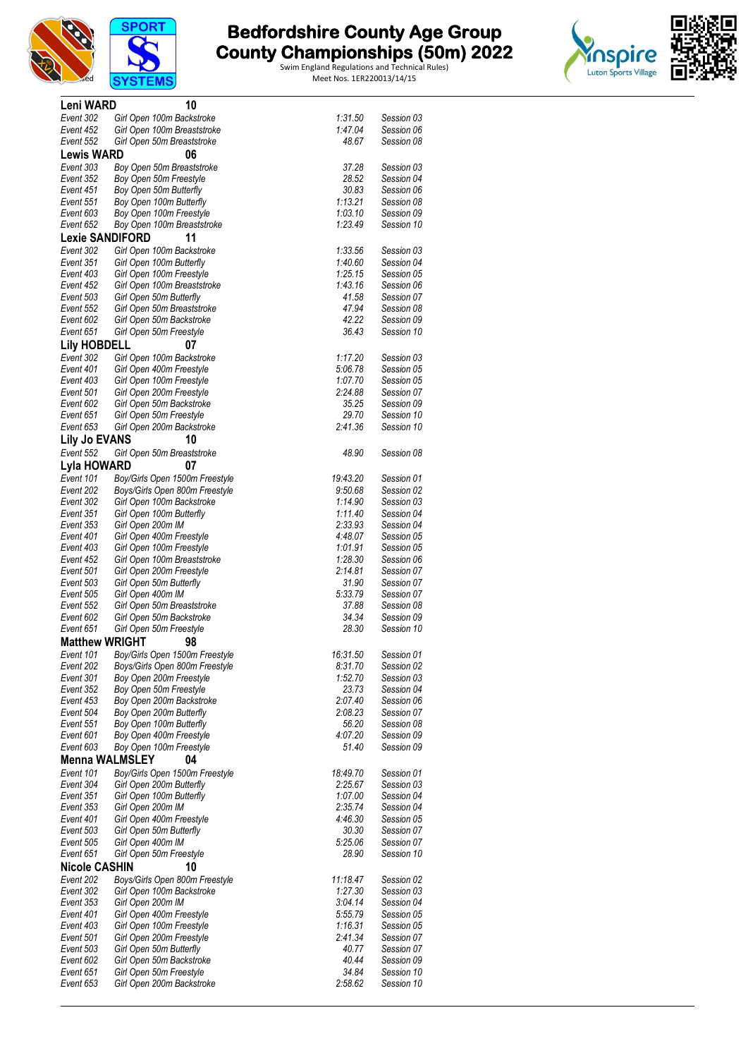# Bedfordshire County Age Group County Championships (50m) 2022

Swim England Regulations and Technical Rules)
Meet Nos. 1ER220013/14/15

**Leni WARD** 10

| | | | |
|---|---|---|---|
| Event 302 | Girl Open 100m Backstroke | 1:31.50 | Session 03 |
| Event 452 | Girl Open 100m Breaststroke | 1:47.04 | Session 06 |
| Event 552 | Girl Open 50m Breaststroke | 48.67 | Session 08 |

**Lewis WARD** 06

| | | | |
|---|---|---|---|
| Event 303 | Boy Open 50m Breaststroke | 37.28 | Session 03 |
| Event 352 | Boy Open 50m Freestyle | 28.52 | Session 04 |
| Event 451 | Boy Open 50m Butterfly | 30.83 | Session 06 |
| Event 551 | Boy Open 100m Butterfly | 1:13.21 | Session 08 |
| Event 603 | Boy Open 100m Freestyle | 1:03.10 | Session 09 |
| Event 652 | Boy Open 100m Breaststroke | 1:23.49 | Session 10 |

**Lexie SANDIFORD** 11

| | | | |
|---|---|---|---|
| Event 302 | Girl Open 100m Backstroke | 1:33.56 | Session 03 |
| Event 351 | Girl Open 100m Butterfly | 1:40.60 | Session 04 |
| Event 403 | Girl Open 100m Freestyle | 1:25.15 | Session 05 |
| Event 452 | Girl Open 100m Breaststroke | 1:43.16 | Session 06 |
| Event 503 | Girl Open 50m Butterfly | 41.58 | Session 07 |
| Event 552 | Girl Open 50m Breaststroke | 47.94 | Session 08 |
| Event 602 | Girl Open 50m Backstroke | 42.22 | Session 09 |
| Event 651 | Girl Open 50m Freestyle | 36.43 | Session 10 |

**Lily HOBDELL** 07

| | | | |
|---|---|---|---|
| Event 302 | Girl Open 100m Backstroke | 1:17.20 | Session 03 |
| Event 401 | Girl Open 400m Freestyle | 5:06.78 | Session 05 |
| Event 403 | Girl Open 100m Freestyle | 1:07.70 | Session 05 |
| Event 501 | Girl Open 200m Freestyle | 2:24.88 | Session 07 |
| Event 602 | Girl Open 50m Backstroke | 35.25 | Session 09 |
| Event 651 | Girl Open 50m Freestyle | 29.70 | Session 10 |
| Event 653 | Girl Open 200m Backstroke | 2:41.36 | Session 10 |

**Lily Jo EVANS** 10

| | | | |
|---|---|---|---|
| Event 552 | Girl Open 50m Breaststroke | 48.90 | Session 08 |

**Lyla HOWARD** 07

| | | | |
|---|---|---|---|
| Event 101 | Boy/Girls Open 1500m Freestyle | 19:43.20 | Session 01 |
| Event 202 | Boys/Girls Open 800m Freestyle | 9:50.68 | Session 02 |
| Event 302 | Girl Open 100m Backstroke | 1:14.90 | Session 03 |
| Event 351 | Girl Open 100m Butterfly | 1:11.40 | Session 04 |
| Event 353 | Girl Open 200m IM | 2:33.93 | Session 04 |
| Event 401 | Girl Open 400m Freestyle | 4:48.07 | Session 05 |
| Event 403 | Girl Open 100m Freestyle | 1:01.91 | Session 05 |
| Event 452 | Girl Open 100m Breaststroke | 1:28.30 | Session 06 |
| Event 501 | Girl Open 200m Freestyle | 2:14.81 | Session 07 |
| Event 503 | Girl Open 50m Butterfly | 31.90 | Session 07 |
| Event 505 | Girl Open 400m IM | 5:33.79 | Session 07 |
| Event 552 | Girl Open 50m Breaststroke | 37.88 | Session 08 |
| Event 602 | Girl Open 50m Backstroke | 34.34 | Session 09 |
| Event 651 | Girl Open 50m Freestyle | 28.30 | Session 10 |

**Matthew WRIGHT** 98

| | | | |
|---|---|---|---|
| Event 101 | Boy/Girls Open 1500m Freestyle | 16:31.50 | Session 01 |
| Event 202 | Boys/Girls Open 800m Freestyle | 8:31.70 | Session 02 |
| Event 301 | Boy Open 200m Freestyle | 1:52.70 | Session 03 |
| Event 352 | Boy Open 50m Freestyle | 23.73 | Session 04 |
| Event 453 | Boy Open 200m Backstroke | 2:07.40 | Session 06 |
| Event 504 | Boy Open 200m Butterfly | 2:08.23 | Session 07 |
| Event 551 | Boy Open 100m Butterfly | 56.20 | Session 08 |
| Event 601 | Boy Open 400m Freestyle | 4:07.20 | Session 09 |
| Event 603 | Boy Open 100m Freestyle | 51.40 | Session 09 |

**Menna WALMSLEY** 04

| | | | |
|---|---|---|---|
| Event 101 | Boy/Girls Open 1500m Freestyle | 18:49.70 | Session 01 |
| Event 304 | Girl Open 200m Butterfly | 2:25.67 | Session 03 |
| Event 351 | Girl Open 100m Butterfly | 1:07.00 | Session 04 |
| Event 353 | Girl Open 200m IM | 2:35.74 | Session 04 |
| Event 401 | Girl Open 400m Freestyle | 4:46.30 | Session 05 |
| Event 503 | Girl Open 50m Butterfly | 30.30 | Session 07 |
| Event 505 | Girl Open 400m IM | 5:25.06 | Session 07 |
| Event 651 | Girl Open 50m Freestyle | 28.90 | Session 10 |

**Nicole CASHIN** 10

| | | | |
|---|---|---|---|
| Event 202 | Boys/Girls Open 800m Freestyle | 11:18.47 | Session 02 |
| Event 302 | Girl Open 100m Backstroke | 1:27.30 | Session 03 |
| Event 353 | Girl Open 200m IM | 3:04.14 | Session 04 |
| Event 401 | Girl Open 400m Freestyle | 5:55.79 | Session 05 |
| Event 403 | Girl Open 100m Freestyle | 1:16.31 | Session 05 |
| Event 501 | Girl Open 200m Freestyle | 2:41.34 | Session 07 |
| Event 503 | Girl Open 50m Butterfly | 40.77 | Session 07 |
| Event 602 | Girl Open 50m Backstroke | 40.44 | Session 09 |
| Event 651 | Girl Open 50m Freestyle | 34.84 | Session 10 |
| Event 653 | Girl Open 200m Backstroke | 2:58.62 | Session 10 |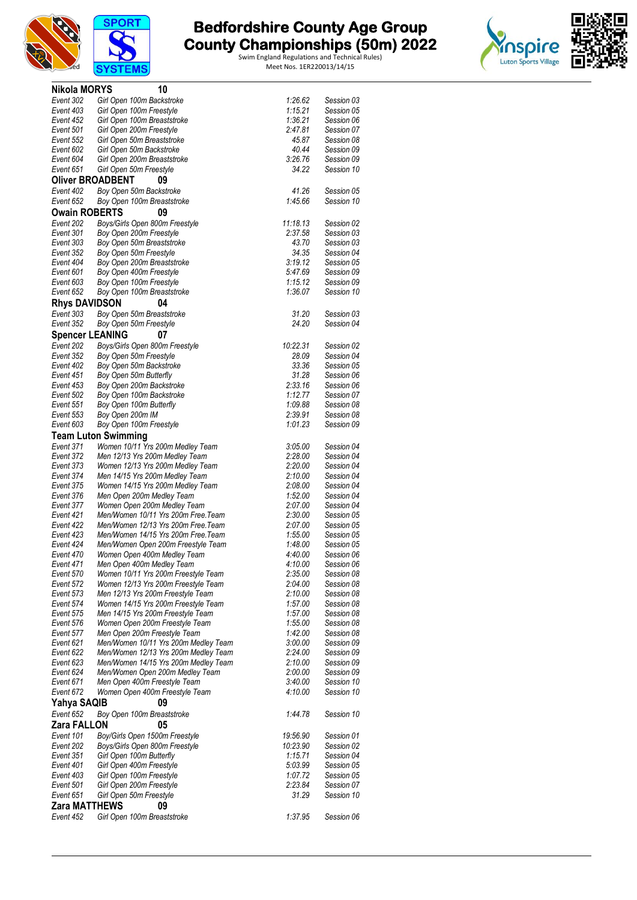# Bedfordshire County Age Group County Championships (50m) 2022

Swim England Regulations and Technical Rules)
Meet Nos. 1ER220013/14/15

**Nikola MORYS 10**

| | | | |
|---|---|---|---|
| Event 302 | Girl Open 100m Backstroke | 1:26.62 | Session 03 |
| Event 403 | Girl Open 100m Freestyle | 1:15.21 | Session 05 |
| Event 452 | Girl Open 100m Breaststroke | 1:36.21 | Session 06 |
| Event 501 | Girl Open 200m Freestyle | 2:47.81 | Session 07 |
| Event 552 | Girl Open 50m Breaststroke | 45.87 | Session 08 |
| Event 602 | Girl Open 50m Backstroke | 40.44 | Session 09 |
| Event 604 | Girl Open 200m Breaststroke | 3:26.76 | Session 09 |
| Event 651 | Girl Open 50m Freestyle | 34.22 | Session 10 |

**Oliver BROADBENT 09**

| | | | |
|---|---|---|---|
| Event 402 | Boy Open 50m Backstroke | 41.26 | Session 05 |
| Event 652 | Boy Open 100m Breaststroke | 1:45.66 | Session 10 |

**Owain ROBERTS 09**

| | | | |
|---|---|---|---|
| Event 202 | Boys/Girls Open 800m Freestyle | 11:18.13 | Session 02 |
| Event 301 | Boy Open 200m Freestyle | 2:37.58 | Session 03 |
| Event 303 | Boy Open 50m Breaststroke | 43.70 | Session 03 |
| Event 352 | Boy Open 50m Freestyle | 34.35 | Session 04 |
| Event 404 | Boy Open 200m Breaststroke | 3:19.12 | Session 05 |
| Event 601 | Boy Open 400m Freestyle | 5:47.69 | Session 09 |
| Event 603 | Boy Open 100m Freestyle | 1:15.12 | Session 09 |
| Event 652 | Boy Open 100m Breaststroke | 1:36.07 | Session 10 |

**Rhys DAVIDSON 04**

| | | | |
|---|---|---|---|
| Event 303 | Boy Open 50m Breaststroke | 31.20 | Session 03 |
| Event 352 | Boy Open 50m Freestyle | 24.20 | Session 04 |

**Spencer LEANING 07**

| | | | |
|---|---|---|---|
| Event 202 | Boys/Girls Open 800m Freestyle | 10:22.31 | Session 02 |
| Event 352 | Boy Open 50m Freestyle | 28.09 | Session 04 |
| Event 402 | Boy Open 50m Backstroke | 33.36 | Session 05 |
| Event 451 | Boy Open 50m Butterfly | 31.28 | Session 06 |
| Event 453 | Boy Open 200m Backstroke | 2:33.16 | Session 06 |
| Event 502 | Boy Open 100m Backstroke | 1:12.77 | Session 07 |
| Event 551 | Boy Open 100m Butterfly | 1:09.88 | Session 08 |
| Event 553 | Boy Open 200m IM | 2:39.91 | Session 08 |
| Event 603 | Boy Open 100m Freestyle | 1:01.23 | Session 09 |

**Team Luton Swimming**

| | | | |
|---|---|---|---|
| Event 371 | Women 10/11 Yrs 200m Medley Team | 3:05.00 | Session 04 |
| Event 372 | Men 12/13 Yrs 200m Medley Team | 2:28.00 | Session 04 |
| Event 373 | Women 12/13 Yrs 200m Medley Team | 2:20.00 | Session 04 |
| Event 374 | Men 14/15 Yrs 200m Medley Team | 2:10.00 | Session 04 |
| Event 375 | Women 14/15 Yrs 200m Medley Team | 2:08.00 | Session 04 |
| Event 376 | Men Open 200m Medley Team | 1:52.00 | Session 04 |
| Event 377 | Women Open 200m Medley Team | 2:07.00 | Session 04 |
| Event 421 | Men/Women 10/11 Yrs 200m Free.Team | 2:30.00 | Session 05 |
| Event 422 | Men/Women 12/13 Yrs 200m Free.Team | 2:07.00 | Session 05 |
| Event 423 | Men/Women 14/15 Yrs 200m Free.Team | 1:55.00 | Session 05 |
| Event 424 | Men/Women Open 200m Freestyle Team | 1:48.00 | Session 05 |
| Event 470 | Women Open 400m Medley Team | 4:40.00 | Session 06 |
| Event 471 | Men Open 400m Medley Team | 4:10.00 | Session 06 |
| Event 570 | Women 10/11 Yrs 200m Freestyle Team | 2:35.00 | Session 08 |
| Event 572 | Women 12/13 Yrs 200m Freestyle Team | 2:04.00 | Session 08 |
| Event 573 | Men 12/13 Yrs 200m Freestyle Team | 2:10.00 | Session 08 |
| Event 574 | Women 14/15 Yrs 200m Freestyle Team | 1:57.00 | Session 08 |
| Event 575 | Men 14/15 Yrs 200m Freestyle Team | 1:57.00 | Session 08 |
| Event 576 | Women Open 200m Freestyle Team | 1:55.00 | Session 08 |
| Event 577 | Men Open 200m Freestyle Team | 1:42.00 | Session 08 |
| Event 621 | Men/Women 10/11 Yrs 200m Medley Team | 3:00.00 | Session 09 |
| Event 622 | Men/Women 12/13 Yrs 200m Medley Team | 2:24.00 | Session 09 |
| Event 623 | Men/Women 14/15 Yrs 200m Medley Team | 2:10.00 | Session 09 |
| Event 624 | Men/Women Open 200m Medley Team | 2:00.00 | Session 09 |
| Event 671 | Men Open 400m Freestyle Team | 3:40.00 | Session 10 |
| Event 672 | Women Open 400m Freestyle Team | 4:10.00 | Session 10 |

**Yahya SAQIB 09**

| | | | |
|---|---|---|---|
| Event 652 | Boy Open 100m Breaststroke | 1:44.78 | Session 10 |

**Zara FALLON 05**

| | | | |
|---|---|---|---|
| Event 101 | Boy/Girls Open 1500m Freestyle | 19:56.90 | Session 01 |
| Event 202 | Boys/Girls Open 800m Freestyle | 10:23.90 | Session 02 |
| Event 351 | Girl Open 100m Butterfly | 1:15.71 | Session 04 |
| Event 401 | Girl Open 400m Freestyle | 5:03.99 | Session 05 |
| Event 403 | Girl Open 100m Freestyle | 1:07.72 | Session 05 |
| Event 501 | Girl Open 200m Freestyle | 2:23.84 | Session 07 |
| Event 651 | Girl Open 50m Freestyle | 31.29 | Session 10 |

**Zara MATTHEWS 09**

| | | | |
|---|---|---|---|
| Event 452 | Girl Open 100m Breaststroke | 1:37.95 | Session 06 |